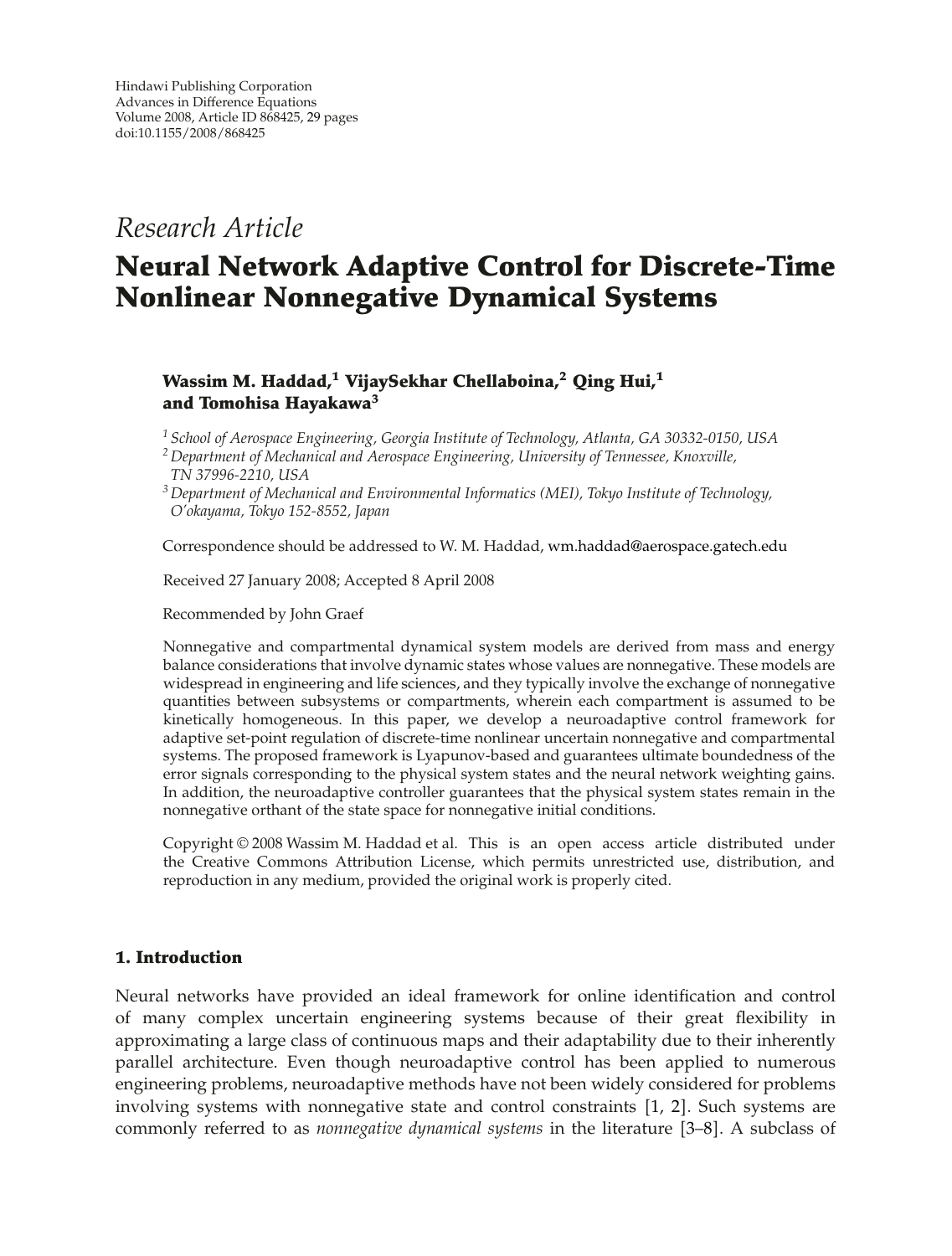Hindawi Publishing Corporation
Advances in Difference Equations
Volume 2008, Article ID 868425, 29 pages
doi:10.1155/2008/868425

*Research Article*

# Neural Network Adaptive Control for Discrete-Time Nonlinear Nonnegative Dynamical Systems

**Wassim M. Haddad,[1] VijaySekhar Chellaboina,[2] Qing Hui,[1] and Tomohisa Hayakawa[3]**

[1] *School of Aerospace Engineering, Georgia Institute of Technology, Atlanta, GA 30332-0150, USA*
[2] *Department of Mechanical and Aerospace Engineering, University of Tennessee, Knoxville, TN 37996-2210, USA*
[3] *Department of Mechanical and Environmental Informatics (MEI), Tokyo Institute of Technology, O'okayama, Tokyo 152-8552, Japan*

Correspondence should be addressed to W. M. Haddad, wm.haddad@aerospace.gatech.edu

Received 27 January 2008; Accepted 8 April 2008

Recommended by John Graef

Nonnegative and compartmental dynamical system models are derived from mass and energy balance considerations that involve dynamic states whose values are nonnegative. These models are widespread in engineering and life sciences, and they typically involve the exchange of nonnegative quantities between subsystems or compartments, wherein each compartment is assumed to be kinetically homogeneous. In this paper, we develop a neuroadaptive control framework for adaptive set-point regulation of discrete-time nonlinear uncertain nonnegative and compartmental systems. The proposed framework is Lyapunov-based and guarantees ultimate boundedness of the error signals corresponding to the physical system states and the neural network weighting gains. In addition, the neuroadaptive controller guarantees that the physical system states remain in the nonnegative orthant of the state space for nonnegative initial conditions.

Copyright © 2008 Wassim M. Haddad et al. This is an open access article distributed under the Creative Commons Attribution License, which permits unrestricted use, distribution, and reproduction in any medium, provided the original work is properly cited.

## 1. Introduction

Neural networks have provided an ideal framework for online identification and control of many complex uncertain engineering systems because of their great flexibility in approximating a large class of continuous maps and their adaptability due to their inherently parallel architecture. Even though neuroadaptive control has been applied to numerous engineering problems, neuroadaptive methods have not been widely considered for problems involving systems with nonnegative state and control constraints [1, 2]. Such systems are commonly referred to as *nonnegative dynamical systems* in the literature [3–8]. A subclass of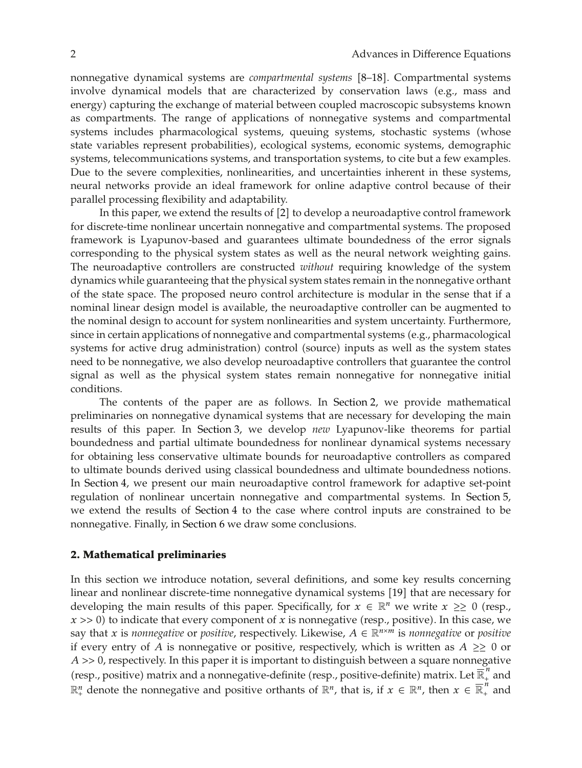nonnegative dynamical systems are *compartmental systems* [8–18]. Compartmental systems involve dynamical models that are characterized by conservation laws (e.g., mass and energy) capturing the exchange of material between coupled macroscopic subsystems known as compartments. The range of applications of nonnegative systems and compartmental systems includes pharmacological systems, queuing systems, stochastic systems (whose state variables represent probabilities), ecological systems, economic systems, demographic systems, telecommunications systems, and transportation systems, to cite but a few examples. Due to the severe complexities, nonlinearities, and uncertainties inherent in these systems, neural networks provide an ideal framework for online adaptive control because of their parallel processing flexibility and adaptability.

In this paper, we extend the results of [2] to develop a neuroadaptive control framework for discrete-time nonlinear uncertain nonnegative and compartmental systems. The proposed framework is Lyapunov-based and guarantees ultimate boundedness of the error signals corresponding to the physical system states as well as the neural network weighting gains. The neuroadaptive controllers are constructed *without* requiring knowledge of the system dynamics while guaranteeing that the physical system states remain in the nonnegative orthant of the state space. The proposed neuro control architecture is modular in the sense that if a nominal linear design model is available, the neuroadaptive controller can be augmented to the nominal design to account for system nonlinearities and system uncertainty. Furthermore, since in certain applications of nonnegative and compartmental systems (e.g., pharmacological systems for active drug administration) control (source) inputs as well as the system states need to be nonnegative, we also develop neuroadaptive controllers that guarantee the control signal as well as the physical system states remain nonnegative for nonnegative initial conditions.

The contents of the paper are as follows. In Section 2, we provide mathematical preliminaries on nonnegative dynamical systems that are necessary for developing the main results of this paper. In Section 3, we develop *new* Lyapunov-like theorems for partial boundedness and partial ultimate boundedness for nonlinear dynamical systems necessary for obtaining less conservative ultimate bounds for neuroadaptive controllers as compared to ultimate bounds derived using classical boundedness and ultimate boundedness notions. In Section 4, we present our main neuroadaptive control framework for adaptive set-point regulation of nonlinear uncertain nonnegative and compartmental systems. In Section 5, we extend the results of Section 4 to the case where control inputs are constrained to be nonnegative. Finally, in Section 6 we draw some conclusions.

## 2. Mathematical preliminaries

In this section we introduce notation, several definitions, and some key results concerning linear and nonlinear discrete-time nonnegative dynamical systems [19] that are necessary for developing the main results of this paper. Specifically, for $x \in \mathbb{R}^n$ we write $x \geq\geq 0$ (resp., $x >> 0$) to indicate that every component of $x$ is nonnegative (resp., positive). In this case, we say that $x$ is *nonnegative* or *positive*, respectively. Likewise, $A \in \mathbb{R}^{n\times m}$ is *nonnegative* or *positive* if every entry of $A$ is nonnegative or positive, respectively, which is written as $A \geq\geq 0$ or $A >> 0$, respectively. In this paper it is important to distinguish between a square nonnegative (resp., positive) matrix and a nonnegative-definite (resp., positive-definite) matrix. Let $\overline{\mathbb{R}}_+^n$ and $\mathbb{R}_+^n$ denote the nonnegative and positive orthants of $\mathbb{R}^n$, that is, if $x \in \mathbb{R}^n$, then $x \in \overline{\mathbb{R}}_+^n$ and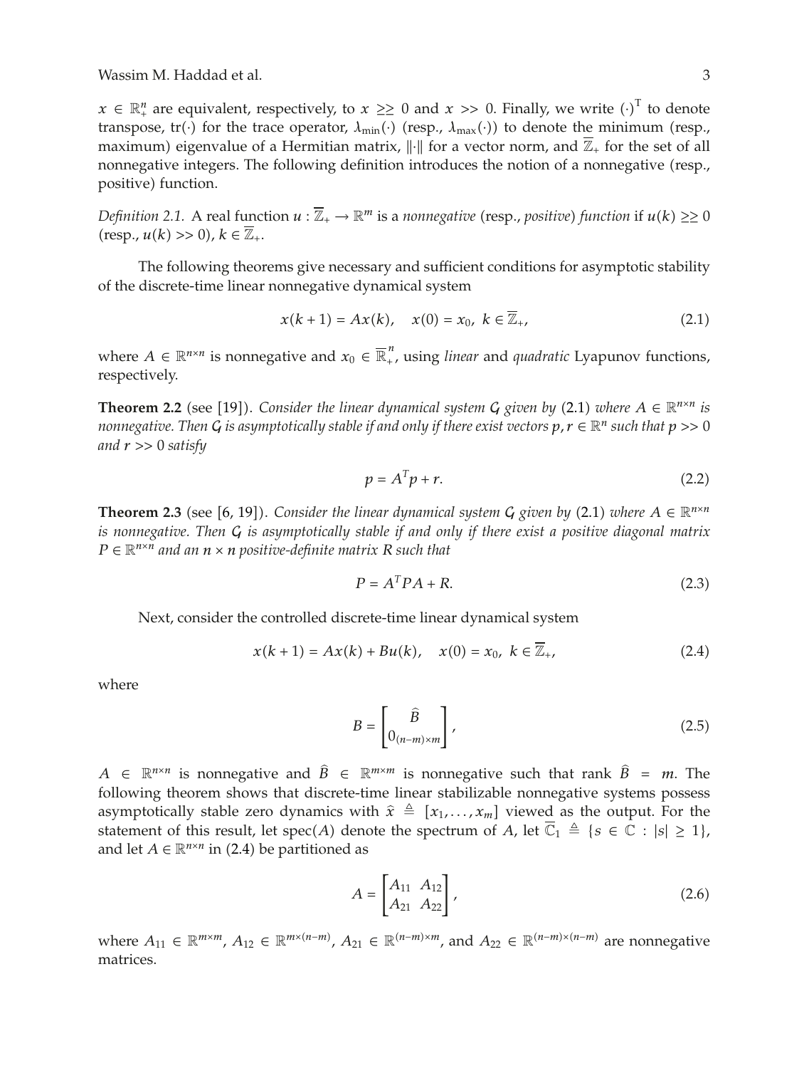$x \in \mathbb{R}_+^n$ are equivalent, respectively, to $x \geq\geq 0$ and $x >> 0$. Finally, we write $(\cdot)^T$ to denote transpose, $\operatorname{tr}(\cdot)$ for the trace operator, $\lambda_{\min}(\cdot)$ (resp., $\lambda_{\max}(\cdot)$) to denote the minimum (resp., maximum) eigenvalue of a Hermitian matrix, $\|\cdot\|$ for a vector norm, and $\overline{\mathbb{Z}}_+$ for the set of all nonnegative integers. The following definition introduces the notion of a nonnegative (resp., positive) function.

*Definition 2.1.* A real function $u : \overline{\mathbb{Z}}_+ \to \mathbb{R}^m$ is a *nonnegative* (resp., *positive*) *function* if $u(k) \geq\geq 0$ (resp., $u(k) >> 0$), $k \in \overline{\mathbb{Z}}_+$.

The following theorems give necessary and sufficient conditions for asymptotic stability of the discrete-time linear nonnegative dynamical system

$$x(k+1) = Ax(k), \quad x(0) = x_0, \ k \in \overline{\mathbb{Z}}_+, \tag{2.1}$$

where $A \in \mathbb{R}^{n\times n}$ is nonnegative and $x_0 \in \overline{\mathbb{R}}_+^n$, using *linear* and *quadratic* Lyapunov functions, respectively.

**Theorem 2.2** (see [19]). *Consider the linear dynamical system $\mathcal{G}$ given by* (2.1) *where $A \in \mathbb{R}^{n\times n}$ is nonnegative. Then $\mathcal{G}$ is asymptotically stable if and only if there exist vectors $p, r \in \mathbb{R}^n$ such that $p >> 0$ and $r >> 0$ satisfy*

$$p = A^T p + r. \tag{2.2}$$

**Theorem 2.3** (see [6, 19]). *Consider the linear dynamical system $\mathcal{G}$ given by* (2.1) *where $A \in \mathbb{R}^{n\times n}$ is nonnegative. Then $\mathcal{G}$ is asymptotically stable if and only if there exist a positive diagonal matrix $P \in \mathbb{R}^{n\times n}$ and an $n \times n$ positive-definite matrix $R$ such that*

$$P = A^T P A + R. \tag{2.3}$$

Next, consider the controlled discrete-time linear dynamical system

$$x(k+1) = Ax(k) + Bu(k), \quad x(0) = x_0, \ k \in \overline{\mathbb{Z}}_+, \tag{2.4}$$

where

$$B = \begin{bmatrix} \widehat{B} \\ 0_{(n-m)\times m} \end{bmatrix}, \tag{2.5}$$

$A \in \mathbb{R}^{n\times n}$ is nonnegative and $\widehat{B} \in \mathbb{R}^{m\times m}$ is nonnegative such that rank $\widehat{B} = m$. The following theorem shows that discrete-time linear stabilizable nonnegative systems possess asymptotically stable zero dynamics with $\hat{x} \triangleq [x_1, \ldots, x_m]$ viewed as the output. For the statement of this result, let spec$(A)$ denote the spectrum of $A$, let $\overline{\mathbb{C}}_1 \triangleq \{s \in \mathbb{C} : |s| \geq 1\}$, and let $A \in \mathbb{R}^{n\times n}$ in (2.4) be partitioned as

$$A = \begin{bmatrix} A_{11} & A_{12} \\ A_{21} & A_{22} \end{bmatrix}, \tag{2.6}$$

where $A_{11} \in \mathbb{R}^{m\times m}$, $A_{12} \in \mathbb{R}^{m\times(n-m)}$, $A_{21} \in \mathbb{R}^{(n-m)\times m}$, and $A_{22} \in \mathbb{R}^{(n-m)\times(n-m)}$ are nonnegative matrices.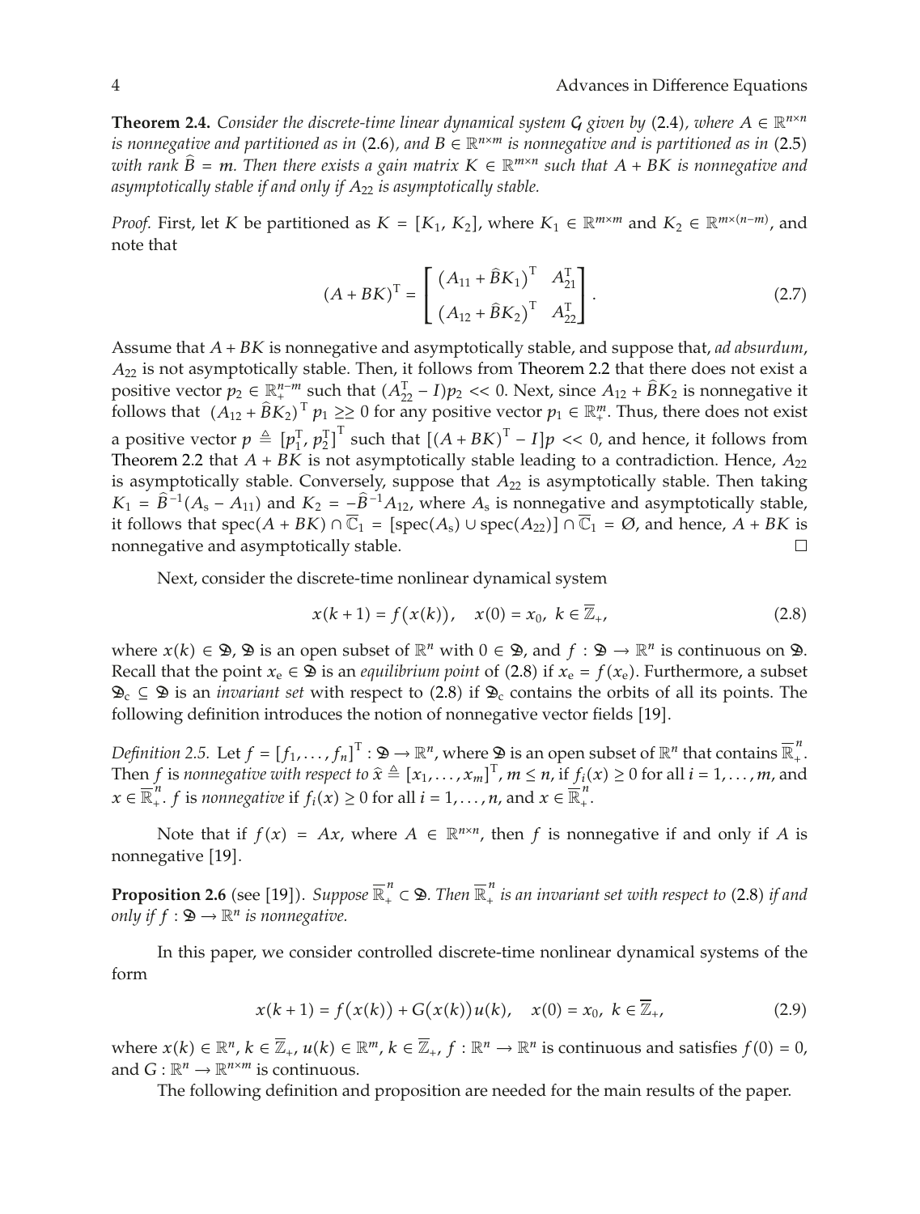**Theorem 2.4.** *Consider the discrete-time linear dynamical system $\mathcal{G}$ given by* (2.4)*, where $A \in \mathbb{R}^{n\times n}$ is nonnegative and partitioned as in* (2.6)*, and $B \in \mathbb{R}^{n\times m}$ is nonnegative and is partitioned as in* (2.5) *with rank $\widehat{B} = m$. Then there exists a gain matrix $K \in \mathbb{R}^{m\times n}$ such that $A + BK$ is nonnegative and asymptotically stable if and only if $A_{22}$ is asymptotically stable.*

*Proof.* First, let $K$ be partitioned as $K = [K_1, K_2]$, where $K_1 \in \mathbb{R}^{m\times m}$ and $K_2 \in \mathbb{R}^{m\times(n-m)}$, and note that

$$(A+BK)^{\mathrm{T}} = \begin{bmatrix} \left(A_{11}+\widehat{B}K_1\right)^{\mathrm{T}} & A_{21}^{\mathrm{T}} \\ \left(A_{12}+\widehat{B}K_2\right)^{\mathrm{T}} & A_{22}^{\mathrm{T}} \end{bmatrix}. \tag{2.7}$$

Assume that $A + BK$ is nonnegative and asymptotically stable, and suppose that, *ad absurdum*, $A_{22}$ is not asymptotically stable. Then, it follows from Theorem 2.2 that there does not exist a positive vector $p_2 \in \mathbb{R}_+^{n-m}$ such that $(A_{22}^{\mathrm{T}} - I)p_2 << 0$. Next, since $A_{12} + \widehat{B}K_2$ is nonnegative it follows that $(A_{12} + \widehat{B}K_2)^{\mathrm{T}} p_1 \geq\geq 0$ for any positive vector $p_1 \in \mathbb{R}_+^m$. Thus, there does not exist a positive vector $p \triangleq [p_1^{\mathrm{T}}, p_2^{\mathrm{T}}]^{\mathrm{T}}$ such that $[(A+BK)^{\mathrm{T}} - I]p << 0$, and hence, it follows from Theorem 2.2 that $A + BK$ is not asymptotically stable leading to a contradiction. Hence, $A_{22}$ is asymptotically stable. Conversely, suppose that $A_{22}$ is asymptotically stable. Then taking $K_1 = \widehat{B}^{-1}(A_{\mathrm{s}} - A_{11})$ and $K_2 = -\widehat{B}^{-1}A_{12}$, where $A_{\mathrm{s}}$ is nonnegative and asymptotically stable, it follows that $\operatorname{spec}(A+BK) \cap \overline{\mathbb{C}}_1 = [\operatorname{spec}(A_{\mathrm{s}}) \cup \operatorname{spec}(A_{22})] \cap \overline{\mathbb{C}}_1 = \varnothing$, and hence, $A + BK$ is nonnegative and asymptotically stable. □

Next, consider the discrete-time nonlinear dynamical system

$$x(k+1) = f(x(k)), \quad x(0) = x_0, \; k \in \overline{\mathbb{Z}}_+, \tag{2.8}$$

where $x(k) \in \mathfrak{D}$, $\mathfrak{D}$ is an open subset of $\mathbb{R}^n$ with $0 \in \mathfrak{D}$, and $f : \mathfrak{D} \to \mathbb{R}^n$ is continuous on $\mathfrak{D}$. Recall that the point $x_{\mathrm{e}} \in \mathfrak{D}$ is an *equilibrium point* of (2.8) if $x_{\mathrm{e}} = f(x_{\mathrm{e}})$. Furthermore, a subset $\mathfrak{D}_{\mathrm{c}} \subseteq \mathfrak{D}$ is an *invariant set* with respect to (2.8) if $\mathfrak{D}_{\mathrm{c}}$ contains the orbits of all its points. The following definition introduces the notion of nonnegative vector fields [19].

*Definition 2.5.* Let $f = [f_1, \ldots, f_n]^{\mathrm{T}} : \mathfrak{D} \to \mathbb{R}^n$, where $\mathfrak{D}$ is an open subset of $\mathbb{R}^n$ that contains $\overline{\mathbb{R}}_+^n$. Then $f$ is *nonnegative with respect to* $\hat{x} \triangleq [x_1, \ldots, x_m]^{\mathrm{T}}$, $m \leq n$, if $f_i(x) \geq 0$ for all $i = 1, \ldots, m$, and $x \in \overline{\mathbb{R}}_+^n$. $f$ is *nonnegative* if $f_i(x) \geq 0$ for all $i = 1, \ldots, n$, and $x \in \overline{\mathbb{R}}_+^n$.

Note that if $f(x) = Ax$, where $A \in \mathbb{R}^{n\times n}$, then $f$ is nonnegative if and only if $A$ is nonnegative [19].

**Proposition 2.6** (see [19]). *Suppose $\overline{\mathbb{R}}_+^n \subset \mathfrak{D}$. Then $\overline{\mathbb{R}}_+^n$ is an invariant set with respect to* (2.8) *if and only if $f : \mathfrak{D} \to \mathbb{R}^n$ is nonnegative.*

In this paper, we consider controlled discrete-time nonlinear dynamical systems of the form

$$x(k+1) = f(x(k)) + G(x(k))u(k), \quad x(0) = x_0, \; k \in \overline{\mathbb{Z}}_+, \tag{2.9}$$

where $x(k) \in \mathbb{R}^n$, $k \in \overline{\mathbb{Z}}_+$, $u(k) \in \mathbb{R}^m$, $k \in \overline{\mathbb{Z}}_+$, $f : \mathbb{R}^n \to \mathbb{R}^n$ is continuous and satisfies $f(0) = 0$, and $G : \mathbb{R}^n \to \mathbb{R}^{n\times m}$ is continuous.

The following definition and proposition are needed for the main results of the paper.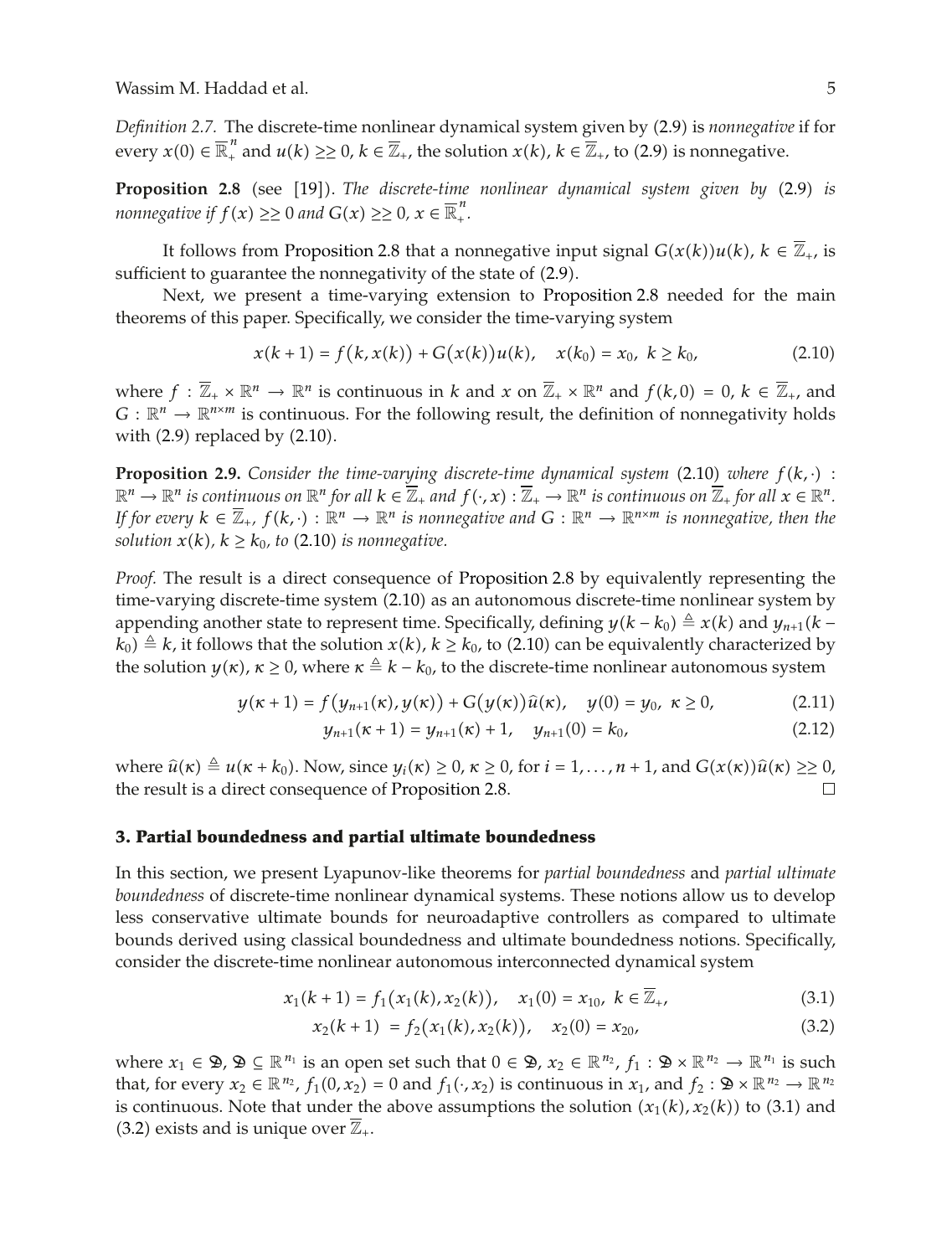*Definition 2.7.* The discrete-time nonlinear dynamical system given by (2.9) is *nonnegative* if for every $x(0) \in \overline{\mathbb{R}}_+^n$ and $u(k) \geq\geq 0$, $k \in \overline{\mathbb{Z}}_+$, the solution $x(k)$, $k \in \overline{\mathbb{Z}}_+$, to (2.9) is nonnegative.

**Proposition 2.8** (see [19]). *The discrete-time nonlinear dynamical system given by* (2.9) *is nonnegative if $f(x) \geq\geq 0$ and $G(x) \geq\geq 0$, $x \in \overline{\mathbb{R}}_+^n$.*

It follows from Proposition 2.8 that a nonnegative input signal $G(x(k))u(k)$, $k \in \overline{\mathbb{Z}}_+$, is sufficient to guarantee the nonnegativity of the state of (2.9).

Next, we present a time-varying extension to Proposition 2.8 needed for the main theorems of this paper. Specifically, we consider the time-varying system

$$x(k+1) = f(k, x(k)) + G(x(k))u(k), \quad x(k_0) = x_0, \ k \geq k_0, \tag{2.10}$$

where $f : \overline{\mathbb{Z}}_+ \times \mathbb{R}^n \to \mathbb{R}^n$ is continuous in $k$ and $x$ on $\overline{\mathbb{Z}}_+ \times \mathbb{R}^n$ and $f(k, 0) = 0$, $k \in \overline{\mathbb{Z}}_+$, and $G : \mathbb{R}^n \to \mathbb{R}^{n \times m}$ is continuous. For the following result, the definition of nonnegativity holds with (2.9) replaced by (2.10).

**Proposition 2.9.** *Consider the time-varying discrete-time dynamical system* (2.10) *where $f(k, \cdot) : \mathbb{R}^n \to \mathbb{R}^n$ is continuous on $\mathbb{R}^n$ for all $k \in \overline{\mathbb{Z}}_+$ and $f(\cdot, x) : \overline{\mathbb{Z}}_+ \to \mathbb{R}^n$ is continuous on $\overline{\mathbb{Z}}_+$ for all $x \in \mathbb{R}^n$. If for every $k \in \overline{\mathbb{Z}}_+$, $f(k, \cdot) : \mathbb{R}^n \to \mathbb{R}^n$ is nonnegative and $G : \mathbb{R}^n \to \mathbb{R}^{n \times m}$ is nonnegative, then the solution $x(k)$, $k \geq k_0$, to* (2.10) *is nonnegative.*

*Proof.* The result is a direct consequence of Proposition 2.8 by equivalently representing the time-varying discrete-time system (2.10) as an autonomous discrete-time nonlinear system by appending another state to represent time. Specifically, defining $y(k - k_0) \triangleq x(k)$ and $y_{n+1}(k - k_0) \triangleq k$, it follows that the solution $x(k)$, $k \geq k_0$, to (2.10) can be equivalently characterized by the solution $y(\kappa)$, $\kappa \geq 0$, where $\kappa \triangleq k - k_0$, to the discrete-time nonlinear autonomous system

$$y(\kappa+1) = f(y_{n+1}(\kappa), y(\kappa)) + G(y(\kappa))\hat{u}(\kappa), \quad y(0) = y_0, \ \kappa \geq 0, \tag{2.11}$$

$$y_{n+1}(\kappa+1) = y_{n+1}(\kappa) + 1, \quad y_{n+1}(0) = k_0, \tag{2.12}$$

where $\hat{u}(\kappa) \triangleq u(\kappa + k_0)$. Now, since $y_i(\kappa) \geq 0$, $\kappa \geq 0$, for $i = 1, \ldots, n+1$, and $G(x(\kappa))\hat{u}(\kappa) \geq\geq 0$, the result is a direct consequence of Proposition 2.8. $\square$

## 3. Partial boundedness and partial ultimate boundedness

In this section, we present Lyapunov-like theorems for *partial boundedness* and *partial ultimate boundedness* of discrete-time nonlinear dynamical systems. These notions allow us to develop less conservative ultimate bounds for neuroadaptive controllers as compared to ultimate bounds derived using classical boundedness and ultimate boundedness notions. Specifically, consider the discrete-time nonlinear autonomous interconnected dynamical system

$$x_1(k+1) = f_1(x_1(k), x_2(k)), \quad x_1(0) = x_{10}, \ k \in \overline{\mathbb{Z}}_+, \tag{3.1}$$

$$x_2(k+1) = f_2(x_1(k), x_2(k)), \quad x_2(0) = x_{20}, \tag{3.2}$$

where $x_1 \in \mathcal{D}$, $\mathcal{D} \subseteq \mathbb{R}^{n_1}$ is an open set such that $0 \in \mathcal{D}$, $x_2 \in \mathbb{R}^{n_2}$, $f_1 : \mathcal{D} \times \mathbb{R}^{n_2} \to \mathbb{R}^{n_1}$ is such that, for every $x_2 \in \mathbb{R}^{n_2}$, $f_1(0, x_2) = 0$ and $f_1(\cdot, x_2)$ is continuous in $x_1$, and $f_2 : \mathcal{D} \times \mathbb{R}^{n_2} \to \mathbb{R}^{n_2}$ is continuous. Note that under the above assumptions the solution $(x_1(k), x_2(k))$ to (3.1) and (3.2) exists and is unique over $\overline{\mathbb{Z}}_+$.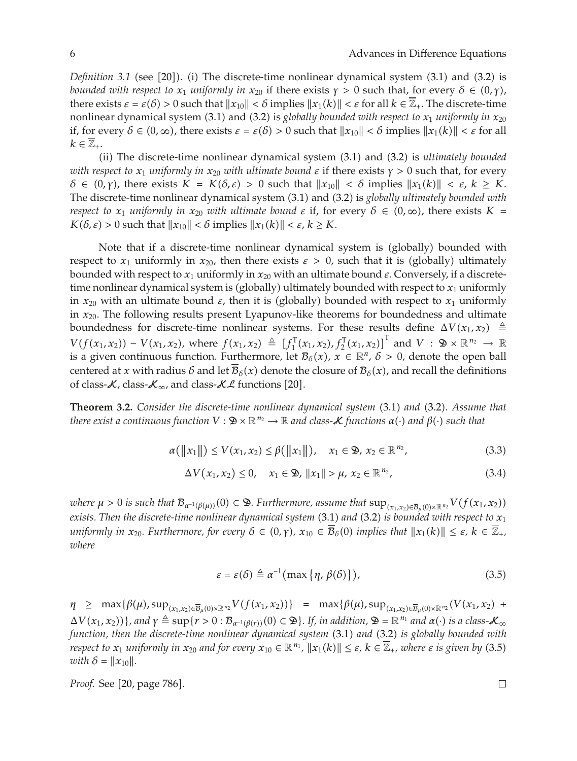*Definition 3.1* (see [20]). (i) The discrete-time nonlinear dynamical system (3.1) and (3.2) is *bounded with respect to $x_1$ uniformly in $x_{20}$* if there exists $\gamma > 0$ such that, for every $\delta \in (0, \gamma)$, there exists $\varepsilon = \varepsilon(\delta) > 0$ such that $\|x_{10}\| < \delta$ implies $\|x_1(k)\| < \varepsilon$ for all $k \in \overline{\mathbb{Z}}_+$. The discrete-time nonlinear dynamical system (3.1) and (3.2) is *globally bounded with respect to $x_1$ uniformly in $x_{20}$* if, for every $\delta \in (0, \infty)$, there exists $\varepsilon = \varepsilon(\delta) > 0$ such that $\|x_{10}\| < \delta$ implies $\|x_1(k)\| < \varepsilon$ for all $k \in \overline{\mathbb{Z}}_+$.

(ii) The discrete-time nonlinear dynamical system (3.1) and (3.2) is *ultimately bounded with respect to $x_1$ uniformly in $x_{20}$ with ultimate bound $\varepsilon$* if there exists $\gamma > 0$ such that, for every $\delta \in (0, \gamma)$, there exists $K = K(\delta, \varepsilon) > 0$ such that $\|x_{10}\| < \delta$ implies $\|x_1(k)\| < \varepsilon$, $k \geq K$. The discrete-time nonlinear dynamical system (3.1) and (3.2) is *globally ultimately bounded with respect to $x_1$ uniformly in $x_{20}$ with ultimate bound $\varepsilon$* if, for every $\delta \in (0, \infty)$, there exists $K = K(\delta, \varepsilon) > 0$ such that $\|x_{10}\| < \delta$ implies $\|x_1(k)\| < \varepsilon$, $k \geq K$.

Note that if a discrete-time nonlinear dynamical system is (globally) bounded with respect to $x_1$ uniformly in $x_{20}$, then there exists $\varepsilon > 0$, such that it is (globally) ultimately bounded with respect to $x_1$ uniformly in $x_{20}$ with an ultimate bound $\varepsilon$. Conversely, if a discrete-time nonlinear dynamical system is (globally) ultimately bounded with respect to $x_1$ uniformly in $x_{20}$ with an ultimate bound $\varepsilon$, then it is (globally) bounded with respect to $x_1$ uniformly in $x_{20}$. The following results present Lyapunov-like theorems for boundedness and ultimate boundedness for discrete-time nonlinear systems. For these results define $\Delta V(x_1, x_2) \triangleq V(f(x_1, x_2)) - V(x_1, x_2)$, where $f(x_1, x_2) \triangleq [f_1^{\mathrm{T}}(x_1, x_2), f_2^{\mathrm{T}}(x_1, x_2)]^{\mathrm{T}}$ and $V : \mathfrak{D} \times \mathbb{R}^{n_2} \to \mathbb{R}$ is a given continuous function. Furthermore, let $\mathcal{B}_\delta(x)$, $x \in \mathbb{R}^n$, $\delta > 0$, denote the open ball centered at $x$ with radius $\delta$ and let $\overline{\mathcal{B}}_\delta(x)$ denote the closure of $\mathcal{B}_\delta(x)$, and recall the definitions of class-$\mathcal{K}$, class-$\mathcal{K}_\infty$, and class-$\mathcal{KL}$ functions [20].

**Theorem 3.2.** *Consider the discrete-time nonlinear dynamical system* (3.1) *and* (3.2)*. Assume that there exist a continuous function $V : \mathfrak{D} \times \mathbb{R}^{n_2} \to \mathbb{R}$ and class-$\mathcal{K}$ functions $\alpha(\cdot)$ and $\beta(\cdot)$ such that*

$$\alpha(\|x_1\|) \leq V(x_1, x_2) \leq \beta(\|x_1\|), \quad x_1 \in \mathfrak{D},\ x_2 \in \mathbb{R}^{n_2}, \tag{3.3}$$

$$\Delta V(x_1, x_2) \leq 0, \quad x_1 \in \mathfrak{D},\ \|x_1\| > \mu,\ x_2 \in \mathbb{R}^{n_2}, \tag{3.4}$$

*where $\mu > 0$ is such that $\mathcal{B}_{\alpha^{-1}(\beta(\mu))}(0) \subset \mathfrak{D}$. Furthermore, assume that $\sup_{(x_1,x_2) \in \overline{\mathcal{B}}_\mu(0) \times \mathbb{R}^{n_2}} V(f(x_1, x_2))$ exists. Then the discrete-time nonlinear dynamical system* (3.1) *and* (3.2) *is bounded with respect to $x_1$ uniformly in $x_{20}$. Furthermore, for every $\delta \in (0, \gamma)$, $x_{10} \in \overline{\mathcal{B}}_\delta(0)$ implies that $\|x_1(k)\| \leq \varepsilon$, $k \in \overline{\mathbb{Z}}_+$, where*

$$\varepsilon = \varepsilon(\delta) \triangleq \alpha^{-1}(\max\{\eta, \beta(\delta)\}), \tag{3.5}$$

*$\eta \geq \max\{\beta(\mu), \sup_{(x_1,x_2) \in \overline{\mathcal{B}}_\mu(0) \times \mathbb{R}^{n_2}} V(f(x_1, x_2))\} = \max\{\beta(\mu), \sup_{(x_1,x_2) \in \overline{\mathcal{B}}_\mu(0) \times \mathbb{R}^{n_2}} (V(x_1, x_2) + \Delta V(x_1, x_2))\}$, and $\gamma \triangleq \sup\{r > 0 : \mathcal{B}_{\alpha^{-1}(\beta(r))}(0) \subset \mathfrak{D}\}$. If, in addition, $\mathfrak{D} = \mathbb{R}^{n_1}$ and $\alpha(\cdot)$ is a class-$\mathcal{K}_\infty$ function, then the discrete-time nonlinear dynamical system* (3.1) *and* (3.2) *is globally bounded with respect to $x_1$ uniformly in $x_{20}$ and for every $x_{10} \in \mathbb{R}^{n_1}$, $\|x_1(k)\| \leq \varepsilon$, $k \in \overline{\mathbb{Z}}_+$, where $\varepsilon$ is given by* (3.5) *with $\delta = \|x_{10}\|$.*

*Proof.* See [20, page 786]. □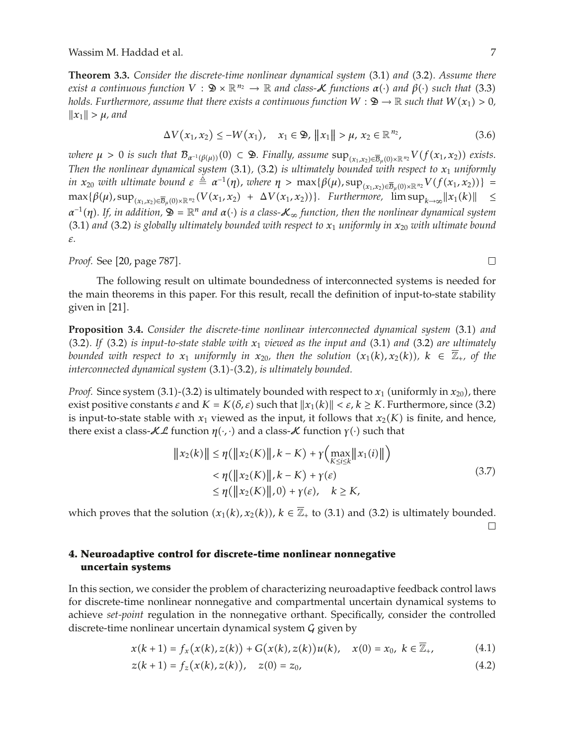**Theorem 3.3.** *Consider the discrete-time nonlinear dynamical system* (3.1) *and* (3.2)*. Assume there exist a continuous function $V : \mathfrak{D} \times \mathbb{R}^{n_2} \to \mathbb{R}$ and class-$\mathcal{K}$ functions $\alpha(\cdot)$ and $\beta(\cdot)$ such that* (3.3) *holds. Furthermore, assume that there exists a continuous function $W : \mathfrak{D} \to \mathbb{R}$ such that $W(x_1) > 0$, $\|x_1\| > \mu$, and*

$$\Delta V(x_1, x_2) \leq -W(x_1), \quad x_1 \in \mathfrak{D},\ \|x_1\| > \mu,\ x_2 \in \mathbb{R}^{n_2}, \tag{3.6}$$

*where $\mu > 0$ is such that $\mathcal{B}_{\alpha^{-1}(\beta(\mu))}(0) \subset \mathfrak{D}$. Finally, assume $\sup_{(x_1,x_2)\in\overline{\mathcal{B}}_\mu(0)\times\mathbb{R}^{n_2}} V(f(x_1,x_2))$ exists. Then the nonlinear dynamical system* (3.1)*,* (3.2) *is ultimately bounded with respect to $x_1$ uniformly in $x_{20}$ with ultimate bound $\varepsilon \triangleq \alpha^{-1}(\eta)$, where $\eta > \max\{\beta(\mu), \sup_{(x_1,x_2)\in\overline{\mathcal{B}}_\mu(0)\times\mathbb{R}^{n_2}} V(f(x_1,x_2))\} = \max\{\beta(\mu), \sup_{(x_1,x_2)\in\overline{\mathcal{B}}_\mu(0)\times\mathbb{R}^{n_2}} (V(x_1,x_2) + \Delta V(x_1,x_2))\}$. Furthermore, $\limsup_{k\to\infty}\|x_1(k)\| \leq \alpha^{-1}(\eta)$. If, in addition, $\mathfrak{D} = \mathbb{R}^n$ and $\alpha(\cdot)$ is a class-$\mathcal{K}_\infty$ function, then the nonlinear dynamical system* (3.1) *and* (3.2) *is globally ultimately bounded with respect to $x_1$ uniformly in $x_{20}$ with ultimate bound $\varepsilon$.*

*Proof.* See [20, page 787]. □

The following result on ultimate boundedness of interconnected systems is needed for the main theorems in this paper. For this result, recall the definition of input-to-state stability given in [21].

**Proposition 3.4.** *Consider the discrete-time nonlinear interconnected dynamical system* (3.1) *and* (3.2)*. If* (3.2) *is input-to-state stable with $x_1$ viewed as the input and* (3.1) *and* (3.2) *are ultimately bounded with respect to $x_1$ uniformly in $x_{20}$, then the solution $(x_1(k), x_2(k))$, $k \in \overline{\mathbb{Z}}_+$, of the interconnected dynamical system* (3.1)*-*(3.2)*, is ultimately bounded.*

*Proof.* Since system (3.1)-(3.2) is ultimately bounded with respect to $x_1$ (uniformly in $x_{20}$), there exist positive constants $\varepsilon$ and $K = K(\delta, \varepsilon)$ such that $\|x_1(k)\| < \varepsilon$, $k \geq K$. Furthermore, since (3.2) is input-to-state stable with $x_1$ viewed as the input, it follows that $x_2(K)$ is finite, and hence, there exist a class-$\mathcal{KL}$ function $\eta(\cdot,\cdot)$ and a class-$\mathcal{K}$ function $\gamma(\cdot)$ such that

$$\begin{aligned}
\|x_2(k)\| &\leq \eta(\|x_2(K)\|, k - K) + \gamma\Big(\max_{K\leq i\leq k}\|x_1(i)\|\Big) \\
&< \eta(\|x_2(K)\|, k - K) + \gamma(\varepsilon) \\
&\leq \eta(\|x_2(K)\|, 0) + \gamma(\varepsilon), \quad k \geq K,
\end{aligned} \tag{3.7}$$

which proves that the solution $(x_1(k), x_2(k))$, $k \in \overline{\mathbb{Z}}_+$ to (3.1) and (3.2) is ultimately bounded. □

## 4. Neuroadaptive control for discrete-time nonlinear nonnegative uncertain systems

In this section, we consider the problem of characterizing neuroadaptive feedback control laws for discrete-time nonlinear nonnegative and compartmental uncertain dynamical systems to achieve *set-point* regulation in the nonnegative orthant. Specifically, consider the controlled discrete-time nonlinear uncertain dynamical system $\mathcal{G}$ given by

$$x(k+1) = f_x(x(k), z(k)) + G(x(k), z(k))u(k), \quad x(0) = x_0,\ k \in \overline{\mathbb{Z}}_+, \tag{4.1}$$

$$z(k+1) = f_z(x(k), z(k)), \quad z(0) = z_0, \tag{4.2}$$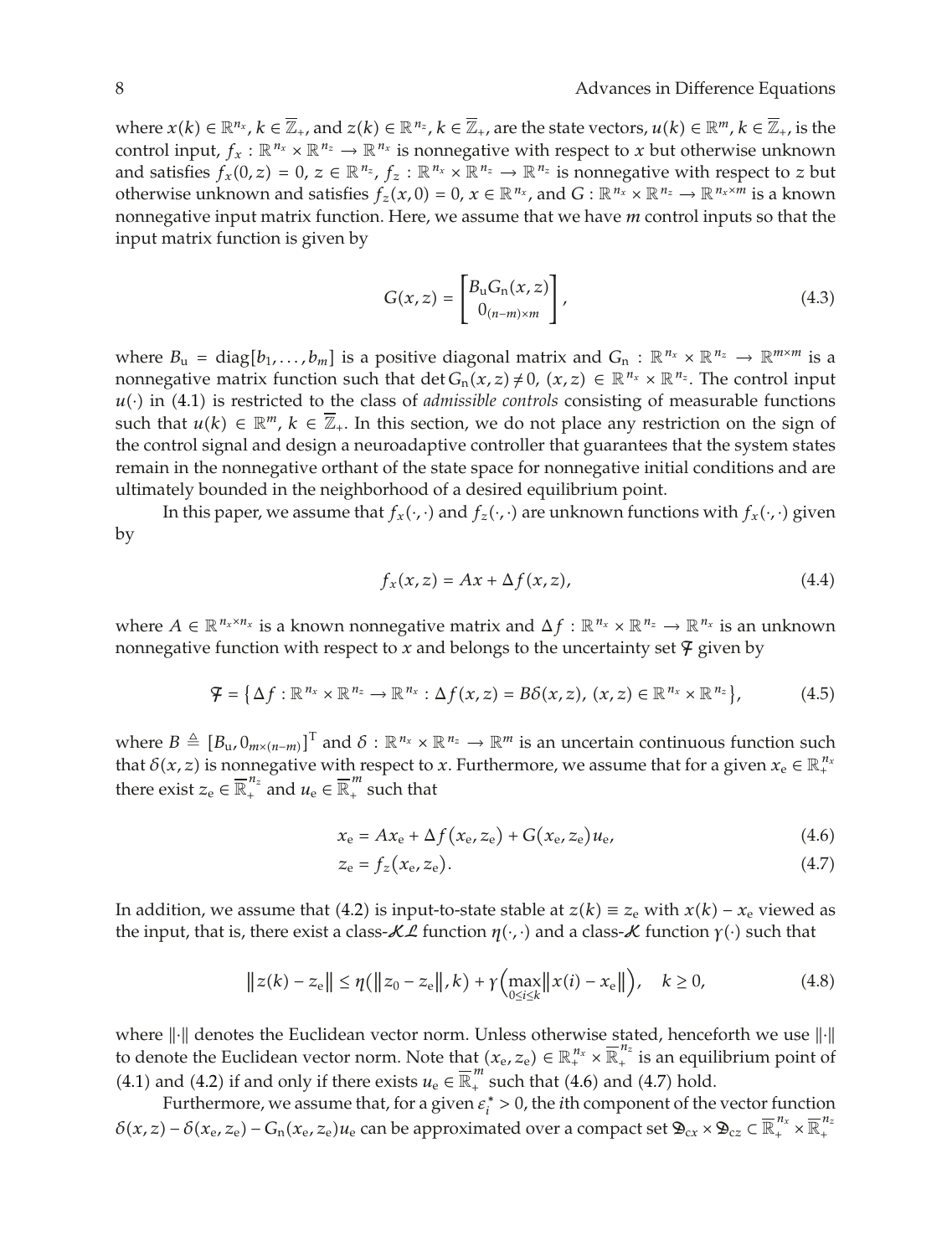where $x(k) \in \mathbb{R}^{n_x}$, $k \in \overline{\mathbb{Z}}_+$, and $z(k) \in \mathbb{R}^{n_z}$, $k \in \overline{\mathbb{Z}}_+$, are the state vectors, $u(k) \in \mathbb{R}^m$, $k \in \overline{\mathbb{Z}}_+$, is the control input, $f_x : \mathbb{R}^{n_x} \times \mathbb{R}^{n_z} \to \mathbb{R}^{n_x}$ is nonnegative with respect to $x$ but otherwise unknown and satisfies $f_x(0, z) = 0$, $z \in \mathbb{R}^{n_z}$, $f_z : \mathbb{R}^{n_x} \times \mathbb{R}^{n_z} \to \mathbb{R}^{n_z}$ is nonnegative with respect to $z$ but otherwise unknown and satisfies $f_z(x, 0) = 0$, $x \in \mathbb{R}^{n_x}$, and $G : \mathbb{R}^{n_x} \times \mathbb{R}^{n_z} \to \mathbb{R}^{n_x \times m}$ is a known nonnegative input matrix function. Here, we assume that we have $m$ control inputs so that the input matrix function is given by

$$G(x, z) = \begin{bmatrix} B_{\mathrm{u}} G_{\mathrm{n}}(x, z) \\ 0_{(n-m)\times m} \end{bmatrix}, \tag{4.3}$$

where $B_{\mathrm{u}} = \operatorname{diag}[b_1, \ldots, b_m]$ is a positive diagonal matrix and $G_{\mathrm{n}} : \mathbb{R}^{n_x} \times \mathbb{R}^{n_z} \to \mathbb{R}^{m\times m}$ is a nonnegative matrix function such that $\det G_{\mathrm{n}}(x, z) \neq 0$, $(x, z) \in \mathbb{R}^{n_x} \times \mathbb{R}^{n_z}$. The control input $u(\cdot)$ in (4.1) is restricted to the class of *admissible controls* consisting of measurable functions such that $u(k) \in \mathbb{R}^m$, $k \in \overline{\mathbb{Z}}_+$. In this section, we do not place any restriction on the sign of the control signal and design a neuroadaptive controller that guarantees that the system states remain in the nonnegative orthant of the state space for nonnegative initial conditions and are ultimately bounded in the neighborhood of a desired equilibrium point.

In this paper, we assume that $f_x(\cdot, \cdot)$ and $f_z(\cdot, \cdot)$ are unknown functions with $f_x(\cdot, \cdot)$ given by

$$f_x(x, z) = Ax + \Delta f(x, z), \tag{4.4}$$

where $A \in \mathbb{R}^{n_x \times n_x}$ is a known nonnegative matrix and $\Delta f : \mathbb{R}^{n_x} \times \mathbb{R}^{n_z} \to \mathbb{R}^{n_x}$ is an unknown nonnegative function with respect to $x$ and belongs to the uncertainty set $\mathcal{F}$ given by

$$\mathcal{F} = \left\{ \Delta f : \mathbb{R}^{n_x} \times \mathbb{R}^{n_z} \to \mathbb{R}^{n_x} : \Delta f(x, z) = B\delta(x, z),\ (x, z) \in \mathbb{R}^{n_x} \times \mathbb{R}^{n_z} \right\}, \tag{4.5}$$

where $B \triangleq [B_{\mathrm{u}}, 0_{m\times(n-m)}]^{\mathrm{T}}$ and $\delta : \mathbb{R}^{n_x} \times \mathbb{R}^{n_z} \to \mathbb{R}^m$ is an uncertain continuous function such that $\delta(x, z)$ is nonnegative with respect to $x$. Furthermore, we assume that for a given $x_{\mathrm{e}} \in \mathbb{R}_+^{n_x}$ there exist $z_{\mathrm{e}} \in \overline{\mathbb{R}}_+^{n_z}$ and $u_{\mathrm{e}} \in \overline{\mathbb{R}}_+^{m}$ such that

$$x_{\mathrm{e}} = Ax_{\mathrm{e}} + \Delta f(x_{\mathrm{e}}, z_{\mathrm{e}}) + G(x_{\mathrm{e}}, z_{\mathrm{e}}) u_{\mathrm{e}}, \tag{4.6}$$

$$z_{\mathrm{e}} = f_z(x_{\mathrm{e}}, z_{\mathrm{e}}). \tag{4.7}$$

In addition, we assume that (4.2) is input-to-state stable at $z(k) \equiv z_{\mathrm{e}}$ with $x(k) - x_{\mathrm{e}}$ viewed as the input, that is, there exist a class-$\mathcal{KL}$ function $\eta(\cdot, \cdot)$ and a class-$\mathcal{K}$ function $\gamma(\cdot)$ such that

$$\left\| z(k) - z_{\mathrm{e}} \right\| \le \eta\left( \left\| z_0 - z_{\mathrm{e}} \right\|, k \right) + \gamma\left( \max_{0\le i\le k} \left\| x(i) - x_{\mathrm{e}} \right\| \right), \quad k \ge 0, \tag{4.8}$$

where $\|\cdot\|$ denotes the Euclidean vector norm. Unless otherwise stated, henceforth we use $\|\cdot\|$ to denote the Euclidean vector norm. Note that $(x_{\mathrm{e}}, z_{\mathrm{e}}) \in \mathbb{R}_+^{n_x} \times \overline{\mathbb{R}}_+^{n_z}$ is an equilibrium point of (4.1) and (4.2) if and only if there exists $u_{\mathrm{e}} \in \overline{\mathbb{R}}_+^{m}$ such that (4.6) and (4.7) hold.

Furthermore, we assume that, for a given $\varepsilon_i^* > 0$, the $i$th component of the vector function $\delta(x, z) - \delta(x_{\mathrm{e}}, z_{\mathrm{e}}) - G_{\mathrm{n}}(x_{\mathrm{e}}, z_{\mathrm{e}}) u_{\mathrm{e}}$ can be approximated over a compact set $\mathcal{D}_{cx} \times \mathcal{D}_{cz} \subset \overline{\mathbb{R}}_+^{n_x} \times \overline{\mathbb{R}}_+^{n_z}$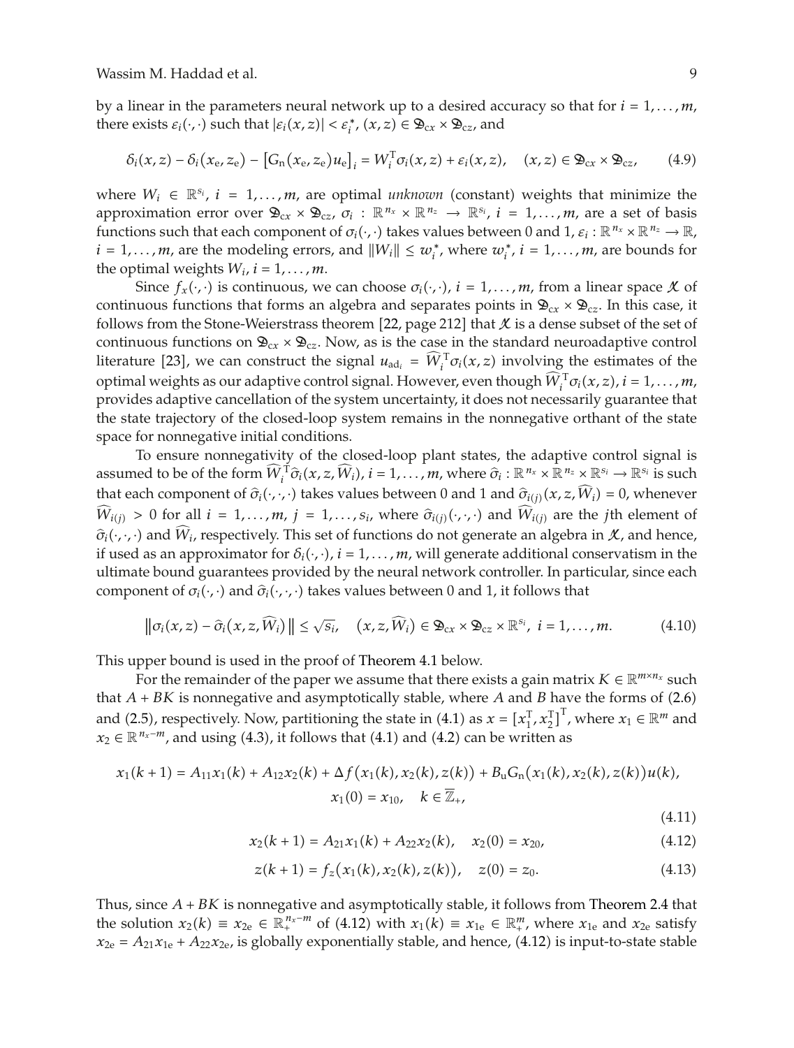by a linear in the parameters neural network up to a desired accuracy so that for $i = 1, \ldots, m$, there exists $\varepsilon_i(\cdot,\cdot)$ such that $|\varepsilon_i(x,z)| < \varepsilon_i^*$, $(x,z) \in \mathfrak{D}_{\rm cx} \times \mathfrak{D}_{\rm cz}$, and

$$\delta_i(x,z) - \delta_i(x_{\rm e}, z_{\rm e}) - \left[G_{\rm n}(x_{\rm e}, z_{\rm e})u_{\rm e}\right]_i = W_i^{\rm T}\sigma_i(x,z) + \varepsilon_i(x,z), \quad (x,z) \in \mathfrak{D}_{\rm cx} \times \mathfrak{D}_{\rm cz}, \tag{4.9}$$

where $W_i \in \mathbb{R}^{s_i}$, $i = 1, \ldots, m$, are optimal *unknown* (constant) weights that minimize the approximation error over $\mathfrak{D}_{\rm cx} \times \mathfrak{D}_{\rm cz}$, $\sigma_i : \mathbb{R}^{n_x} \times \mathbb{R}^{n_z} \to \mathbb{R}^{s_i}$, $i = 1, \ldots, m$, are a set of basis functions such that each component of $\sigma_i(\cdot,\cdot)$ takes values between 0 and 1, $\varepsilon_i : \mathbb{R}^{n_x} \times \mathbb{R}^{n_z} \to \mathbb{R}$, $i = 1, \ldots, m$, are the modeling errors, and $\|W_i\| \le w_i^*$, where $w_i^*$, $i = 1, \ldots, m$, are bounds for the optimal weights $W_i$, $i = 1, \ldots, m$.

Since $f_x(\cdot,\cdot)$ is continuous, we can choose $\sigma_i(\cdot,\cdot)$, $i = 1, \ldots, m$, from a linear space $\mathcal{X}$ of continuous functions that forms an algebra and separates points in $\mathfrak{D}_{\rm cx} \times \mathfrak{D}_{\rm cz}$. In this case, it follows from the Stone-Weierstrass theorem [22, page 212] that $\mathcal{X}$ is a dense subset of the set of continuous functions on $\mathfrak{D}_{\rm cx} \times \mathfrak{D}_{\rm cz}$. Now, as is the case in the standard neuroadaptive control literature [23], we can construct the signal $u_{{\rm ad}_i} = \widehat{W}_i^{\rm T}\sigma_i(x,z)$ involving the estimates of the optimal weights as our adaptive control signal. However, even though $\widehat{W}_i^{\rm T}\sigma_i(x,z)$, $i = 1, \ldots, m$, provides adaptive cancellation of the system uncertainty, it does not necessarily guarantee that the state trajectory of the closed-loop system remains in the nonnegative orthant of the state space for nonnegative initial conditions.

To ensure nonnegativity of the closed-loop plant states, the adaptive control signal is assumed to be of the form $\widehat{W}_i^{\rm T}\widehat{\sigma}_i(x,z,\widehat{W}_i)$, $i = 1, \ldots, m$, where $\widehat{\sigma}_i : \mathbb{R}^{n_x} \times \mathbb{R}^{n_z} \times \mathbb{R}^{s_i} \to \mathbb{R}^{s_i}$ is such that each component of $\widehat{\sigma}_i(\cdot,\cdot,\cdot)$ takes values between 0 and 1 and $\widehat{\sigma}_{i(j)}(x,z,\widehat{W}_i) = 0$, whenever $\widehat{W}_{i(j)} > 0$ for all $i = 1, \ldots, m$, $j = 1, \ldots, s_i$, where $\widehat{\sigma}_{i(j)}(\cdot,\cdot,\cdot)$ and $\widehat{W}_{i(j)}$ are the $j$th element of $\widehat{\sigma}_i(\cdot,\cdot,\cdot)$ and $\widehat{W}_i$, respectively. This set of functions do not generate an algebra in $\mathcal{X}$, and hence, if used as an approximator for $\delta_i(\cdot,\cdot)$, $i = 1, \ldots, m$, will generate additional conservatism in the ultimate bound guarantees provided by the neural network controller. In particular, since each component of $\sigma_i(\cdot,\cdot)$ and $\widehat{\sigma}_i(\cdot,\cdot,\cdot)$ takes values between 0 and 1, it follows that

$$\left\|\sigma_i(x,z) - \widehat{\sigma}_i(x,z,\widehat{W}_i)\right\| \le \sqrt{s_i}, \quad (x,z,\widehat{W}_i) \in \mathfrak{D}_{\rm cx} \times \mathfrak{D}_{\rm cz} \times \mathbb{R}^{s_i}, \ i = 1, \ldots, m. \tag{4.10}$$

This upper bound is used in the proof of Theorem 4.1 below.

For the remainder of the paper we assume that there exists a gain matrix $K \in \mathbb{R}^{m \times n_x}$ such that $A + BK$ is nonnegative and asymptotically stable, where $A$ and $B$ have the forms of (2.6) and (2.5), respectively. Now, partitioning the state in (4.1) as $x = [x_1^{\rm T}, x_2^{\rm T}]^{\rm T}$, where $x_1 \in \mathbb{R}^m$ and $x_2 \in \mathbb{R}^{n_x - m}$, and using (4.3), it follows that (4.1) and (4.2) can be written as

$$x_1(k+1) = A_{11}x_1(k) + A_{12}x_2(k) + \Delta f\big(x_1(k), x_2(k), z(k)\big) + B_{\rm u}G_{\rm n}\big(x_1(k), x_2(k), z(k)\big)u(k),$$
$$x_1(0) = x_{10}, \quad k \in \overline{\mathbb{Z}}_+, \tag{4.11}$$

$$x_2(k+1) = A_{21}x_1(k) + A_{22}x_2(k), \quad x_2(0) = x_{20}, \tag{4.12}$$

$$z(k+1) = f_z\big(x_1(k), x_2(k), z(k)\big), \quad z(0) = z_0. \tag{4.13}$$

Thus, since $A + BK$ is nonnegative and asymptotically stable, it follows from Theorem 2.4 that the solution $x_2(k) \equiv x_{2{\rm e}} \in \overline{\mathbb{R}}_+^{n_x - m}$ of (4.12) with $x_1(k) \equiv x_{1{\rm e}} \in \overline{\mathbb{R}}_+^m$, where $x_{1{\rm e}}$ and $x_{2{\rm e}}$ satisfy $x_{2{\rm e}} = A_{21}x_{1{\rm e}} + A_{22}x_{2{\rm e}}$, is globally exponentially stable, and hence, (4.12) is input-to-state stable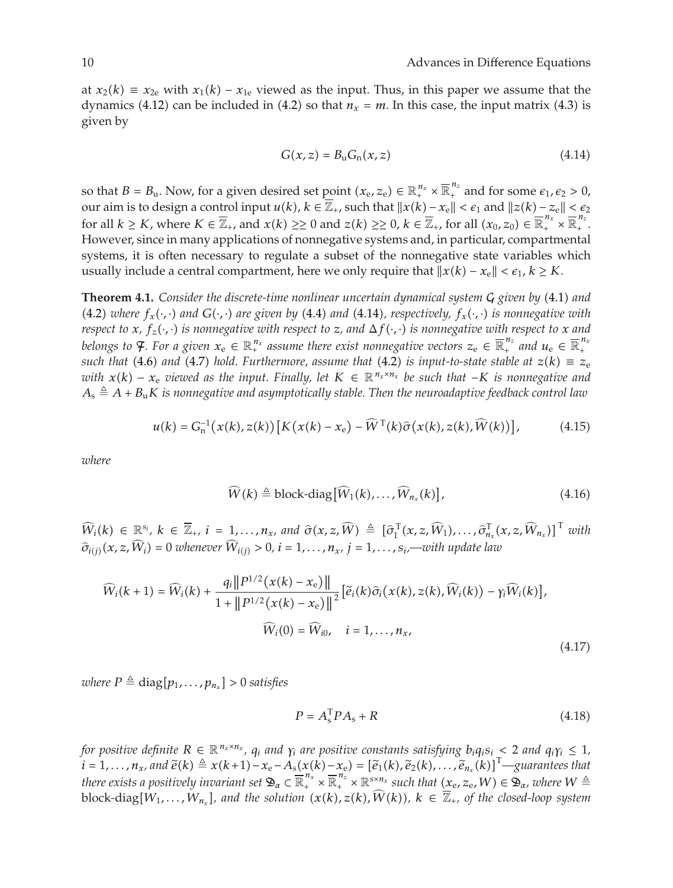at $x_2(k) \equiv x_{2\mathrm{e}}$ with $x_1(k) - x_{1\mathrm{e}}$ viewed as the input. Thus, in this paper we assume that the dynamics (4.12) can be included in (4.2) so that $n_x = m$. In this case, the input matrix (4.3) is given by

$$G(x,z) = B_{\mathrm{u}} G_{\mathrm{n}}(x,z) \tag{4.14}$$

so that $B = B_{\mathrm{u}}$. Now, for a given desired set point $(x_{\mathrm{e}}, z_{\mathrm{e}}) \in \mathbb{R}_+^{n_x} \times \overline{\mathbb{R}}_+^{n_z}$ and for some $\epsilon_1, \epsilon_2 > 0$, our aim is to design a control input $u(k)$, $k \in \overline{\mathbb{Z}}_+$, such that $\|x(k) - x_{\mathrm{e}}\| < \epsilon_1$ and $\|z(k) - z_{\mathrm{e}}\| < \epsilon_2$ for all $k \geq K$, where $K \in \overline{\mathbb{Z}}_+$, and $x(k) \geq\geq 0$ and $z(k) \geq\geq 0$, $k \in \overline{\mathbb{Z}}_+$, for all $(x_0, z_0) \in \overline{\mathbb{R}}_+^{n_x} \times \overline{\mathbb{R}}_+^{n_z}$. However, since in many applications of nonnegative systems and, in particular, compartmental systems, it is often necessary to regulate a subset of the nonnegative state variables which usually include a central compartment, here we only require that $\|x(k) - x_{\mathrm{e}}\| < \epsilon_1$, $k \geq K$.

**Theorem 4.1.** *Consider the discrete-time nonlinear uncertain dynamical system $\mathcal{G}$ given by* (4.1) *and* (4.2) *where $f_x(\cdot,\cdot)$ and $G(\cdot,\cdot)$ are given by* (4.4) *and* (4.14)*, respectively, $f_x(\cdot,\cdot)$ is nonnegative with respect to $x$, $f_z(\cdot,\cdot)$ is nonnegative with respect to $z$, and $\Delta f(\cdot,\cdot)$ is nonnegative with respect to $x$ and belongs to $\mathcal{F}$. For a given $x_{\mathrm{e}} \in \mathbb{R}_+^{n_x}$ assume there exist nonnegative vectors $z_{\mathrm{e}} \in \overline{\mathbb{R}}_+^{n_z}$ and $u_{\mathrm{e}} \in \overline{\mathbb{R}}_+^{n_x}$ such that* (4.6) *and* (4.7) *hold. Furthermore, assume that* (4.2) *is input-to-state stable at $z(k) \equiv z_{\mathrm{e}}$ with $x(k) - x_{\mathrm{e}}$ viewed as the input. Finally, let $K \in \mathbb{R}^{n_x \times n_x}$ be such that $-K$ is nonnegative and $A_{\mathrm{s}} \triangleq A + B_{\mathrm{u}} K$ is nonnegative and asymptotically stable. Then the neuroadaptive feedback control law*

$$u(k) = G_{\mathrm{n}}^{-1}(x(k), z(k)) \left[ K(x(k) - x_{\mathrm{e}}) - \widehat{W}^{\mathrm{T}}(k) \widehat{\sigma}(x(k), z(k), \widehat{W}(k)) \right], \tag{4.15}$$

*where*

$$\widehat{W}(k) \triangleq \text{block-diag}\left[\widehat{W}_1(k), \ldots, \widehat{W}_{n_x}(k)\right], \tag{4.16}$$

*$\widehat{W}_i(k) \in \mathbb{R}^{s_i}$, $k \in \overline{\mathbb{Z}}_+$, $i = 1, \ldots, n_x$, and $\widehat{\sigma}(x, z, \widehat{W}) \triangleq [\widehat{\sigma}_1^{\mathrm{T}}(x, z, \widehat{W}_1), \ldots, \widehat{\sigma}_{n_x}^{\mathrm{T}}(x, z, \widehat{W}_{n_x})]^{\mathrm{T}}$ with $\widehat{\sigma}_{i(j)}(x, z, \widehat{W}_i) = 0$ whenever $\widehat{W}_{i(j)} > 0$, $i = 1, \ldots, n_x$, $j = 1, \ldots, s_i$,—with update law*

$$\begin{gathered}
\widehat{W}_i(k+1) = \widehat{W}_i(k) + \frac{q_i \left\| P^{1/2}(x(k) - x_{\mathrm{e}}) \right\|}{1 + \left\| P^{1/2}(x(k) - x_{\mathrm{e}}) \right\|^2} \left[ \widetilde{e}_i(k) \widehat{\sigma}_i(x(k), z(k), \widehat{W}_i(k)) - \gamma_i \widehat{W}_i(k) \right], \\
\widehat{W}_i(0) = \widehat{W}_{i0}, \quad i = 1, \ldots, n_x,
\end{gathered} \tag{4.17}$$

*where $P \triangleq \mathrm{diag}[p_1, \ldots, p_{n_x}] > 0$ satisfies*

$$P = A_{\mathrm{s}}^{\mathrm{T}} P A_{\mathrm{s}} + R \tag{4.18}$$

*for positive definite $R \in \mathbb{R}^{n_x \times n_x}$, $q_i$ and $\gamma_i$ are positive constants satisfying $b_i q_i s_i < 2$ and $q_i \gamma_i \leq 1$, $i = 1, \ldots, n_x$, and $\widetilde{e}(k) \triangleq x(k+1) - x_{\mathrm{e}} - A_{\mathrm{s}}(x(k) - x_{\mathrm{e}}) = [\widetilde{e}_1(k), \widetilde{e}_2(k), \ldots, \widetilde{e}_{n_x}(k)]^{\mathrm{T}}$—guarantees that there exists a positively invariant set $\mathfrak{D}_\alpha \subset \overline{\mathbb{R}}_+^{n_x} \times \overline{\mathbb{R}}_+^{n_z} \times \mathbb{R}^{s \times n_x}$ such that $(x_{\mathrm{e}}, z_{\mathrm{e}}, W) \in \mathfrak{D}_\alpha$, where $W \triangleq$ block-diag$[W_1, \ldots, W_{n_x}]$, and the solution $(x(k), z(k), \widehat{W}(k))$, $k \in \overline{\mathbb{Z}}_+$, of the closed-loop system*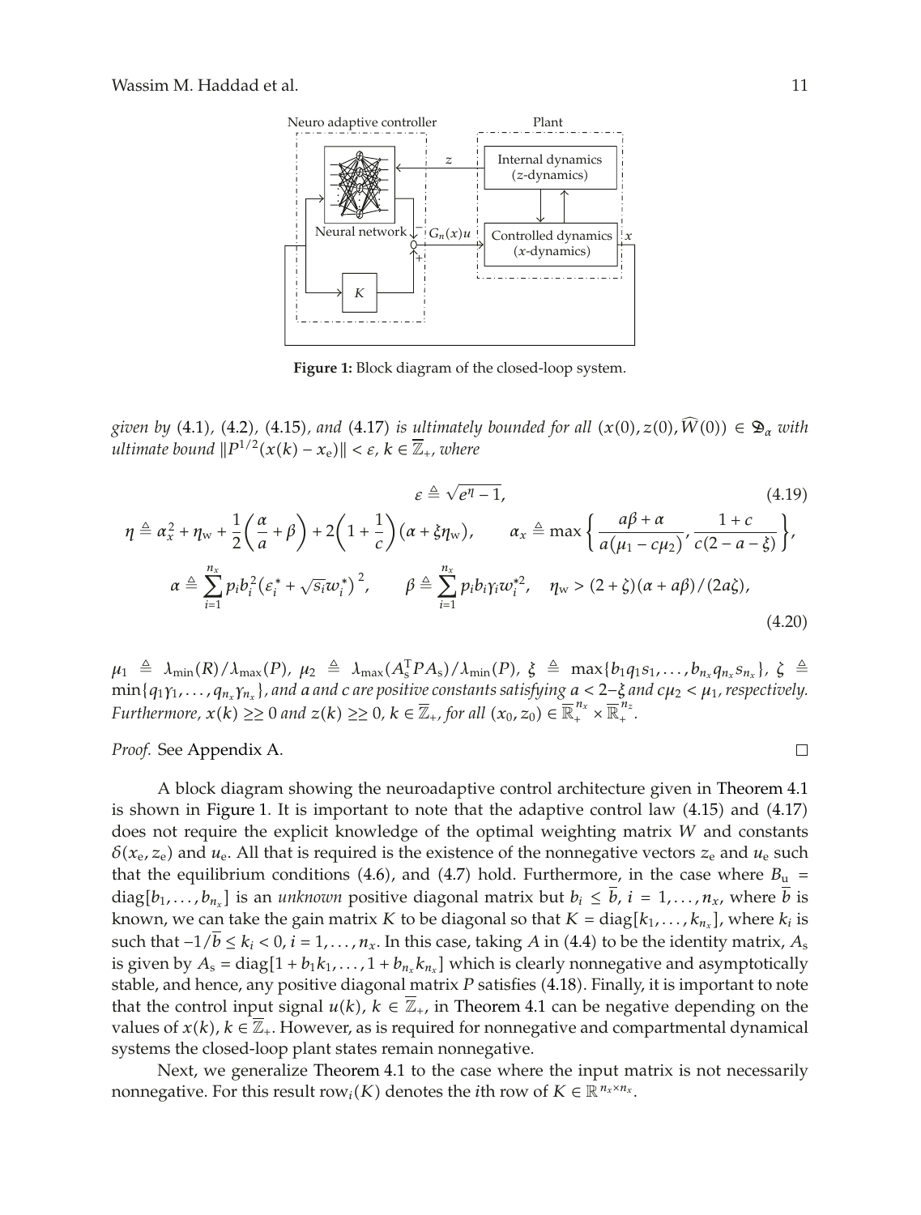Figure 1: Block diagram of the closed-loop system.

*given by* (4.1), (4.2), (4.15), *and* (4.17) *is ultimately bounded for all* $(x(0), z(0), \widehat{W}(0)) \in \mathfrak{D}_\alpha$ *with ultimate bound* $\|P^{1/2}(x(k) - x_e)\| < \varepsilon$, $k \in \overline{\mathbb{Z}}_+$, *where*

$$\varepsilon \triangleq \sqrt{e^{\eta} - 1}, \tag{4.19}$$

$$\eta \triangleq \alpha_x^2 + \eta_w + \frac{1}{2}\left(\frac{\alpha}{a} + \beta\right) + 2\left(1 + \frac{1}{c}\right)(\alpha + \xi\eta_w), \qquad \alpha_x \triangleq \max\left\{\frac{a\beta + \alpha}{a(\mu_1 - c\mu_2)}, \frac{1 + c}{c(2 - a - \xi)}\right\},$$

$$\alpha \triangleq \sum_{i=1}^{n_x} p_i b_i^2 \left(\varepsilon_i^* + \sqrt{s_i} w_i^*\right)^2, \qquad \beta \triangleq \sum_{i=1}^{n_x} p_i b_i \gamma_i w_i^{*2}, \quad \eta_w > (2 + \zeta)(\alpha + a\beta)/(2a\zeta), \tag{4.20}$$

$\mu_1 \triangleq \lambda_{\min}(R)/\lambda_{\max}(P)$, $\mu_2 \triangleq \lambda_{\max}(A_s^T P A_s)/\lambda_{\min}(P)$, $\xi \triangleq \max\{b_1 q_1 s_1, \ldots, b_{n_x} q_{n_x} s_{n_x}\}$, $\zeta \triangleq \min\{q_1\gamma_1, \ldots, q_{n_x}\gamma_{n_x}\}$, *and* $a$ *and* $c$ *are positive constants satisfying* $a < 2 - \xi$ *and* $c\mu_2 < \mu_1$, *respectively. Furthermore,* $x(k) \geq\geq 0$ *and* $z(k) \geq\geq 0$, $k \in \overline{\mathbb{Z}}_+$, *for all* $(x_0, z_0) \in \overline{\mathbb{R}}_+^{n_x} \times \overline{\mathbb{R}}_+^{n_z}$.

*Proof.* See Appendix A. □

A block diagram showing the neuroadaptive control architecture given in Theorem 4.1 is shown in Figure 1. It is important to note that the adaptive control law (4.15) and (4.17) does not require the explicit knowledge of the optimal weighting matrix $W$ and constants $\delta(x_e, z_e)$ and $u_e$. All that is required is the existence of the nonnegative vectors $z_e$ and $u_e$ such that the equilibrium conditions (4.6), and (4.7) hold. Furthermore, in the case where $B_u = \mathrm{diag}[b_1, \ldots, b_{n_x}]$ is an *unknown* positive diagonal matrix but $b_i \leq \overline{b}$, $i = 1, \ldots, n_x$, where $\overline{b}$ is known, we can take the gain matrix $K$ to be diagonal so that $K = \mathrm{diag}[k_1, \ldots, k_{n_x}]$, where $k_i$ is such that $-1/\overline{b} \leq k_i < 0$, $i = 1, \ldots, n_x$. In this case, taking $A$ in (4.4) to be the identity matrix, $A_s$ is given by $A_s = \mathrm{diag}[1 + b_1 k_1, \ldots, 1 + b_{n_x} k_{n_x}]$ which is clearly nonnegative and asymptotically stable, and hence, any positive diagonal matrix $P$ satisfies (4.18). Finally, it is important to note that the control input signal $u(k)$, $k \in \overline{\mathbb{Z}}_+$, in Theorem 4.1 can be negative depending on the values of $x(k)$, $k \in \overline{\mathbb{Z}}_+$. However, as is required for nonnegative and compartmental dynamical systems the closed-loop plant states remain nonnegative.

Next, we generalize Theorem 4.1 to the case where the input matrix is not necessarily nonnegative. For this result $\mathrm{row}_i(K)$ denotes the $i$th row of $K \in \mathbb{R}^{n_x \times n_x}$.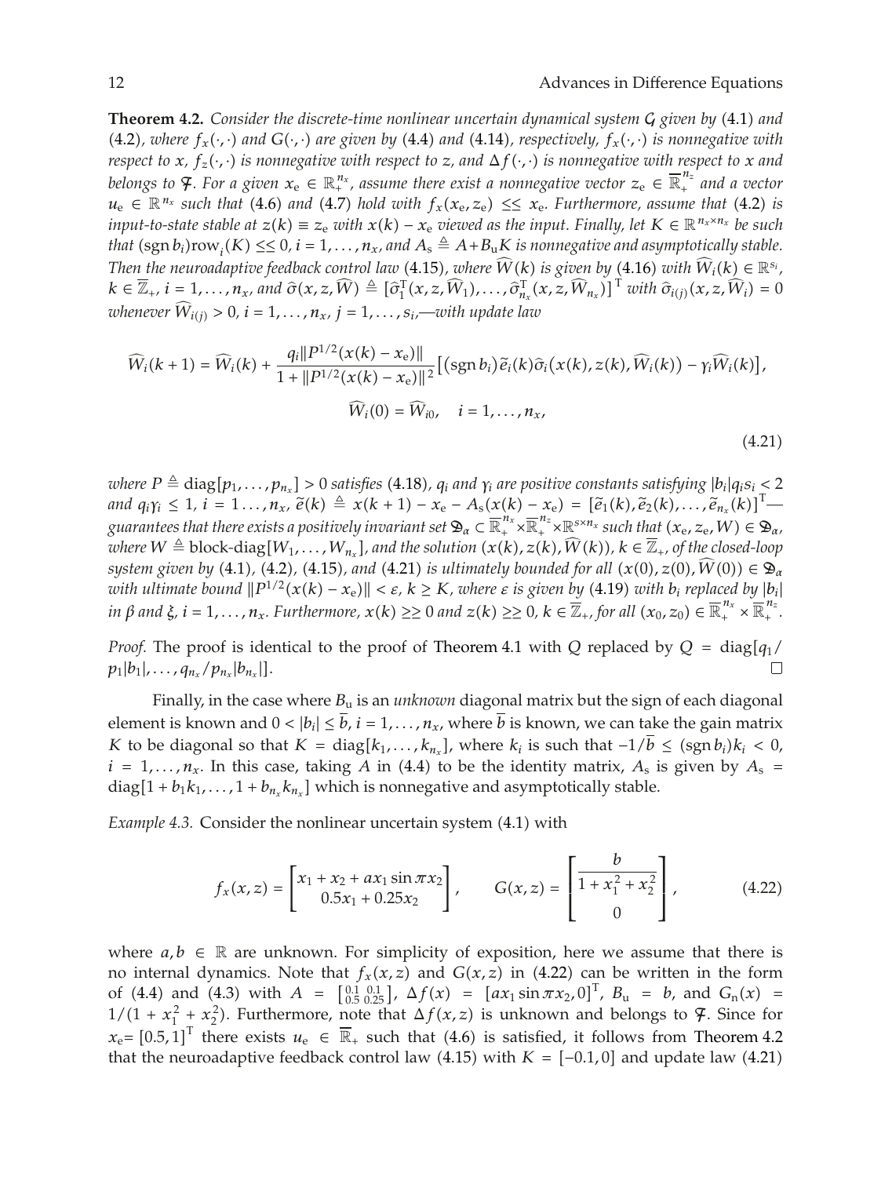**Theorem 4.2.** *Consider the discrete-time nonlinear uncertain dynamical system $\mathcal{G}$ given by* (4.1) *and* (4.2)*, where $f_x(\cdot,\cdot)$ and $G(\cdot,\cdot)$ are given by* (4.4) *and* (4.14)*, respectively, $f_x(\cdot,\cdot)$ is nonnegative with respect to $x$, $f_z(\cdot,\cdot)$ is nonnegative with respect to $z$, and $\Delta f(\cdot,\cdot)$ is nonnegative with respect to $x$ and belongs to $\mathcal{F}$. For a given $x_e \in \mathbb{R}_+^{n_x}$, assume there exist a nonnegative vector $z_e \in \overline{\mathbb{R}}_+^{n_z}$ and a vector $u_e \in \mathbb{R}^{n_x}$ such that* (4.6) *and* (4.7) *hold with $f_x(x_e, z_e) \leq\leq x_e$. Furthermore, assume that* (4.2) *is input-to-state stable at $z(k) \equiv z_e$ with $x(k) - x_e$ viewed as the input. Finally, let $K \in \mathbb{R}^{n_x \times n_x}$ be such that $(\operatorname{sgn} b_i)\operatorname{row}_i(K) \leq\leq 0$, $i = 1,\ldots,n_x$, and $A_s \triangleq A + B_u K$ is nonnegative and asymptotically stable. Then the neuroadaptive feedback control law* (4.15)*, where $\widehat{W}(k)$ is given by* (4.16) *with $\widehat{W}_i(k) \in \mathbb{R}^{s_i}$, $k \in \overline{\mathbb{Z}}_+$, $i = 1,\ldots,n_x$, and $\widehat{\sigma}(x, z, \widehat{W}) \triangleq [\widehat{\sigma}_1^{\mathrm{T}}(x, z, \widehat{W}_1), \ldots, \widehat{\sigma}_{n_x}^{\mathrm{T}}(x, z, \widehat{W}_{n_x})]^{\mathrm{T}}$ with $\widehat{\sigma}_{i(j)}(x, z, \widehat{W}_i) = 0$ whenever $\widehat{W}_{i(j)} > 0$, $i = 1,\ldots,n_x$, $j = 1,\ldots,s_i$,—with update law*

$$
\widehat{W}_i(k+1) = \widehat{W}_i(k) + \frac{q_i \|P^{1/2}(x(k) - x_e)\|}{1 + \|P^{1/2}(x(k) - x_e)\|^2}\left[(\operatorname{sgn} b_i)\widetilde{e}_i(k)\widehat{\sigma}_i\left(x(k), z(k), \widehat{W}_i(k)\right) - \gamma_i \widehat{W}_i(k)\right],
$$
$$
\widehat{W}_i(0) = \widehat{W}_{i0}, \quad i = 1,\ldots,n_x, \tag{4.21}
$$

*where $P \triangleq \operatorname{diag}[p_1,\ldots,p_{n_x}] > 0$ satisfies* (4.18)*, $q_i$ and $\gamma_i$ are positive constants satisfying $|b_i| q_i s_i < 2$ and $q_i \gamma_i \leq 1$, $i = 1\ldots,n_x$, $\widetilde{e}(k) \triangleq x(k+1) - x_e - A_s(x(k) - x_e) = [\widetilde{e}_1(k), \widetilde{e}_2(k), \ldots, \widetilde{e}_{n_x}(k)]^{\mathrm{T}}$—guarantees that there exists a positively invariant set $\mathfrak{D}_\alpha \subset \overline{\mathbb{R}}_+^{n_x} \times \overline{\mathbb{R}}_+^{n_z} \times \mathbb{R}^{s \times n_x}$ such that $(x_e, z_e, W) \in \mathfrak{D}_\alpha$, where $W \triangleq \text{block-diag}[W_1,\ldots,W_{n_x}]$, and the solution $(x(k), z(k), \widehat{W}(k))$, $k \in \overline{\mathbb{Z}}_+$, of the closed-loop system given by* (4.1), (4.2), (4.15), *and* (4.21) *is ultimately bounded for all $(x(0), z(0), \widehat{W}(0)) \in \mathfrak{D}_\alpha$ with ultimate bound $\|P^{1/2}(x(k) - x_e)\| < \varepsilon$, $k \geq K$, where $\varepsilon$ is given by* (4.19) *with $b_i$ replaced by $|b_i|$ in $\beta$ and $\xi$, $i = 1,\ldots,n_x$. Furthermore, $x(k) \geq\geq 0$ and $z(k) \geq\geq 0$, $k \in \overline{\mathbb{Z}}_+$, for all $(x_0, z_0) \in \overline{\mathbb{R}}_+^{n_x} \times \overline{\mathbb{R}}_+^{n_z}$.*

*Proof.* The proof is identical to the proof of Theorem 4.1 with $Q$ replaced by $Q = \operatorname{diag}[q_1/p_1|b_1|,\ldots,q_{n_x}/p_{n_x}|b_{n_x}|]$. □

Finally, in the case where $B_u$ is an *unknown* diagonal matrix but the sign of each diagonal element is known and $0 < |b_i| \leq \overline{b}$, $i = 1,\ldots,n_x$, where $\overline{b}$ is known, we can take the gain matrix $K$ to be diagonal so that $K = \operatorname{diag}[k_1,\ldots,k_{n_x}]$, where $k_i$ is such that $-1/\overline{b} \leq (\operatorname{sgn} b_i)k_i < 0$, $i = 1,\ldots,n_x$. In this case, taking $A$ in (4.4) to be the identity matrix, $A_s$ is given by $A_s = \operatorname{diag}[1 + b_1 k_1,\ldots,1 + b_{n_x} k_{n_x}]$ which is nonnegative and asymptotically stable.

*Example 4.3.* Consider the nonlinear uncertain system (4.1) with

$$
f_x(x,z) = \begin{bmatrix} x_1 + x_2 + a x_1 \sin \pi x_2 \\ 0.5x_1 + 0.25x_2 \end{bmatrix}, \qquad G(x,z) = \begin{bmatrix} \dfrac{b}{1 + x_1^2 + x_2^2} \\ 0 \end{bmatrix}, \tag{4.22}
$$

where $a, b \in \mathbb{R}$ are unknown. For simplicity of exposition, here we assume that there is no internal dynamics. Note that $f_x(x,z)$ and $G(x,z)$ in (4.22) can be written in the form of (4.4) and (4.3) with $A = \left[\begin{smallmatrix} 0.1 & 0.1 \\ 0.5 & 0.25 \end{smallmatrix}\right]$, $\Delta f(x) = [a x_1 \sin \pi x_2, 0]^{\mathrm{T}}$, $B_u = b$, and $G_n(x) = 1/(1 + x_1^2 + x_2^2)$. Furthermore, note that $\Delta f(x,z)$ is unknown and belongs to $\mathcal{F}$. Since for $x_e = [0.5, 1]^{\mathrm{T}}$ there exists $u_e \in \overline{\mathbb{R}}_+$ such that (4.6) is satisfied, it follows from Theorem 4.2 that the neuroadaptive feedback control law (4.15) with $K = [-0.1, 0]$ and update law (4.21)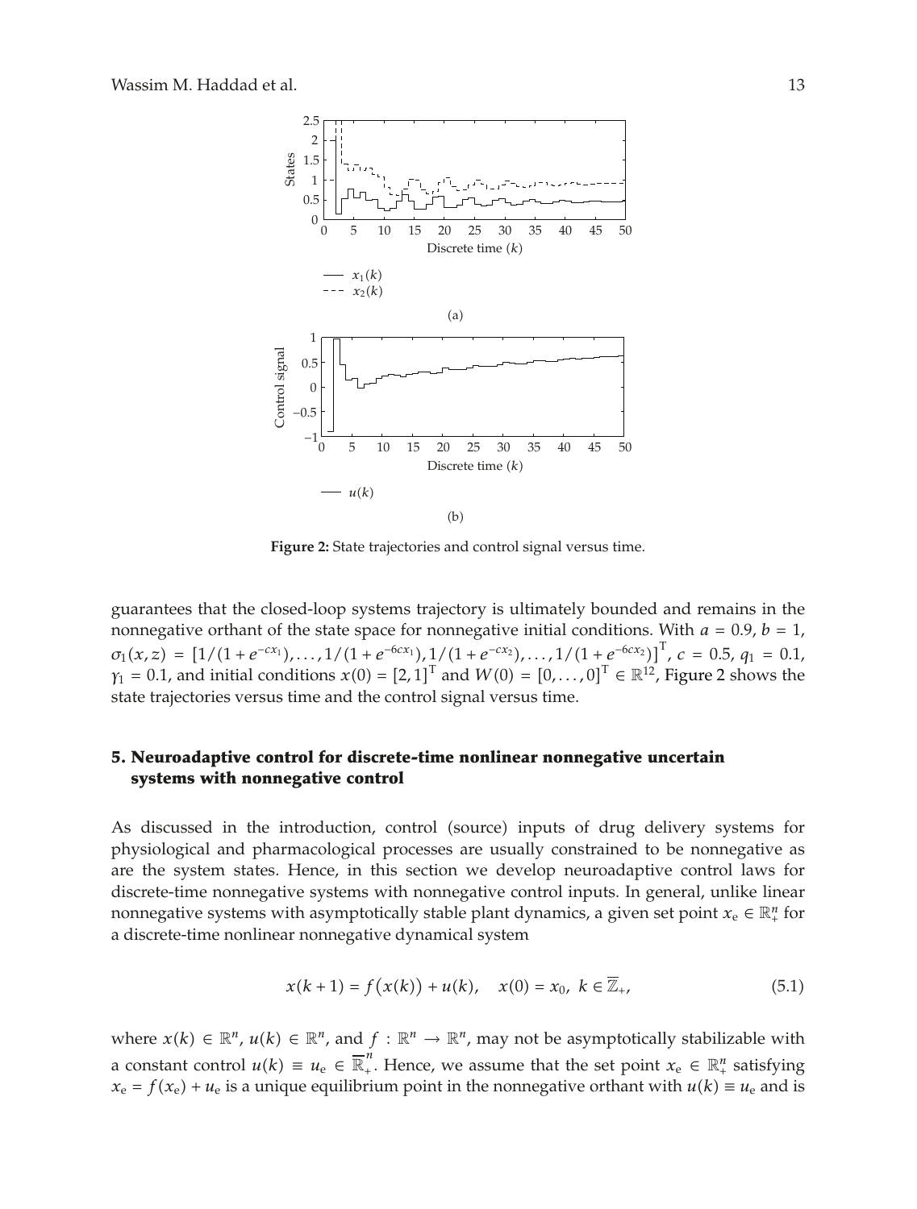Figure 2: State trajectories and control signal versus time.

guarantees that the closed-loop systems trajectory is ultimately bounded and remains in the nonnegative orthant of the state space for nonnegative initial conditions. With $a = 0.9$, $b = 1$, $\sigma_1(x, z) = [1/(1 + e^{-cx_1}), \ldots, 1/(1 + e^{-6cx_1}), 1/(1 + e^{-cx_2}), \ldots, 1/(1 + e^{-6cx_2})]^{\mathrm{T}}$, $c = 0.5$, $q_1 = 0.1$, $\gamma_1 = 0.1$, and initial conditions $x(0) = [2, 1]^{\mathrm{T}}$ and $W(0) = [0, \ldots, 0]^{\mathrm{T}} \in \mathbb{R}^{12}$, Figure 2 shows the state trajectories versus time and the control signal versus time.

## 5. Neuroadaptive control for discrete-time nonlinear nonnegative uncertain systems with nonnegative control

As discussed in the introduction, control (source) inputs of drug delivery systems for physiological and pharmacological processes are usually constrained to be nonnegative as are the system states. Hence, in this section we develop neuroadaptive control laws for discrete-time nonnegative systems with nonnegative control inputs. In general, unlike linear nonnegative systems with asymptotically stable plant dynamics, a given set point $x_{\mathrm{e}} \in \mathbb{R}_+^n$ for a discrete-time nonlinear nonnegative dynamical system

$$x(k+1) = f\big(x(k)\big) + u(k), \quad x(0) = x_0, \; k \in \overline{\mathbb{Z}}_+, \tag{5.1}$$

where $x(k) \in \mathbb{R}^n$, $u(k) \in \mathbb{R}^n$, and $f : \mathbb{R}^n \to \mathbb{R}^n$, may not be asymptotically stabilizable with a constant control $u(k) \equiv u_{\mathrm{e}} \in \overline{\mathbb{R}}_+^n$. Hence, we assume that the set point $x_{\mathrm{e}} \in \mathbb{R}_+^n$ satisfying $x_{\mathrm{e}} = f(x_{\mathrm{e}}) + u_{\mathrm{e}}$ is a unique equilibrium point in the nonnegative orthant with $u(k) \equiv u_{\mathrm{e}}$ and is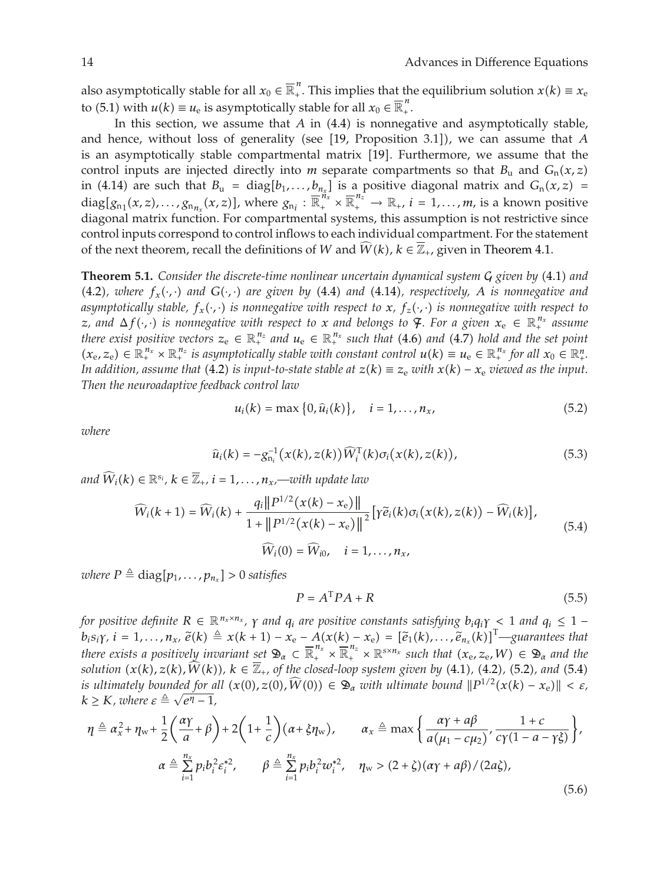also asymptotically stable for all $x_0 \in \overline{\mathbb{R}}_+^n$. This implies that the equilibrium solution $x(k) \equiv x_{\rm e}$ to (5.1) with $u(k) \equiv u_{\rm e}$ is asymptotically stable for all $x_0 \in \overline{\mathbb{R}}_+^n$.

In this section, we assume that $A$ in (4.4) is nonnegative and asymptotically stable, and hence, without loss of generality (see [19, Proposition 3.1]), we can assume that $A$ is an asymptotically stable compartmental matrix [19]. Furthermore, we assume that the control inputs are injected directly into $m$ separate compartments so that $B_{\rm u}$ and $G_{\rm n}(x,z)$ in (4.14) are such that $B_{\rm u} = \operatorname{diag}[b_1, \ldots, b_{n_x}]$ is a positive diagonal matrix and $G_{\rm n}(x,z) = \operatorname{diag}[g_{{\rm n}_1}(x,z), \ldots, g_{{\rm n}_{n_x}}(x,z)]$, where $g_{{\rm n}_i} : \overline{\mathbb{R}}_+^{n_x} \times \overline{\mathbb{R}}_+^{n_z} \to \mathbb{R}_+$, $i = 1, \ldots, m$, is a known positive diagonal matrix function. For compartmental systems, this assumption is not restrictive since control inputs correspond to control inflows to each individual compartment. For the statement of the next theorem, recall the definitions of $W$ and $\widehat{W}(k)$, $k \in \overline{\mathbb{Z}}_+$, given in Theorem 4.1.

**Theorem 5.1.** *Consider the discrete-time nonlinear uncertain dynamical system $\mathcal{G}$ given by (4.1) and (4.2), where $f_x(\cdot,\cdot)$ and $G(\cdot,\cdot)$ are given by (4.4) and (4.14), respectively, $A$ is nonnegative and asymptotically stable, $f_x(\cdot,\cdot)$ is nonnegative with respect to $x$, $f_z(\cdot,\cdot)$ is nonnegative with respect to $z$, and $\Delta f(\cdot,\cdot)$ is nonnegative with respect to $x$ and belongs to $\mathcal{F}$. For a given $x_{\rm e} \in \mathbb{R}_+^{n_x}$ assume there exist positive vectors $z_{\rm e} \in \mathbb{R}_+^{n_z}$ and $u_{\rm e} \in \mathbb{R}_+^{n_x}$ such that (4.6) and (4.7) hold and the set point $(x_{\rm e}, z_{\rm e}) \in \mathbb{R}_+^{n_x} \times \mathbb{R}_+^{n_z}$ is asymptotically stable with constant control $u(k) \equiv u_{\rm e} \in \mathbb{R}_+^{n_x}$ for all $x_0 \in \mathbb{R}_+^n$. In addition, assume that (4.2) is input-to-state stable at $z(k) \equiv z_{\rm e}$ with $x(k) - x_{\rm e}$ viewed as the input. Then the neuroadaptive feedback control law*

$$u_i(k) = \max\{0, \hat{u}_i(k)\}, \quad i = 1, \ldots, n_x, \tag{5.2}$$

*where*

$$\hat{u}_i(k) = -g_{{\rm n}_i}^{-1}(x(k), z(k)) \widehat{W}_i^{\rm T}(k) \sigma_i(x(k), z(k)), \tag{5.3}$$

*and $\widehat{W}_i(k) \in \mathbb{R}^{s_i}$, $k \in \overline{\mathbb{Z}}_+$, $i = 1, \ldots, n_x$,—with update law*

$$\begin{gathered}
\widehat{W}_i(k+1) = \widehat{W}_i(k) + \frac{q_i \| P^{1/2}(x(k) - x_{\rm e}) \|}{1 + \| P^{1/2}(x(k) - x_{\rm e}) \|^2} \left[ \gamma \tilde{e}_i(k) \sigma_i(x(k), z(k)) - \widehat{W}_i(k) \right], \\
\widehat{W}_i(0) = \widehat{W}_{i0}, \quad i = 1, \ldots, n_x,
\end{gathered} \tag{5.4}$$

*where $P \triangleq \operatorname{diag}[p_1, \ldots, p_{n_x}] > 0$ satisfies*

$$P = A^{\rm T} P A + R \tag{5.5}$$

*for positive definite $R \in \mathbb{R}^{n_x \times n_x}$, $\gamma$ and $q_i$ are positive constants satisfying $b_i q_i \gamma < 1$ and $q_i \le 1 - b_i s_i \gamma$, $i = 1, \ldots, n_x$, $\tilde{e}(k) \triangleq x(k+1) - x_{\rm e} - A(x(k) - x_{\rm e}) = [\tilde{e}_1(k), \ldots, \tilde{e}_{n_x}(k)]^{\rm T}$—guarantees that there exists a positively invariant set $\mathfrak{D}_\alpha \subset \overline{\mathbb{R}}_+^{n_x} \times \overline{\mathbb{R}}_+^{n_z} \times \mathbb{R}^{s \times n_x}$ such that $(x_{\rm e}, z_{\rm e}, W) \in \mathfrak{D}_\alpha$ and the solution $(x(k), z(k), \widehat{W}(k))$, $k \in \overline{\mathbb{Z}}_+$, of the closed-loop system given by (4.1), (4.2), (5.2), and (5.4) is ultimately bounded for all $(x(0), z(0), \widehat{W}(0)) \in \mathfrak{D}_\alpha$ with ultimate bound $\| P^{1/2}(x(k) - x_{\rm e}) \| < \varepsilon$, $k \ge K$, where $\varepsilon \triangleq \sqrt{e^\eta - 1}$,*

$$\begin{gathered}
\eta \triangleq \alpha_x^2 + \eta_{\rm w} + \frac{1}{2}\left(\frac{\alpha\gamma}{a} + \beta\right) + 2\left(1 + \frac{1}{c}\right)(\alpha + \xi \eta_{\rm w}), \qquad \alpha_x \triangleq \max\left\{ \frac{\alpha\gamma + a\beta}{a(\mu_1 - c\mu_2)}, \frac{1 + c}{c\gamma(1 - a - \gamma\xi)} \right\}, \\
\alpha \triangleq \sum_{i=1}^{n_x} p_i b_i^2 \varepsilon_i^{*2}, \qquad \beta \triangleq \sum_{i=1}^{n_x} p_i b_i^2 w_i^{*2}, \quad \eta_{\rm w} > (2 + \zeta)(\alpha\gamma + a\beta)/(2a\zeta),
\end{gathered} \tag{5.6}$$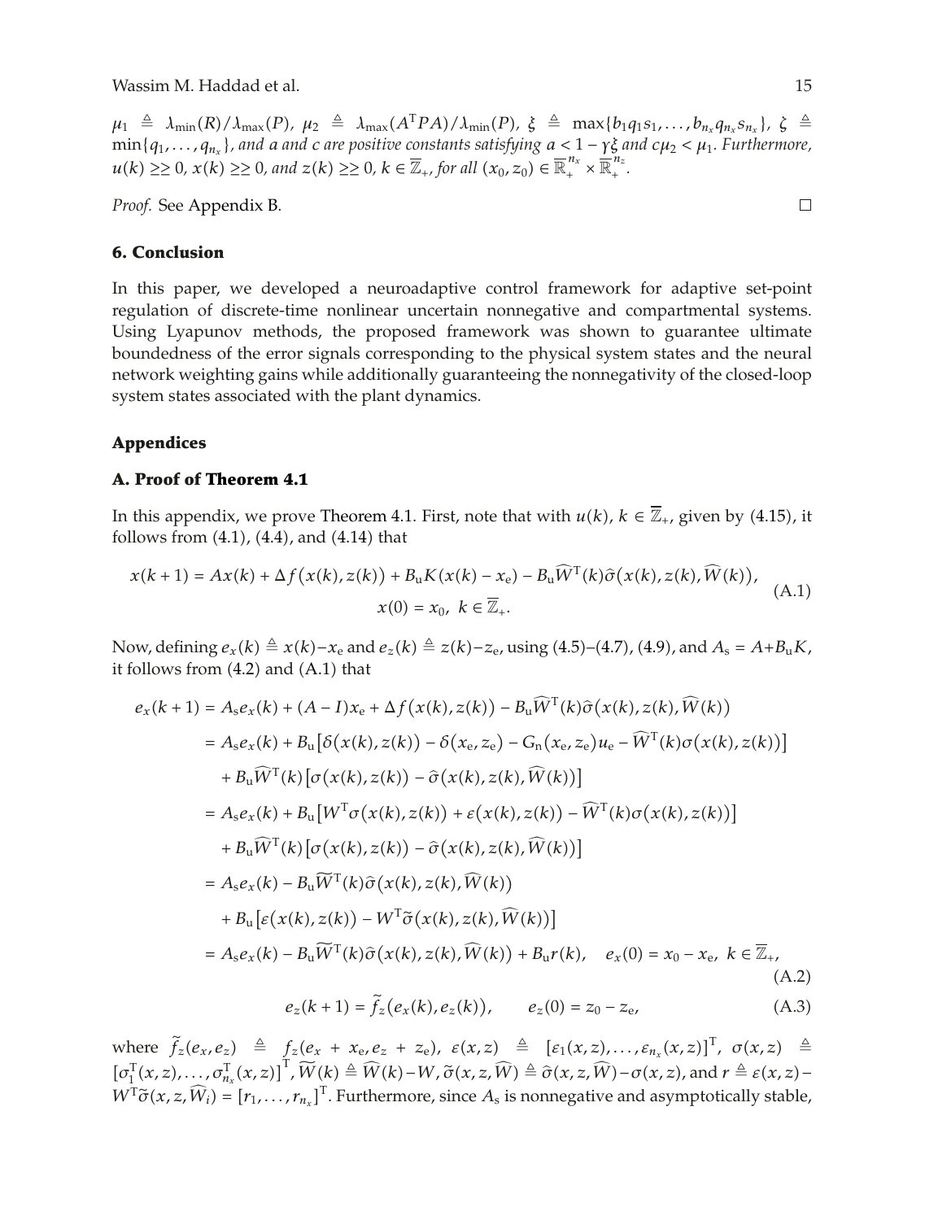$\mu_1 \triangleq \lambda_{\min}(R)/\lambda_{\max}(P)$, $\mu_2 \triangleq \lambda_{\max}(A^{\mathrm{T}}PA)/\lambda_{\min}(P)$, $\xi \triangleq \max\{b_1 q_1 s_1, \ldots, b_{n_x} q_{n_x} s_{n_x}\}$, $\zeta \triangleq \min\{q_1, \ldots, q_{n_x}\}$, *and $a$ and $c$ are positive constants satisfying $a < 1 - \gamma\xi$ and $c\mu_2 < \mu_1$. Furthermore, $u(k) \geq\geq 0$, $x(k) \geq\geq 0$, and $z(k) \geq\geq 0$, $k \in \overline{\mathbb{Z}}_+$, for all $(x_0, z_0) \in \overline{\mathbb{R}}_+^{n_x} \times \overline{\mathbb{R}}_+^{n_z}$.*

*Proof.* See Appendix B. □

## 6. Conclusion

In this paper, we developed a neuroadaptive control framework for adaptive set-point regulation of discrete-time nonlinear uncertain nonnegative and compartmental systems. Using Lyapunov methods, the proposed framework was shown to guarantee ultimate boundedness of the error signals corresponding to the physical system states and the neural network weighting gains while additionally guaranteeing the nonnegativity of the closed-loop system states associated with the plant dynamics.

## Appendices

### A. Proof of Theorem 4.1

In this appendix, we prove Theorem 4.1. First, note that with $u(k)$, $k \in \overline{\mathbb{Z}}_+$, given by (4.15), it follows from (4.1), (4.4), and (4.14) that

$$x(k+1) = Ax(k) + \Delta f\big(x(k), z(k)\big) + B_{\mathrm{u}} K\big(x(k) - x_{\mathrm{e}}\big) - B_{\mathrm{u}} \widehat{W}^{\mathrm{T}}(k)\widehat{\sigma}\big(x(k), z(k), \widehat{W}(k)\big),$$
$$x(0) = x_0, \quad k \in \overline{\mathbb{Z}}_+. \tag{A.1}$$

Now, defining $e_x(k) \triangleq x(k) - x_{\mathrm{e}}$ and $e_z(k) \triangleq z(k) - z_{\mathrm{e}}$, using (4.5)–(4.7), (4.9), and $A_{\mathrm{s}} = A + B_{\mathrm{u}}K$, it follows from (4.2) and (A.1) that

$$\begin{aligned}
e_x(k+1) &= A_{\mathrm{s}} e_x(k) + (A - I)x_{\mathrm{e}} + \Delta f\big(x(k), z(k)\big) - B_{\mathrm{u}}\widehat{W}^{\mathrm{T}}(k)\widehat{\sigma}\big(x(k), z(k), \widehat{W}(k)\big) \\
&= A_{\mathrm{s}} e_x(k) + B_{\mathrm{u}}\big[\delta\big(x(k), z(k)\big) - \delta(x_{\mathrm{e}}, z_{\mathrm{e}}) - G_{\mathrm{n}}(x_{\mathrm{e}}, z_{\mathrm{e}})u_{\mathrm{e}} - \widehat{W}^{\mathrm{T}}(k)\sigma\big(x(k), z(k)\big)\big] \\
&\quad + B_{\mathrm{u}}\widehat{W}^{\mathrm{T}}(k)\big[\sigma\big(x(k), z(k)\big) - \widehat{\sigma}\big(x(k), z(k), \widehat{W}(k)\big)\big] \\
&= A_{\mathrm{s}} e_x(k) + B_{\mathrm{u}}\big[W^{\mathrm{T}}\sigma\big(x(k), z(k)\big) + \varepsilon\big(x(k), z(k)\big) - \widehat{W}^{\mathrm{T}}(k)\sigma\big(x(k), z(k)\big)\big] \\
&\quad + B_{\mathrm{u}}\widehat{W}^{\mathrm{T}}(k)\big[\sigma\big(x(k), z(k)\big) - \widehat{\sigma}\big(x(k), z(k), \widehat{W}(k)\big)\big] \\
&= A_{\mathrm{s}} e_x(k) - B_{\mathrm{u}}\widetilde{W}^{\mathrm{T}}(k)\widehat{\sigma}\big(x(k), z(k), \widehat{W}(k)\big) \\
&\quad + B_{\mathrm{u}}\big[\varepsilon\big(x(k), z(k)\big) - W^{\mathrm{T}}\widetilde{\sigma}\big(x(k), z(k), \widehat{W}(k)\big)\big] \\
&= A_{\mathrm{s}} e_x(k) - B_{\mathrm{u}}\widetilde{W}^{\mathrm{T}}(k)\widehat{\sigma}\big(x(k), z(k), \widehat{W}(k)\big) + B_{\mathrm{u}} r(k), \quad e_x(0) = x_0 - x_{\mathrm{e}}, \ k \in \overline{\mathbb{Z}}_+,
\end{aligned} \tag{A.2}$$

$$e_z(k+1) = \widetilde{f}_z\big(e_x(k), e_z(k)\big), \qquad e_z(0) = z_0 - z_{\mathrm{e}}, \tag{A.3}$$

where $\widetilde{f}_z(e_x, e_z) \triangleq f_z(e_x + x_{\mathrm{e}}, e_z + z_{\mathrm{e}})$, $\varepsilon(x,z) \triangleq [\varepsilon_1(x,z), \ldots, \varepsilon_{n_x}(x,z)]^{\mathrm{T}}$, $\sigma(x,z) \triangleq [\sigma_1^{\mathrm{T}}(x,z), \ldots, \sigma_{n_x}^{\mathrm{T}}(x,z)]^{\mathrm{T}}$, $\widetilde{W}(k) \triangleq \widehat{W}(k) - W$, $\widetilde{\sigma}(x, z, \widehat{W}) \triangleq \widehat{\sigma}(x, z, \widehat{W}) - \sigma(x, z)$, and $r \triangleq \varepsilon(x,z) - W^{\mathrm{T}}\widetilde{\sigma}(x, z, \widehat{W}_i) = [r_1, \ldots, r_{n_x}]^{\mathrm{T}}$. Furthermore, since $A_{\mathrm{s}}$ is nonnegative and asymptotically stable,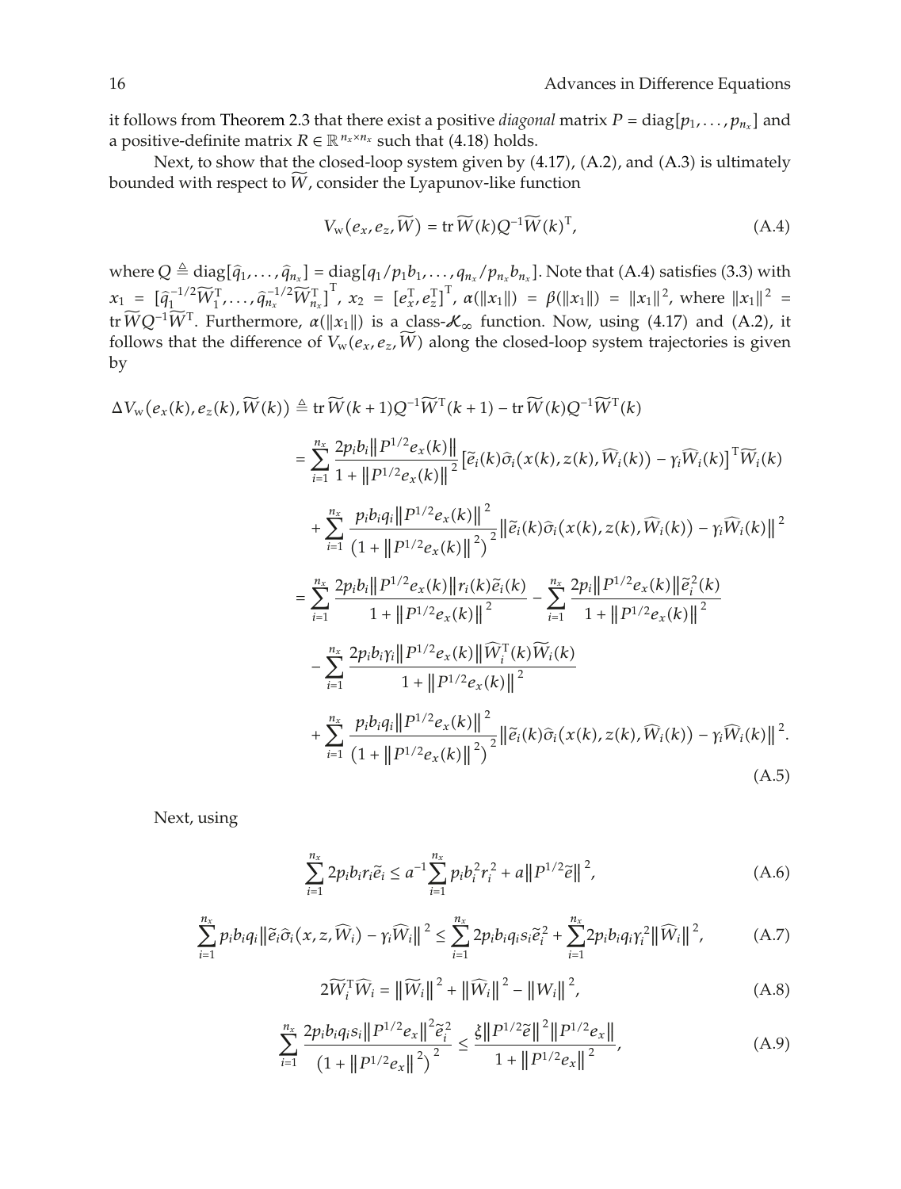it follows from Theorem 2.3 that there exist a positive *diagonal* matrix $P = \operatorname{diag}[p_1, \ldots, p_{n_x}]$ and a positive-definite matrix $R \in \mathbb{R}^{n_x \times n_x}$ such that (4.18) holds.

Next, to show that the closed-loop system given by (4.17), (A.2), and (A.3) is ultimately bounded with respect to $\widetilde{W}$, consider the Lyapunov-like function

$$V_{\mathrm{w}}\big(e_x, e_z, \widetilde{W}\big) = \operatorname{tr} \widetilde{W}(k) Q^{-1} \widetilde{W}(k)^{\mathrm{T}}, \tag{A.4}$$

where $Q \triangleq \operatorname{diag}[\hat{q}_1, \ldots, \hat{q}_{n_x}] = \operatorname{diag}[q_1/p_1 b_1, \ldots, q_{n_x}/p_{n_x} b_{n_x}]$. Note that (A.4) satisfies (3.3) with $x_1 = [\hat{q}_1^{-1/2}\widetilde{W}_1^{\mathrm{T}}, \ldots, \hat{q}_{n_x}^{-1/2}\widetilde{W}_{n_x}^{\mathrm{T}}]^{\mathrm{T}}$, $x_2 = [e_x^{\mathrm{T}}, e_z^{\mathrm{T}}]^{\mathrm{T}}$, $\alpha(\|x_1\|) = \beta(\|x_1\|) = \|x_1\|^2$, where $\|x_1\|^2 = \operatorname{tr} \widetilde{W} Q^{-1} \widetilde{W}^{\mathrm{T}}$. Furthermore, $\alpha(\|x_1\|)$ is a class-$\mathcal{K}_\infty$ function. Now, using (4.17) and (A.2), it follows that the difference of $V_{\mathrm{w}}(e_x, e_z, \widetilde{W})$ along the closed-loop system trajectories is given by

$$\begin{aligned}
\Delta V_{\mathrm{w}}\big(e_x(k), e_z(k), \widetilde{W}(k)\big) &\triangleq \operatorname{tr} \widetilde{W}(k+1) Q^{-1} \widetilde{W}^{\mathrm{T}}(k+1) - \operatorname{tr} \widetilde{W}(k) Q^{-1} \widetilde{W}^{\mathrm{T}}(k) \\
&= \sum_{i=1}^{n_x} \frac{2 p_i b_i \big\|P^{1/2} e_x(k)\big\|}{1 + \big\|P^{1/2} e_x(k)\big\|^2} \big[\tilde{e}_i(k) \hat{\sigma}_i\big(x(k), z(k), \widehat{W}_i(k)\big) - \gamma_i \widehat{W}_i(k)\big]^{\mathrm{T}} \widetilde{W}_i(k) \\
&\quad + \sum_{i=1}^{n_x} \frac{p_i b_i q_i \big\|P^{1/2} e_x(k)\big\|^2}{\big(1 + \big\|P^{1/2} e_x(k)\big\|^2\big)^2} \big\|\tilde{e}_i(k) \hat{\sigma}_i\big(x(k), z(k), \widehat{W}_i(k)\big) - \gamma_i \widehat{W}_i(k)\big\|^2 \\
&= \sum_{i=1}^{n_x} \frac{2 p_i b_i \big\|P^{1/2} e_x(k)\big\| r_i(k) \tilde{e}_i(k)}{1 + \big\|P^{1/2} e_x(k)\big\|^2} - \sum_{i=1}^{n_x} \frac{2 p_i \big\|P^{1/2} e_x(k)\big\| \tilde{e}_i^2(k)}{1 + \big\|P^{1/2} e_x(k)\big\|^2} \\
&\quad - \sum_{i=1}^{n_x} \frac{2 p_i b_i \gamma_i \big\|P^{1/2} e_x(k)\big\| \widehat{W}_i^{\mathrm{T}}(k) \widetilde{W}_i(k)}{1 + \big\|P^{1/2} e_x(k)\big\|^2} \\
&\quad + \sum_{i=1}^{n_x} \frac{p_i b_i q_i \big\|P^{1/2} e_x(k)\big\|^2}{\big(1 + \big\|P^{1/2} e_x(k)\big\|^2\big)^2} \big\|\tilde{e}_i(k) \hat{\sigma}_i\big(x(k), z(k), \widehat{W}_i(k)\big) - \gamma_i \widehat{W}_i(k)\big\|^2.
\end{aligned} \tag{A.5}$$

Next, using

$$\sum_{i=1}^{n_x} 2 p_i b_i r_i \tilde{e}_i \leq a^{-1} \sum_{i=1}^{n_x} p_i b_i^2 r_i^2 + a \big\|P^{1/2} \tilde{e}\big\|^2, \tag{A.6}$$

$$\sum_{i=1}^{n_x} p_i b_i q_i \big\|\tilde{e}_i \hat{\sigma}_i\big(x, z, \widehat{W}_i\big) - \gamma_i \widehat{W}_i\big\|^2 \leq \sum_{i=1}^{n_x} 2 p_i b_i q_i s_i \tilde{e}_i^2 + \sum_{i=1}^{n_x} 2 p_i b_i q_i \gamma_i^2 \big\|\widehat{W}_i\big\|^2, \tag{A.7}$$

$$2 \widetilde{W}_i^{\mathrm{T}} \widehat{W}_i = \big\|\widetilde{W}_i\big\|^2 + \big\|\widehat{W}_i\big\|^2 - \big\|W_i\big\|^2, \tag{A.8}$$

$$\sum_{i=1}^{n_x} \frac{2 p_i b_i q_i s_i \big\|P^{1/2} e_x\big\|^2 \tilde{e}_i^2}{\big(1 + \big\|P^{1/2} e_x\big\|^2\big)^2} \leq \frac{\xi \big\|P^{1/2} \tilde{e}\big\|^2 \big\|P^{1/2} e_x\big\|}{1 + \big\|P^{1/2} e_x\big\|^2}, \tag{A.9}$$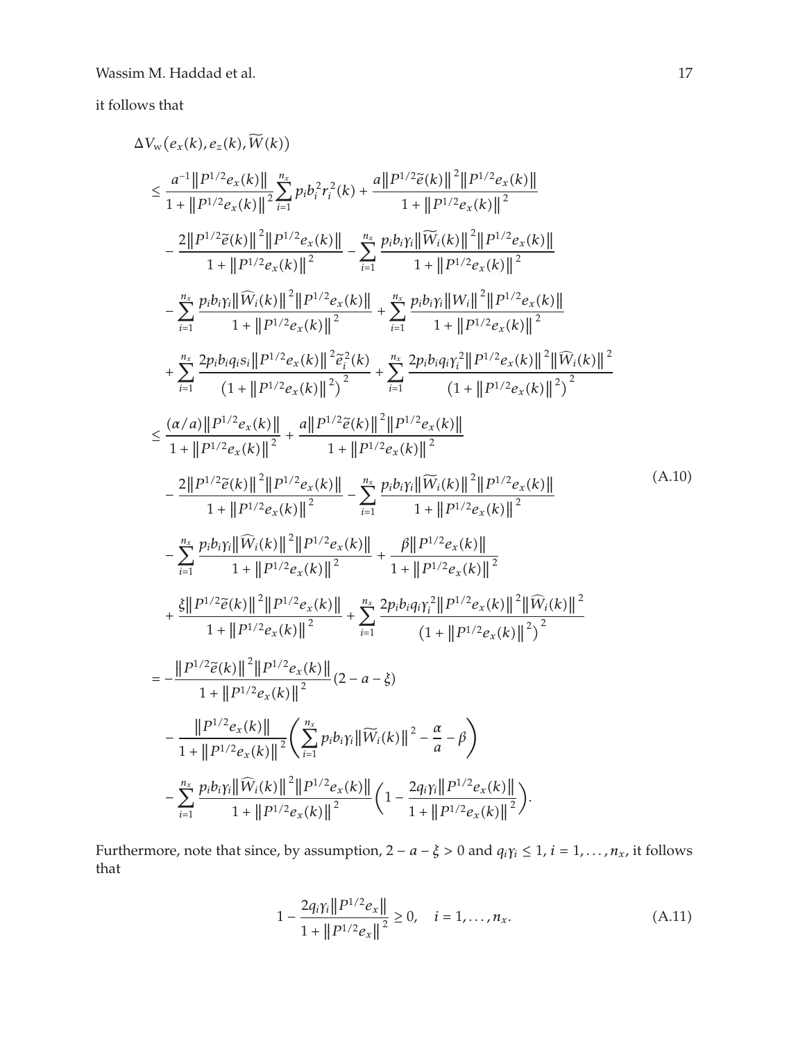it follows that

$$
\begin{aligned}
&\Delta V_{\mathrm{w}}\big(e_x(k), e_z(k), \widetilde{W}(k)\big) \\
&\leq \frac{a^{-1}\|P^{1/2}e_x(k)\|}{1+\|P^{1/2}e_x(k)\|^2}\sum_{i=1}^{n_x} p_i b_i^2 r_i^2(k) + \frac{a\|P^{1/2}\widetilde{e}(k)\|^2\|P^{1/2}e_x(k)\|}{1+\|P^{1/2}e_x(k)\|^2} \\
&\quad - \frac{2\|P^{1/2}\widetilde{e}(k)\|^2\|P^{1/2}e_x(k)\|}{1+\|P^{1/2}e_x(k)\|^2} - \sum_{i=1}^{n_x}\frac{p_i b_i \gamma_i\|\widetilde{W}_i(k)\|^2\|P^{1/2}e_x(k)\|}{1+\|P^{1/2}e_x(k)\|^2} \\
&\quad - \sum_{i=1}^{n_x}\frac{p_i b_i \gamma_i\|\widehat{W}_i(k)\|^2\|P^{1/2}e_x(k)\|}{1+\|P^{1/2}e_x(k)\|^2} + \sum_{i=1}^{n_x}\frac{p_i b_i \gamma_i\|W_i\|^2\|P^{1/2}e_x(k)\|}{1+\|P^{1/2}e_x(k)\|^2} \\
&\quad + \sum_{i=1}^{n_x}\frac{2p_i b_i q_i s_i\|P^{1/2}e_x(k)\|^2\widetilde{e}_i^2(k)}{\big(1+\|P^{1/2}e_x(k)\|^2\big)^2} + \sum_{i=1}^{n_x}\frac{2p_i b_i q_i \gamma_i^2\|P^{1/2}e_x(k)\|^2\|\widehat{W}_i(k)\|^2}{\big(1+\|P^{1/2}e_x(k)\|^2\big)^2} \\
&\leq \frac{(\alpha/a)\|P^{1/2}e_x(k)\|}{1+\|P^{1/2}e_x(k)\|^2} + \frac{a\|P^{1/2}\widetilde{e}(k)\|^2\|P^{1/2}e_x(k)\|}{1+\|P^{1/2}e_x(k)\|^2} \\
&\quad - \frac{2\|P^{1/2}\widetilde{e}(k)\|^2\|P^{1/2}e_x(k)\|}{1+\|P^{1/2}e_x(k)\|^2} - \sum_{i=1}^{n_x}\frac{p_i b_i \gamma_i\|\widetilde{W}_i(k)\|^2\|P^{1/2}e_x(k)\|}{1+\|P^{1/2}e_x(k)\|^2} \\
&\quad - \sum_{i=1}^{n_x}\frac{p_i b_i \gamma_i\|\widehat{W}_i(k)\|^2\|P^{1/2}e_x(k)\|}{1+\|P^{1/2}e_x(k)\|^2} + \frac{\beta\|P^{1/2}e_x(k)\|}{1+\|P^{1/2}e_x(k)\|^2} \\
&\quad + \frac{\xi\|P^{1/2}\widetilde{e}(k)\|^2\|P^{1/2}e_x(k)\|}{1+\|P^{1/2}e_x(k)\|^2} + \sum_{i=1}^{n_x}\frac{2p_i b_i q_i \gamma_i^2\|P^{1/2}e_x(k)\|^2\|\widehat{W}_i(k)\|^2}{\big(1+\|P^{1/2}e_x(k)\|^2\big)^2} \\
&= -\frac{\|P^{1/2}\widetilde{e}(k)\|^2\|P^{1/2}e_x(k)\|}{1+\|P^{1/2}e_x(k)\|^2}(2-a-\xi) \\
&\quad - \frac{\|P^{1/2}e_x(k)\|}{1+\|P^{1/2}e_x(k)\|^2}\left(\sum_{i=1}^{n_x} p_i b_i \gamma_i\|\widetilde{W}_i(k)\|^2 - \frac{\alpha}{a} - \beta\right) \\
&\quad - \sum_{i=1}^{n_x}\frac{p_i b_i \gamma_i\|\widehat{W}_i(k)\|^2\|P^{1/2}e_x(k)\|}{1+\|P^{1/2}e_x(k)\|^2}\left(1 - \frac{2q_i\gamma_i\|P^{1/2}e_x(k)\|}{1+\|P^{1/2}e_x(k)\|^2}\right).
\end{aligned}
\tag{A.10}
$$

Furthermore, note that since, by assumption, $2 - a - \xi > 0$ and $q_i\gamma_i \leq 1$, $i = 1, \ldots, n_x$, it follows that

$$
1 - \frac{2q_i\gamma_i\|P^{1/2}e_x\|}{1+\|P^{1/2}e_x\|^2} \geq 0, \quad i = 1, \ldots, n_x. \tag{A.11}
$$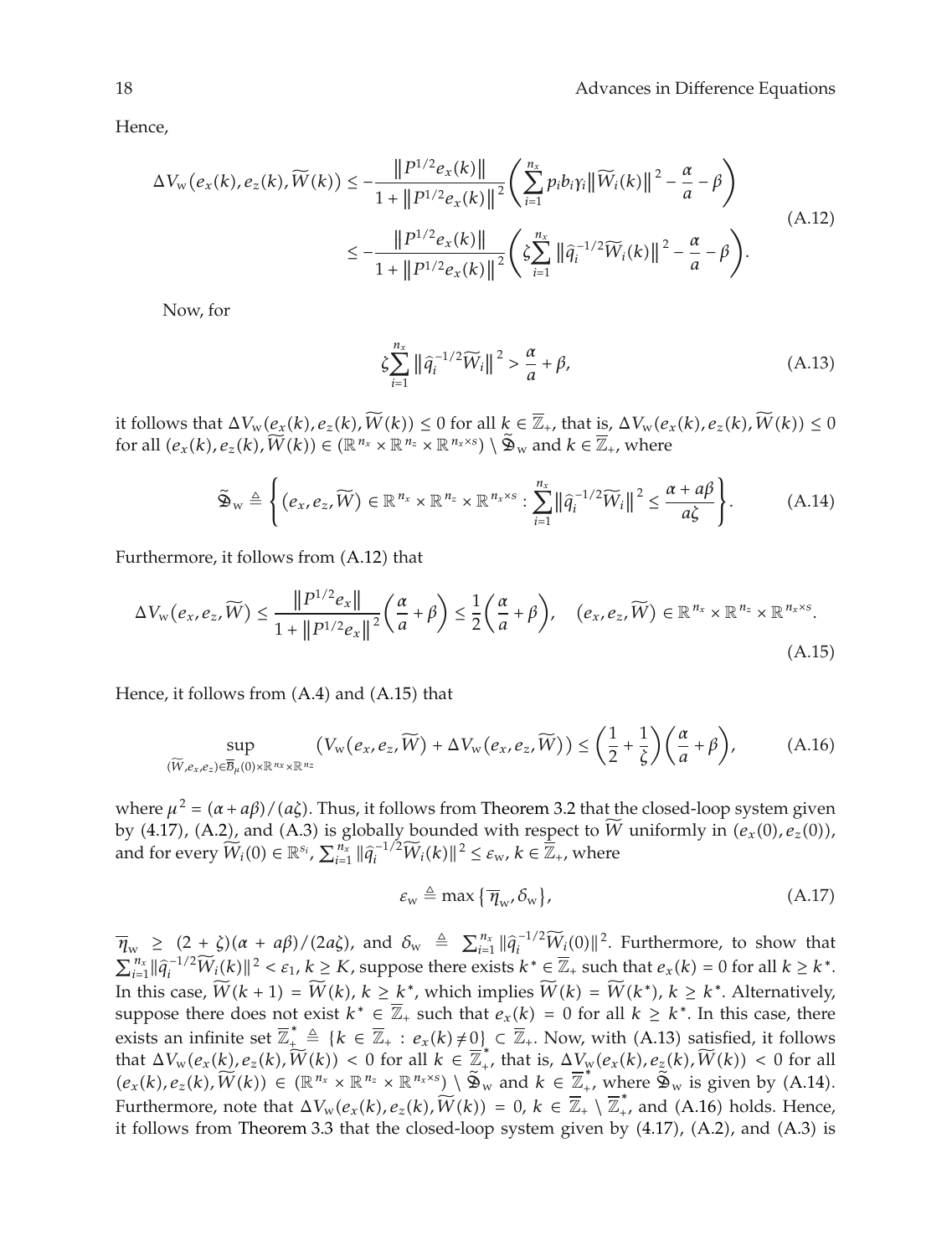Hence,

$$\Delta V_{\mathrm{w}}(e_x(k), e_z(k), \widetilde{W}(k)) \leq -\frac{\|P^{1/2}e_x(k)\|}{1+\|P^{1/2}e_x(k)\|^2}\left(\sum_{i=1}^{n_x} p_i b_i \gamma_i \|\widetilde{W}_i(k)\|^2 - \frac{\alpha}{a} - \beta\right)$$
$$\leq -\frac{\|P^{1/2}e_x(k)\|}{1+\|P^{1/2}e_x(k)\|^2}\left(\zeta\sum_{i=1}^{n_x} \|\widehat{q}_i^{-1/2}\widetilde{W}_i(k)\|^2 - \frac{\alpha}{a} - \beta\right). \tag{A.12}$$

Now, for

$$\zeta\sum_{i=1}^{n_x} \|\widehat{q}_i^{-1/2}\widetilde{W}_i\|^2 > \frac{\alpha}{a} + \beta, \tag{A.13}$$

it follows that $\Delta V_{\mathrm{w}}(e_x(k), e_z(k), \widetilde{W}(k)) \leq 0$ for all $k \in \overline{\mathbb{Z}}_+$, that is, $\Delta V_{\mathrm{w}}(e_x(k), e_z(k), \widetilde{W}(k)) \leq 0$ for all $(e_x(k), e_z(k), \widetilde{W}(k)) \in (\mathbb{R}^{n_x} \times \mathbb{R}^{n_z} \times \mathbb{R}^{n_x \times s}) \setminus \widetilde{\mathfrak{D}}_{\mathrm{w}}$ and $k \in \overline{\mathbb{Z}}_+$, where

$$\widetilde{\mathfrak{D}}_{\mathrm{w}} \triangleq \left\{(e_x, e_z, \widetilde{W}) \in \mathbb{R}^{n_x} \times \mathbb{R}^{n_z} \times \mathbb{R}^{n_x \times s} : \sum_{i=1}^{n_x} \|\widehat{q}_i^{-1/2}\widetilde{W}_i\|^2 \leq \frac{\alpha + a\beta}{a\zeta}\right\}. \tag{A.14}$$

Furthermore, it follows from (A.12) that

$$\Delta V_{\mathrm{w}}(e_x, e_z, \widetilde{W}) \leq \frac{\|P^{1/2}e_x\|}{1+\|P^{1/2}e_x\|^2}\left(\frac{\alpha}{a} + \beta\right) \leq \frac{1}{2}\left(\frac{\alpha}{a} + \beta\right), \quad (e_x, e_z, \widetilde{W}) \in \mathbb{R}^{n_x} \times \mathbb{R}^{n_z} \times \mathbb{R}^{n_x \times s}. \tag{A.15}$$

Hence, it follows from (A.4) and (A.15) that

$$\sup_{(\widetilde{W}, e_x, e_z) \in \overline{\mathcal{B}}_\mu(0) \times \mathbb{R}^{n_x} \times \mathbb{R}^{n_z}} \left(V_{\mathrm{w}}(e_x, e_z, \widetilde{W}) + \Delta V_{\mathrm{w}}(e_x, e_z, \widetilde{W})\right) \leq \left(\frac{1}{2} + \frac{1}{\zeta}\right)\left(\frac{\alpha}{a} + \beta\right), \tag{A.16}$$

where $\mu^2 = (\alpha + a\beta)/(a\zeta)$. Thus, it follows from Theorem 3.2 that the closed-loop system given by (4.17), (A.2), and (A.3) is globally bounded with respect to $\widetilde{W}$ uniformly in $(e_x(0), e_z(0))$, and for every $\widetilde{W}_i(0) \in \mathbb{R}^{s_i}$, $\sum_{i=1}^{n_x} \|\widehat{q}_i^{-1/2}\widetilde{W}_i(k)\|^2 \leq \varepsilon_{\mathrm{w}}$, $k \in \overline{\mathbb{Z}}_+$, where

$$\varepsilon_{\mathrm{w}} \triangleq \max\{\overline{\eta}_{\mathrm{w}}, \delta_{\mathrm{w}}\}, \tag{A.17}$$

$\overline{\eta}_{\mathrm{w}} \geq (2+\zeta)(\alpha + a\beta)/(2a\zeta)$, and $\delta_{\mathrm{w}} \triangleq \sum_{i=1}^{n_x} \|\widehat{q}_i^{-1/2}\widetilde{W}_i(0)\|^2$. Furthermore, to show that $\sum_{i=1}^{n_x} \|\widehat{q}_i^{-1/2}\widetilde{W}_i(k)\|^2 < \varepsilon_1$, $k \geq K$, suppose there exists $k^* \in \overline{\mathbb{Z}}_+$ such that $e_x(k) = 0$ for all $k \geq k^*$. In this case, $\widetilde{W}(k+1) = \widetilde{W}(k)$, $k \geq k^*$, which implies $\widetilde{W}(k) = \widetilde{W}(k^*)$, $k \geq k^*$. Alternatively, suppose there does not exist $k^* \in \overline{\mathbb{Z}}_+$ such that $e_x(k) = 0$ for all $k \geq k^*$. In this case, there exists an infinite set $\overline{\mathbb{Z}}_+^* \triangleq \{k \in \overline{\mathbb{Z}}_+ : e_x(k) \neq 0\} \subset \overline{\mathbb{Z}}_+$. Now, with (A.13) satisfied, it follows that $\Delta V_{\mathrm{w}}(e_x(k), e_z(k), \widetilde{W}(k)) < 0$ for all $k \in \overline{\mathbb{Z}}_+^*$, that is, $\Delta V_{\mathrm{w}}(e_x(k), e_z(k), \widetilde{W}(k)) < 0$ for all $(e_x(k), e_z(k), \widetilde{W}(k)) \in (\mathbb{R}^{n_x} \times \mathbb{R}^{n_z} \times \mathbb{R}^{n_x \times s}) \setminus \widetilde{\mathfrak{D}}_{\mathrm{w}}$ and $k \in \overline{\mathbb{Z}}_+^*$, where $\widetilde{\mathfrak{D}}_{\mathrm{w}}$ is given by (A.14). Furthermore, note that $\Delta V_{\mathrm{w}}(e_x(k), e_z(k), \widetilde{W}(k)) = 0$, $k \in \overline{\mathbb{Z}}_+ \setminus \overline{\mathbb{Z}}_+^*$, and (A.16) holds. Hence, it follows from Theorem 3.3 that the closed-loop system given by (4.17), (A.2), and (A.3) is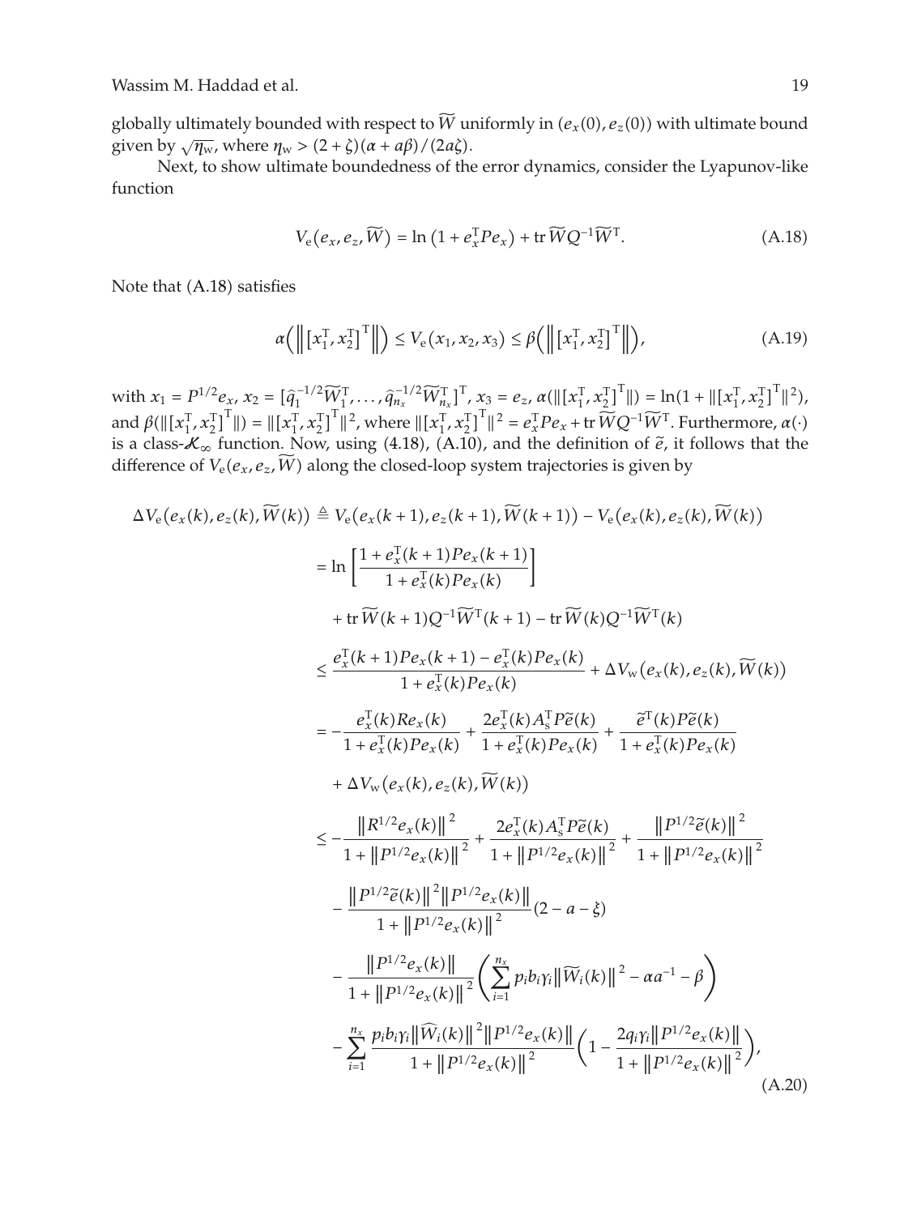globally ultimately bounded with respect to $\widetilde{W}$ uniformly in $(e_x(0), e_z(0))$ with ultimate bound given by $\sqrt{\eta_\mathrm{w}}$, where $\eta_\mathrm{w} > (2+\zeta)(\alpha + a\beta)/(2a\zeta)$.

Next, to show ultimate boundedness of the error dynamics, consider the Lyapunov-like function

$$V_\mathrm{e}(e_x, e_z, \widetilde{W}) = \ln\left(1 + e_x^\mathrm{T} P e_x\right) + \operatorname{tr} \widetilde{W} Q^{-1} \widetilde{W}^\mathrm{T}. \tag{A.18}$$

Note that (A.18) satisfies

$$\alpha\left(\left\|\left[x_1^\mathrm{T}, x_2^\mathrm{T}\right]^\mathrm{T}\right\|\right) \leq V_\mathrm{e}(x_1, x_2, x_3) \leq \beta\left(\left\|\left[x_1^\mathrm{T}, x_2^\mathrm{T}\right]^\mathrm{T}\right\|\right), \tag{A.19}$$

with $x_1 = P^{1/2} e_x$, $x_2 = [\widehat{q}_1^{-1/2} \widetilde{W}_1^\mathrm{T}, \ldots, \widehat{q}_{n_x}^{-1/2} \widetilde{W}_{n_x}^\mathrm{T}]^\mathrm{T}$, $x_3 = e_z$, $\alpha(\|[x_1^\mathrm{T}, x_2^\mathrm{T}]^\mathrm{T}\|) = \ln(1 + \|[x_1^\mathrm{T}, x_2^\mathrm{T}]^\mathrm{T}\|^2)$, and $\beta(\|[x_1^\mathrm{T}, x_2^\mathrm{T}]^\mathrm{T}\|) = \|[x_1^\mathrm{T}, x_2^\mathrm{T}]^\mathrm{T}\|^2$, where $\|[x_1^\mathrm{T}, x_2^\mathrm{T}]^\mathrm{T}\|^2 = e_x^\mathrm{T} P e_x + \operatorname{tr} \widetilde{W} Q^{-1} \widetilde{W}^\mathrm{T}$. Furthermore, $\alpha(\cdot)$ is a class-$\mathcal{K}_\infty$ function. Now, using (4.18), (A.10), and the definition of $\widetilde{e}$, it follows that the difference of $V_\mathrm{e}(e_x, e_z, \widetilde{W})$ along the closed-loop system trajectories is given by

$$\begin{aligned}
\Delta V_\mathrm{e}(e_x(k), e_z(k), \widetilde{W}(k)) &\triangleq V_\mathrm{e}(e_x(k+1), e_z(k+1), \widetilde{W}(k+1)) - V_\mathrm{e}(e_x(k), e_z(k), \widetilde{W}(k)) \\
&= \ln\left[\frac{1 + e_x^\mathrm{T}(k+1) P e_x(k+1)}{1 + e_x^\mathrm{T}(k) P e_x(k)}\right] \\
&\quad + \operatorname{tr} \widetilde{W}(k+1) Q^{-1} \widetilde{W}^\mathrm{T}(k+1) - \operatorname{tr} \widetilde{W}(k) Q^{-1} \widetilde{W}^\mathrm{T}(k) \\
&\leq \frac{e_x^\mathrm{T}(k+1) P e_x(k+1) - e_x^\mathrm{T}(k) P e_x(k)}{1 + e_x^\mathrm{T}(k) P e_x(k)} + \Delta V_\mathrm{w}(e_x(k), e_z(k), \widetilde{W}(k)) \\
&= -\frac{e_x^\mathrm{T}(k) R e_x(k)}{1 + e_x^\mathrm{T}(k) P e_x(k)} + \frac{2 e_x^\mathrm{T}(k) A_\mathrm{s}^\mathrm{T} P \widetilde{e}(k)}{1 + e_x^\mathrm{T}(k) P e_x(k)} + \frac{\widetilde{e}^\mathrm{T}(k) P \widetilde{e}(k)}{1 + e_x^\mathrm{T}(k) P e_x(k)} \\
&\quad + \Delta V_\mathrm{w}(e_x(k), e_z(k), \widetilde{W}(k)) \\
&\leq -\frac{\|R^{1/2} e_x(k)\|^2}{1 + \|P^{1/2} e_x(k)\|^2} + \frac{2 e_x^\mathrm{T}(k) A_\mathrm{s}^\mathrm{T} P \widetilde{e}(k)}{1 + \|P^{1/2} e_x(k)\|^2} + \frac{\|P^{1/2} \widetilde{e}(k)\|^2}{1 + \|P^{1/2} e_x(k)\|^2} \\
&\quad - \frac{\|P^{1/2} \widetilde{e}(k)\|^2 \|P^{1/2} e_x(k)\|}{1 + \|P^{1/2} e_x(k)\|^2} (2 - a - \xi) \\
&\quad - \frac{\|P^{1/2} e_x(k)\|}{1 + \|P^{1/2} e_x(k)\|^2} \left(\sum_{i=1}^{n_x} p_i b_i \gamma_i \|\widetilde{W}_i(k)\|^2 - \alpha a^{-1} - \beta\right) \\
&\quad - \sum_{i=1}^{n_x} \frac{p_i b_i \gamma_i \|\widehat{W}_i(k)\|^2 \|P^{1/2} e_x(k)\|}{1 + \|P^{1/2} e_x(k)\|^2} \left(1 - \frac{2 q_i \gamma_i \|P^{1/2} e_x(k)\|}{1 + \|P^{1/2} e_x(k)\|^2}\right),
\end{aligned} \tag{A.20}$$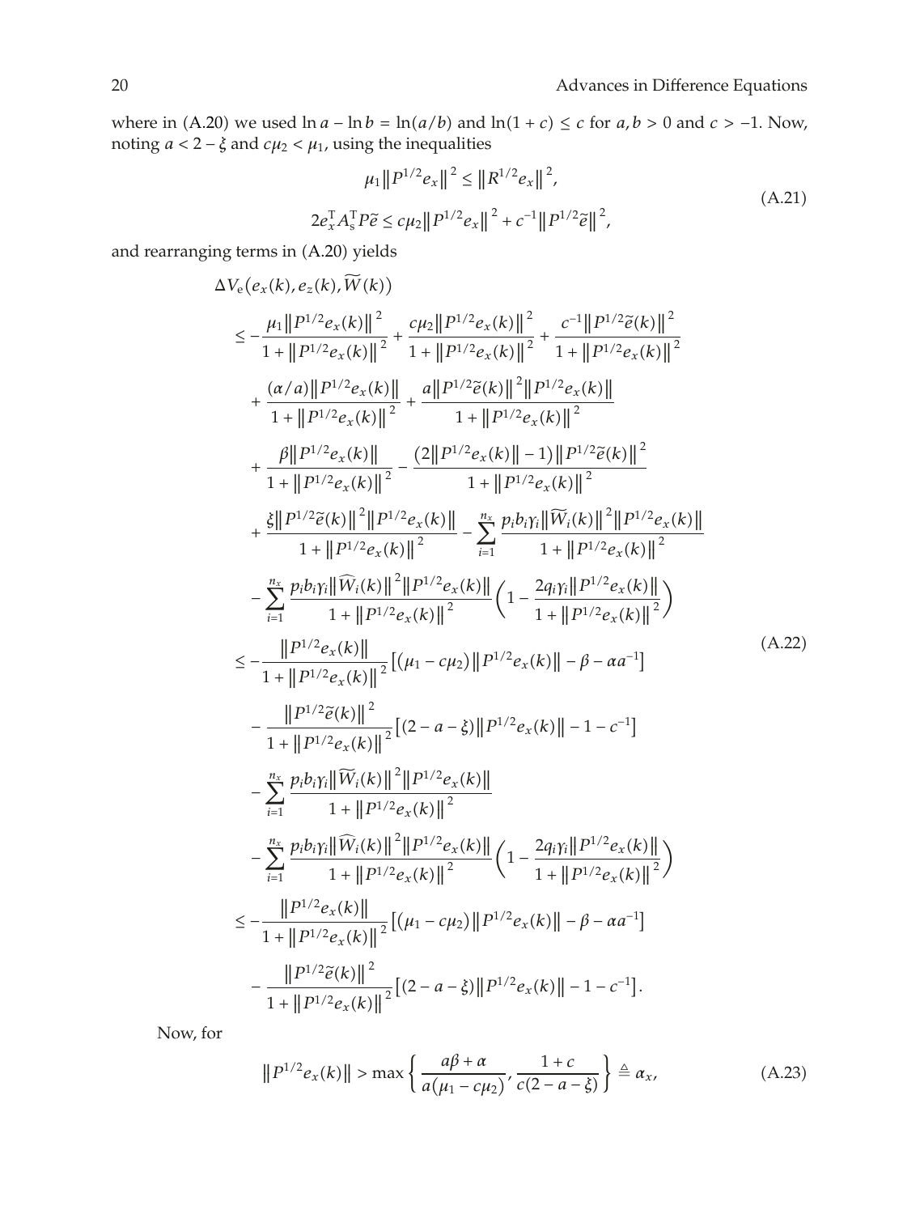where in (A.20) we used $\ln a - \ln b = \ln(a/b)$ and $\ln(1+c) \le c$ for $a, b > 0$ and $c > -1$. Now, noting $a < 2 - \xi$ and $c\mu_2 < \mu_1$, using the inequalities

$$
\begin{aligned}
\mu_1 \left\| P^{1/2} e_x \right\|^2 &\le \left\| R^{1/2} e_x \right\|^2, \\
2 e_x^{\mathrm{T}} A_{\mathrm{s}}^{\mathrm{T}} P \tilde{e} &\le c\mu_2 \left\| P^{1/2} e_x \right\|^2 + c^{-1} \left\| P^{1/2} \tilde{e} \right\|^2,
\end{aligned}
\tag{A.21}
$$

and rearranging terms in (A.20) yields

$$
\begin{aligned}
&\Delta V_{\mathrm{e}}\left(e_x(k), e_z(k), \widetilde{W}(k)\right) \\
&\le -\frac{\mu_1 \left\| P^{1/2} e_x(k) \right\|^2}{1 + \left\| P^{1/2} e_x(k) \right\|^2} + \frac{c\mu_2 \left\| P^{1/2} e_x(k) \right\|^2}{1 + \left\| P^{1/2} e_x(k) \right\|^2} + \frac{c^{-1} \left\| P^{1/2} \tilde{e}(k) \right\|^2}{1 + \left\| P^{1/2} e_x(k) \right\|^2} \\
&\quad + \frac{(\alpha/a) \left\| P^{1/2} e_x(k) \right\|}{1 + \left\| P^{1/2} e_x(k) \right\|^2} + \frac{a \left\| P^{1/2} \tilde{e}(k) \right\|^2 \left\| P^{1/2} e_x(k) \right\|}{1 + \left\| P^{1/2} e_x(k) \right\|^2} \\
&\quad + \frac{\beta \left\| P^{1/2} e_x(k) \right\|}{1 + \left\| P^{1/2} e_x(k) \right\|^2} - \frac{\left(2 \left\| P^{1/2} e_x(k) \right\| - 1\right) \left\| P^{1/2} \tilde{e}(k) \right\|^2}{1 + \left\| P^{1/2} e_x(k) \right\|^2} \\
&\quad + \frac{\xi \left\| P^{1/2} \tilde{e}(k) \right\|^2 \left\| P^{1/2} e_x(k) \right\|}{1 + \left\| P^{1/2} e_x(k) \right\|^2} - \sum_{i=1}^{n_x} \frac{p_i b_i \gamma_i \left\| \widetilde{W}_i(k) \right\|^2 \left\| P^{1/2} e_x(k) \right\|}{1 + \left\| P^{1/2} e_x(k) \right\|^2} \\
&\quad - \sum_{i=1}^{n_x} \frac{p_i b_i \gamma_i \left\| \widehat{W}_i(k) \right\|^2 \left\| P^{1/2} e_x(k) \right\|}{1 + \left\| P^{1/2} e_x(k) \right\|^2} \left( 1 - \frac{2 q_i \gamma_i \left\| P^{1/2} e_x(k) \right\|}{1 + \left\| P^{1/2} e_x(k) \right\|^2} \right) \\
&\le -\frac{\left\| P^{1/2} e_x(k) \right\|}{1 + \left\| P^{1/2} e_x(k) \right\|^2} \left[ (\mu_1 - c\mu_2) \left\| P^{1/2} e_x(k) \right\| - \beta - \alpha a^{-1} \right] \\
&\quad - \frac{\left\| P^{1/2} \tilde{e}(k) \right\|^2}{1 + \left\| P^{1/2} e_x(k) \right\|^2} \left[ (2 - a - \xi) \left\| P^{1/2} e_x(k) \right\| - 1 - c^{-1} \right] \\
&\quad - \sum_{i=1}^{n_x} \frac{p_i b_i \gamma_i \left\| \widetilde{W}_i(k) \right\|^2 \left\| P^{1/2} e_x(k) \right\|}{1 + \left\| P^{1/2} e_x(k) \right\|^2} \\
&\quad - \sum_{i=1}^{n_x} \frac{p_i b_i \gamma_i \left\| \widehat{W}_i(k) \right\|^2 \left\| P^{1/2} e_x(k) \right\|}{1 + \left\| P^{1/2} e_x(k) \right\|^2} \left( 1 - \frac{2 q_i \gamma_i \left\| P^{1/2} e_x(k) \right\|}{1 + \left\| P^{1/2} e_x(k) \right\|^2} \right) \\
&\le -\frac{\left\| P^{1/2} e_x(k) \right\|}{1 + \left\| P^{1/2} e_x(k) \right\|^2} \left[ (\mu_1 - c\mu_2) \left\| P^{1/2} e_x(k) \right\| - \beta - \alpha a^{-1} \right] \\
&\quad - \frac{\left\| P^{1/2} \tilde{e}(k) \right\|^2}{1 + \left\| P^{1/2} e_x(k) \right\|^2} \left[ (2 - a - \xi) \left\| P^{1/2} e_x(k) \right\| - 1 - c^{-1} \right].
\end{aligned}
\tag{A.22}
$$

Now, for

$$
\left\| P^{1/2} e_x(k) \right\| > \max \left\{ \frac{a\beta + \alpha}{a(\mu_1 - c\mu_2)}, \frac{1 + c}{c(2 - a - \xi)} \right\} \triangleq \alpha_x,
\tag{A.23}
$$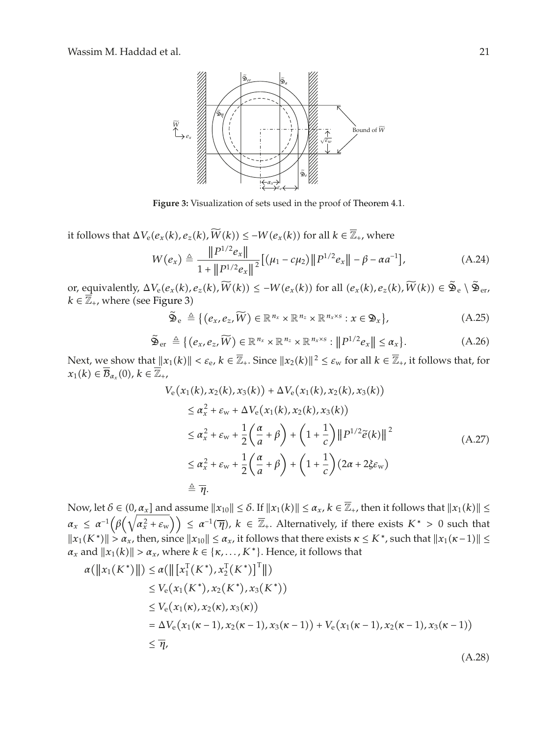**Figure 3:** Visualization of sets used in the proof of Theorem 4.1.

it follows that $\Delta V_{\mathrm{e}}(e_x(k), e_z(k), \widetilde{W}(k)) \leq -W(e_x(k))$ for all $k \in \overline{\mathbb{Z}}_+$, where

$$W(e_x) \triangleq \frac{\|P^{1/2}e_x\|}{1+\|P^{1/2}e_x\|^2}\left[(\mu_1 - c\mu_2)\|P^{1/2}e_x\| - \beta - \alpha a^{-1}\right], \tag{A.24}$$

or, equivalently, $\Delta V_{\mathrm{e}}(e_x(k), e_z(k), \widetilde{W}(k)) \leq -W(e_x(k))$ for all $(e_x(k), e_z(k), \widetilde{W}(k)) \in \widetilde{\mathfrak{D}}_{\mathrm{e}} \setminus \widetilde{\mathfrak{D}}_{\mathrm{er}}$, $k \in \overline{\mathbb{Z}}_+$, where (see Figure 3)

$$\widetilde{\mathfrak{D}}_{\mathrm{e}} \triangleq \left\{(e_x, e_z, \widetilde{W}) \in \mathbb{R}^{n_x} \times \mathbb{R}^{n_z} \times \mathbb{R}^{n_x \times s} : x \in \mathfrak{D}_x\right\}, \tag{A.25}$$

$$\widetilde{\mathfrak{D}}_{\mathrm{er}} \triangleq \left\{(e_x, e_z, \widetilde{W}) \in \mathbb{R}^{n_x} \times \mathbb{R}^{n_z} \times \mathbb{R}^{n_x \times s} : \|P^{1/2}e_x\| \leq \alpha_x\right\}. \tag{A.26}$$

Next, we show that $\|x_1(k)\| < \varepsilon_{\mathrm{e}}$, $k \in \overline{\mathbb{Z}}_+$. Since $\|x_2(k)\|^2 \leq \varepsilon_{\mathrm{w}}$ for all $k \in \overline{\mathbb{Z}}_+$, it follows that, for $x_1(k) \in \overline{\mathcal{B}}_{\alpha_x}(0)$, $k \in \overline{\mathbb{Z}}_+$,

$$\begin{aligned}
V_{\mathrm{e}}&(x_1(k), x_2(k), x_3(k)) + \Delta V_{\mathrm{e}}(x_1(k), x_2(k), x_3(k)) \\
&\leq \alpha_x^2 + \varepsilon_{\mathrm{w}} + \Delta V_{\mathrm{e}}(x_1(k), x_2(k), x_3(k)) \\
&\leq \alpha_x^2 + \varepsilon_{\mathrm{w}} + \frac{1}{2}\left(\frac{\alpha}{a} + \beta\right) + \left(1 + \frac{1}{c}\right)\|P^{1/2}\tilde{e}(k)\|^2 \\
&\leq \alpha_x^2 + \varepsilon_{\mathrm{w}} + \frac{1}{2}\left(\frac{\alpha}{a} + \beta\right) + \left(1 + \frac{1}{c}\right)(2\alpha + 2\xi\varepsilon_{\mathrm{w}}) \\
&\triangleq \overline{\eta}.
\end{aligned} \tag{A.27}$$

Now, let $\delta \in (0, \alpha_x]$ and assume $\|x_{10}\| \leq \delta$. If $\|x_1(k)\| \leq \alpha_x$, $k \in \overline{\mathbb{Z}}_+$, then it follows that $\|x_1(k)\| \leq \alpha_x \leq \alpha^{-1}\left(\beta\left(\sqrt{\alpha_x^2 + \varepsilon_{\mathrm{w}}}\right)\right) \leq \alpha^{-1}(\overline{\eta})$, $k \in \overline{\mathbb{Z}}_+$. Alternatively, if there exists $K^* > 0$ such that $\|x_1(K^*)\| > \alpha_x$, then, since $\|x_{10}\| \leq \alpha_x$, it follows that there exists $\kappa \leq K^*$, such that $\|x_1(\kappa - 1)\| \leq \alpha_x$ and $\|x_1(k)\| > \alpha_x$, where $k \in \{\kappa, \ldots, K^*\}$. Hence, it follows that

$$\begin{aligned}
\alpha(\|x_1(K^*)\|) &\leq \alpha\left(\left\|\left[x_1^{\mathrm{T}}(K^*), x_2^{\mathrm{T}}(K^*)\right]^{\mathrm{T}}\right\|\right) \\
&\leq V_{\mathrm{e}}(x_1(K^*), x_2(K^*), x_3(K^*)) \\
&\leq V_{\mathrm{e}}(x_1(\kappa), x_2(\kappa), x_3(\kappa)) \\
&= \Delta V_{\mathrm{e}}(x_1(\kappa-1), x_2(\kappa-1), x_3(\kappa-1)) + V_{\mathrm{e}}(x_1(\kappa-1), x_2(\kappa-1), x_3(\kappa-1)) \\
&\leq \overline{\eta},
\end{aligned} \tag{A.28}$$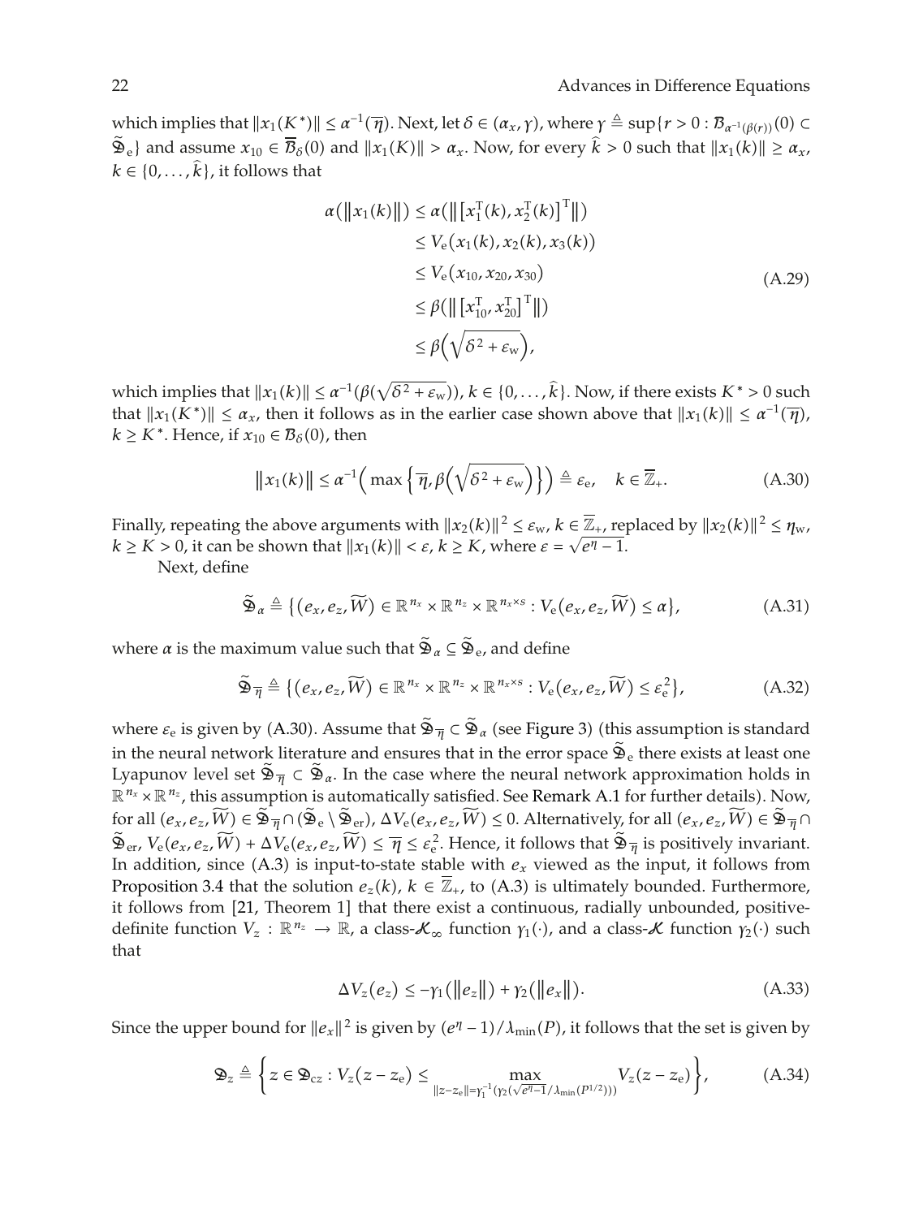which implies that $\|x_1(K^*)\| \le \alpha^{-1}(\overline{\eta})$. Next, let $\delta \in (\alpha_x, \gamma)$, where $\gamma \triangleq \sup\{r > 0 : \mathcal{B}_{\alpha^{-1}(\beta(r))}(0) \subset \widetilde{\mathfrak{D}}_{\mathrm{e}}\}$ and assume $x_{10} \in \overline{\mathcal{B}}_\delta(0)$ and $\|x_1(K)\| > \alpha_x$. Now, for every $\widehat{k} > 0$ such that $\|x_1(k)\| \ge \alpha_x$, $k \in \{0, \ldots, \widehat{k}\}$, it follows that

$$
\begin{aligned}
\alpha(\|x_1(k)\|) &\le \alpha\left(\left\|\left[x_1^{\mathrm{T}}(k), x_2^{\mathrm{T}}(k)\right]^{\mathrm{T}}\right\|\right) \\
&\le V_{\mathrm{e}}(x_1(k), x_2(k), x_3(k)) \\
&\le V_{\mathrm{e}}(x_{10}, x_{20}, x_{30}) \\
&\le \beta\left(\left\|\left[x_{10}^{\mathrm{T}}, x_{20}^{\mathrm{T}}\right]^{\mathrm{T}}\right\|\right) \\
&\le \beta\left(\sqrt{\delta^2 + \varepsilon_{\mathrm{w}}}\right),
\end{aligned}
\tag{A.29}
$$

which implies that $\|x_1(k)\| \le \alpha^{-1}(\beta(\sqrt{\delta^2 + \varepsilon_{\mathrm{w}}}))$, $k \in \{0, \ldots, \widehat{k}\}$. Now, if there exists $K^* > 0$ such that $\|x_1(K^*)\| \le \alpha_x$, then it follows as in the earlier case shown above that $\|x_1(k)\| \le \alpha^{-1}(\overline{\eta})$, $k \ge K^*$. Hence, if $x_{10} \in \mathcal{B}_\delta(0)$, then

$$
\|x_1(k)\| \le \alpha^{-1}\left(\max\left\{\overline{\eta}, \beta\left(\sqrt{\delta^2 + \varepsilon_{\mathrm{w}}}\right)\right\}\right) \triangleq \varepsilon_{\mathrm{e}}, \quad k \in \overline{\mathbb{Z}}_+.
\tag{A.30}
$$

Finally, repeating the above arguments with $\|x_2(k)\|^2 \le \varepsilon_{\mathrm{w}}$, $k \in \overline{\mathbb{Z}}_+$, replaced by $\|x_2(k)\|^2 \le \eta_{\mathrm{w}}$, $k \ge K > 0$, it can be shown that $\|x_1(k)\| < \varepsilon$, $k \ge K$, where $\varepsilon = \sqrt{e^\eta - 1}$.

Next, define

$$
\widetilde{\mathfrak{D}}_\alpha \triangleq \left\{(e_x, e_z, \widetilde{W}) \in \mathbb{R}^{n_x} \times \mathbb{R}^{n_z} \times \mathbb{R}^{n_x \times s} : V_{\mathrm{e}}(e_x, e_z, \widetilde{W}) \le \alpha\right\},
\tag{A.31}
$$

where $\alpha$ is the maximum value such that $\widetilde{\mathfrak{D}}_\alpha \subseteq \widetilde{\mathfrak{D}}_{\mathrm{e}}$, and define

$$
\widetilde{\mathfrak{D}}_{\overline{\eta}} \triangleq \left\{(e_x, e_z, \widetilde{W}) \in \mathbb{R}^{n_x} \times \mathbb{R}^{n_z} \times \mathbb{R}^{n_x \times s} : V_{\mathrm{e}}(e_x, e_z, \widetilde{W}) \le \varepsilon_{\mathrm{e}}^2\right\},
\tag{A.32}
$$

where $\varepsilon_{\mathrm{e}}$ is given by (A.30). Assume that $\widetilde{\mathfrak{D}}_{\overline{\eta}} \subset \widetilde{\mathfrak{D}}_\alpha$ (see Figure 3) (this assumption is standard in the neural network literature and ensures that in the error space $\widetilde{\mathfrak{D}}_{\mathrm{e}}$ there exists at least one Lyapunov level set $\widetilde{\mathfrak{D}}_{\overline{\eta}} \subset \widetilde{\mathfrak{D}}_\alpha$. In the case where the neural network approximation holds in $\mathbb{R}^{n_x} \times \mathbb{R}^{n_z}$, this assumption is automatically satisfied. See Remark A.1 for further details). Now, for all $(e_x, e_z, \widetilde{W}) \in \widetilde{\mathfrak{D}}_{\overline{\eta}} \cap (\widetilde{\mathfrak{D}}_{\mathrm{e}} \setminus \widetilde{\mathfrak{D}}_{\mathrm{er}})$, $\Delta V_{\mathrm{e}}(e_x, e_z, \widetilde{W}) \le 0$. Alternatively, for all $(e_x, e_z, \widetilde{W}) \in \widetilde{\mathfrak{D}}_{\overline{\eta}} \cap \widetilde{\mathfrak{D}}_{\mathrm{er}}$, $V_{\mathrm{e}}(e_x, e_z, \widetilde{W}) + \Delta V_{\mathrm{e}}(e_x, e_z, \widetilde{W}) \le \overline{\eta} \le \varepsilon_{\mathrm{e}}^2$. Hence, it follows that $\widetilde{\mathfrak{D}}_{\overline{\eta}}$ is positively invariant. In addition, since (A.3) is input-to-state stable with $e_x$ viewed as the input, it follows from Proposition 3.4 that the solution $e_z(k)$, $k \in \overline{\mathbb{Z}}_+$, to (A.3) is ultimately bounded. Furthermore, it follows from [21, Theorem 1] that there exist a continuous, radially unbounded, positive-definite function $V_z : \mathbb{R}^{n_z} \to \mathbb{R}$, a class-$\mathcal{K}_\infty$ function $\gamma_1(\cdot)$, and a class-$\mathcal{K}$ function $\gamma_2(\cdot)$ such that

$$
\Delta V_z(e_z) \le -\gamma_1(\|e_z\|) + \gamma_2(\|e_x\|).
\tag{A.33}
$$

Since the upper bound for $\|e_x\|^2$ is given by $(e^\eta - 1)/\lambda_{\min}(P)$, it follows that the set is given by

$$
\mathfrak{D}_z \triangleq \left\{z \in \mathfrak{D}_{\mathrm{cz}} : V_z(z - z_{\mathrm{e}}) \le \max_{\|z - z_{\mathrm{e}}\| = \gamma_1^{-1}(\gamma_2(\sqrt{e^\eta - 1}/\lambda_{\min}(P^{1/2})))} V_z(z - z_{\mathrm{e}})\right\},
\tag{A.34}
$$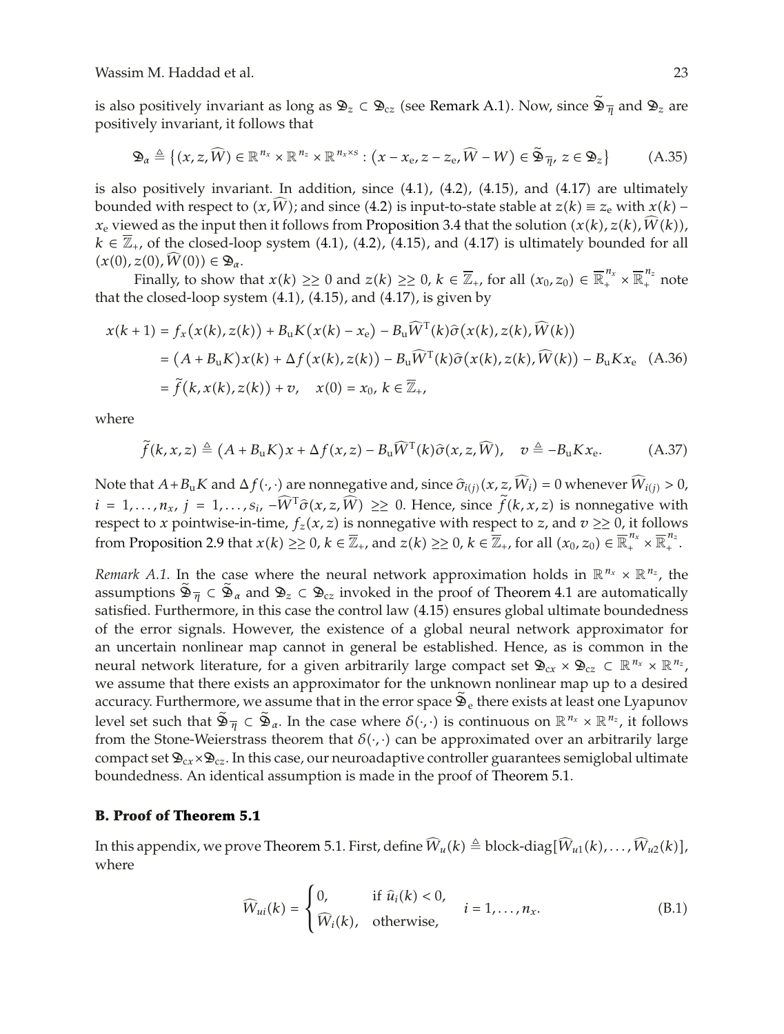is also positively invariant as long as $\mathfrak{D}_z \subset \mathfrak{D}_{cz}$ (see Remark A.1). Now, since $\widetilde{\mathfrak{D}}_{\overline{\eta}}$ and $\mathfrak{D}_z$ are positively invariant, it follows that

$$\mathfrak{D}_\alpha \triangleq \left\{(x, z, \widehat{W}) \in \mathbb{R}^{n_x} \times \mathbb{R}^{n_z} \times \mathbb{R}^{n_x \times s} : \left(x - x_e, z - z_e, \widehat{W} - W\right) \in \widetilde{\mathfrak{D}}_{\overline{\eta}},\ z \in \mathfrak{D}_z\right\} \tag{A.35}$$

is also positively invariant. In addition, since (4.1), (4.2), (4.15), and (4.17) are ultimately bounded with respect to $(x, \widehat{W})$; and since (4.2) is input-to-state stable at $z(k) \equiv z_e$ with $x(k) - x_e$ viewed as the input then it follows from Proposition 3.4 that the solution $(x(k), z(k), \widehat{W}(k))$, $k \in \overline{\mathbb{Z}}_+$, of the closed-loop system (4.1), (4.2), (4.15), and (4.17) is ultimately bounded for all $(x(0), z(0), \widehat{W}(0)) \in \mathfrak{D}_\alpha$.

Finally, to show that $x(k) \geq\geq 0$ and $z(k) \geq\geq 0$, $k \in \overline{\mathbb{Z}}_+$, for all $(x_0, z_0) \in \overline{\mathbb{R}}_+^{n_x} \times \overline{\mathbb{R}}_+^{n_z}$ note that the closed-loop system (4.1), (4.15), and (4.17), is given by

$$\begin{aligned}
x(k+1) &= f_x\left(x(k), z(k)\right) + B_u K\left(x(k) - x_e\right) - B_u \widehat{W}^{\mathrm{T}}(k)\widehat{\sigma}\left(x(k), z(k), \widehat{W}(k)\right) \\
&= \left(A + B_u K\right)x(k) + \Delta f\left(x(k), z(k)\right) - B_u \widehat{W}^{\mathrm{T}}(k)\widehat{\sigma}\left(x(k), z(k), \widehat{W}(k)\right) - B_u K x_e \\
&= \widetilde{f}\left(k, x(k), z(k)\right) + v, \quad x(0) = x_0,\ k \in \overline{\mathbb{Z}}_+,
\end{aligned} \tag{A.36}$$

where

$$\widetilde{f}(k, x, z) \triangleq \left(A + B_u K\right)x + \Delta f(x, z) - B_u \widehat{W}^{\mathrm{T}}(k)\widehat{\sigma}(x, z, \widehat{W}), \quad v \triangleq -B_u K x_e. \tag{A.37}$$

Note that $A + B_u K$ and $\Delta f(\cdot, \cdot)$ are nonnegative and, since $\widehat{\sigma}_{i(j)}(x, z, \widehat{W}_i) = 0$ whenever $\widehat{W}_{i(j)} > 0$, $i = 1, \ldots, n_x$, $j = 1, \ldots, s_i$, $-\widehat{W}^{\mathrm{T}}\widehat{\sigma}(x, z, \widehat{W}) \geq\geq 0$. Hence, since $\widetilde{f}(k, x, z)$ is nonnegative with respect to $x$ pointwise-in-time, $f_z(x, z)$ is nonnegative with respect to $z$, and $v \geq\geq 0$, it follows from Proposition 2.9 that $x(k) \geq\geq 0$, $k \in \overline{\mathbb{Z}}_+$, and $z(k) \geq\geq 0$, $k \in \overline{\mathbb{Z}}_+$, for all $(x_0, z_0) \in \overline{\mathbb{R}}_+^{n_x} \times \overline{\mathbb{R}}_+^{n_z}$.

*Remark A.1.* In the case where the neural network approximation holds in $\mathbb{R}^{n_x} \times \mathbb{R}^{n_z}$, the assumptions $\widetilde{\mathfrak{D}}_{\overline{\eta}} \subset \widetilde{\mathfrak{D}}_\alpha$ and $\mathfrak{D}_z \subset \mathfrak{D}_{cz}$ invoked in the proof of Theorem 4.1 are automatically satisfied. Furthermore, in this case the control law (4.15) ensures global ultimate boundedness of the error signals. However, the existence of a global neural network approximator for an uncertain nonlinear map cannot in general be established. Hence, as is common in the neural network literature, for a given arbitrarily large compact set $\mathfrak{D}_{cx} \times \mathfrak{D}_{cz} \subset \mathbb{R}^{n_x} \times \mathbb{R}^{n_z}$, we assume that there exists an approximator for the unknown nonlinear map up to a desired accuracy. Furthermore, we assume that in the error space $\widetilde{\mathfrak{D}}_e$ there exists at least one Lyapunov level set such that $\widetilde{\mathfrak{D}}_{\overline{\eta}} \subset \widetilde{\mathfrak{D}}_\alpha$. In the case where $\delta(\cdot, \cdot)$ is continuous on $\mathbb{R}^{n_x} \times \mathbb{R}^{n_z}$, it follows from the Stone-Weierstrass theorem that $\delta(\cdot, \cdot)$ can be approximated over an arbitrarily large compact set $\mathfrak{D}_{cx} \times \mathfrak{D}_{cz}$. In this case, our neuroadaptive controller guarantees semiglobal ultimate boundedness. An identical assumption is made in the proof of Theorem 5.1.

## B. Proof of Theorem 5.1

In this appendix, we prove Theorem 5.1. First, define $\widehat{W}_u(k) \triangleq \text{block-diag}[\widehat{W}_{u1}(k), \ldots, \widehat{W}_{u2}(k)]$, where

$$\widehat{W}_{ui}(k) = \begin{cases} 0, & \text{if } \widehat{u}_i(k) < 0, \\ \widehat{W}_i(k), & \text{otherwise,} \end{cases} \quad i = 1, \ldots, n_x. \tag{B.1}$$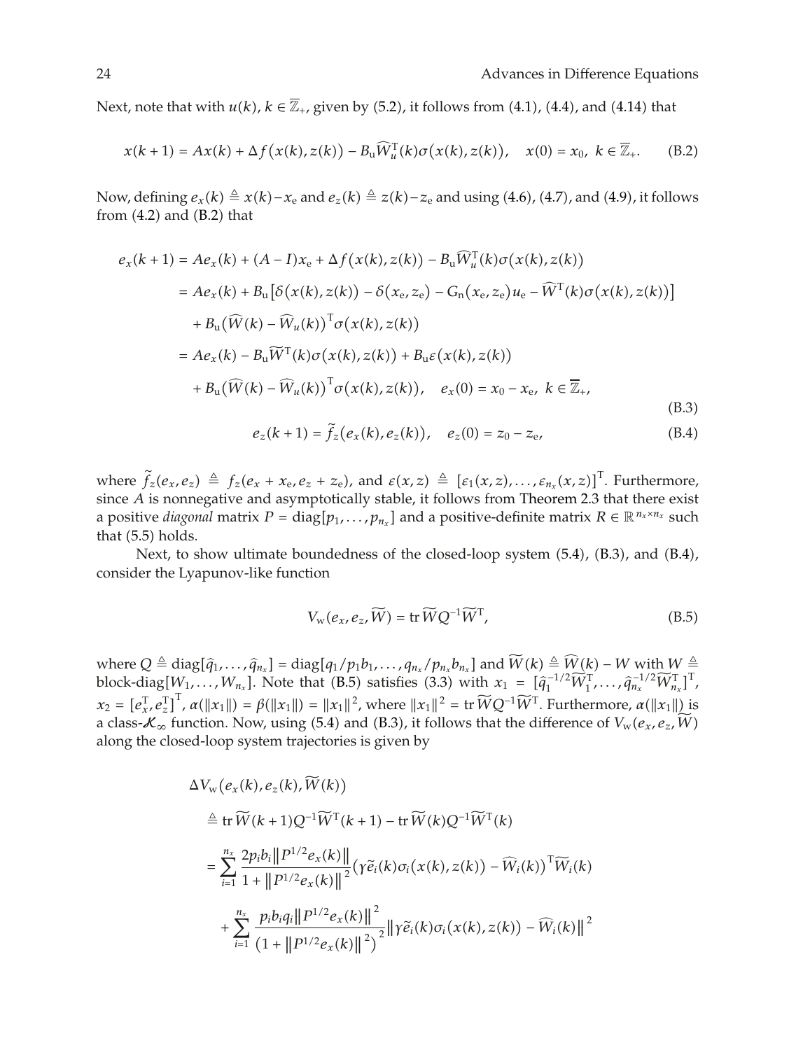Next, note that with $u(k)$, $k \in \overline{\mathbb{Z}}_+$, given by (5.2), it follows from (4.1), (4.4), and (4.14) that

$$x(k+1) = Ax(k) + \Delta f(x(k), z(k)) - B_{\mathrm{u}} \widehat{W}_u^{\mathrm{T}}(k) \sigma(x(k), z(k)), \quad x(0) = x_0, \ k \in \overline{\mathbb{Z}}_+. \tag{B.2}$$

Now, defining $e_x(k) \triangleq x(k) - x_{\mathrm{e}}$ and $e_z(k) \triangleq z(k) - z_{\mathrm{e}}$ and using (4.6), (4.7), and (4.9), it follows from (4.2) and (B.2) that

$$\begin{aligned}
e_x(k+1) &= Ae_x(k) + (A - I)x_{\mathrm{e}} + \Delta f(x(k), z(k)) - B_{\mathrm{u}} \widehat{W}_u^{\mathrm{T}}(k) \sigma(x(k), z(k)) \\
&= Ae_x(k) + B_{\mathrm{u}} \left[ \delta(x(k), z(k)) - \delta(x_{\mathrm{e}}, z_{\mathrm{e}}) - G_{\mathrm{n}}(x_{\mathrm{e}}, z_{\mathrm{e}}) u_{\mathrm{e}} - \widehat{W}^{\mathrm{T}}(k) \sigma(x(k), z(k)) \right] \\
&\quad + B_{\mathrm{u}} \left( \widehat{W}(k) - \widehat{W}_u(k) \right)^{\mathrm{T}} \sigma(x(k), z(k)) \\
&= Ae_x(k) - B_{\mathrm{u}} \widetilde{W}^{\mathrm{T}}(k) \sigma(x(k), z(k)) + B_{\mathrm{u}} \varepsilon(x(k), z(k)) \\
&\quad + B_{\mathrm{u}} \left( \widehat{W}(k) - \widehat{W}_u(k) \right)^{\mathrm{T}} \sigma(x(k), z(k)), \quad e_x(0) = x_0 - x_{\mathrm{e}}, \ k \in \overline{\mathbb{Z}}_+,
\end{aligned} \tag{B.3}$$

$$e_z(k+1) = \widetilde{f}_z(e_x(k), e_z(k)), \quad e_z(0) = z_0 - z_{\mathrm{e}}, \tag{B.4}$$

where $\widetilde{f}_z(e_x, e_z) \triangleq f_z(e_x + x_{\mathrm{e}}, e_z + z_{\mathrm{e}})$, and $\varepsilon(x, z) \triangleq [\varepsilon_1(x, z), \ldots, \varepsilon_{n_x}(x, z)]^{\mathrm{T}}$. Furthermore, since $A$ is nonnegative and asymptotically stable, it follows from Theorem 2.3 that there exist a positive *diagonal* matrix $P = \mathrm{diag}[p_1, \ldots, p_{n_x}]$ and a positive-definite matrix $R \in \mathbb{R}^{n_x \times n_x}$ such that (5.5) holds.

Next, to show ultimate boundedness of the closed-loop system (5.4), (B.3), and (B.4), consider the Lyapunov-like function

$$V_{\mathrm{w}}(e_x, e_z, \widetilde{W}) = \mathrm{tr}\, \widetilde{W} Q^{-1} \widetilde{W}^{\mathrm{T}}, \tag{B.5}$$

where $Q \triangleq \mathrm{diag}[\hat{q}_1, \ldots, \hat{q}_{n_x}] = \mathrm{diag}[q_1/p_1 b_1, \ldots, q_{n_x}/p_{n_x} b_{n_x}]$ and $\widetilde{W}(k) \triangleq \widehat{W}(k) - W$ with $W \triangleq$ block-diag$[W_1, \ldots, W_{n_x}]$. Note that (B.5) satisfies (3.3) with $x_1 = [\hat{q}_1^{-1/2} \widetilde{W}_1^{\mathrm{T}}, \ldots, \hat{q}_{n_x}^{-1/2} \widetilde{W}_{n_x}^{\mathrm{T}}]^{\mathrm{T}}$, $x_2 = [e_x^{\mathrm{T}}, e_z^{\mathrm{T}}]^{\mathrm{T}}$, $\alpha(\|x_1\|) = \beta(\|x_1\|) = \|x_1\|^2$, where $\|x_1\|^2 = \mathrm{tr}\, \widetilde{W} Q^{-1} \widetilde{W}^{\mathrm{T}}$. Furthermore, $\alpha(\|x_1\|)$ is a class-$\mathcal{K}_\infty$ function. Now, using (5.4) and (B.3), it follows that the difference of $V_{\mathrm{w}}(e_x, e_z, \widetilde{W})$ along the closed-loop system trajectories is given by

$$\begin{aligned}
&\Delta V_{\mathrm{w}}(e_x(k), e_z(k), \widetilde{W}(k)) \\
&\quad \triangleq \mathrm{tr}\, \widetilde{W}(k+1) Q^{-1} \widetilde{W}^{\mathrm{T}}(k+1) - \mathrm{tr}\, \widetilde{W}(k) Q^{-1} \widetilde{W}^{\mathrm{T}}(k) \\
&\quad = \sum_{i=1}^{n_x} \frac{2 p_i b_i \| P^{1/2} e_x(k) \|}{1 + \| P^{1/2} e_x(k) \|^2} \left( \gamma \tilde{e}_i(k) \sigma_i(x(k), z(k)) - \widehat{W}_i(k) \right)^{\mathrm{T}} \widetilde{W}_i(k) \\
&\qquad + \sum_{i=1}^{n_x} \frac{p_i b_i q_i \| P^{1/2} e_x(k) \|^2}{\left( 1 + \| P^{1/2} e_x(k) \|^2 \right)^2} \left\| \gamma \tilde{e}_i(k) \sigma_i(x(k), z(k)) - \widehat{W}_i(k) \right\|^2
\end{aligned}$$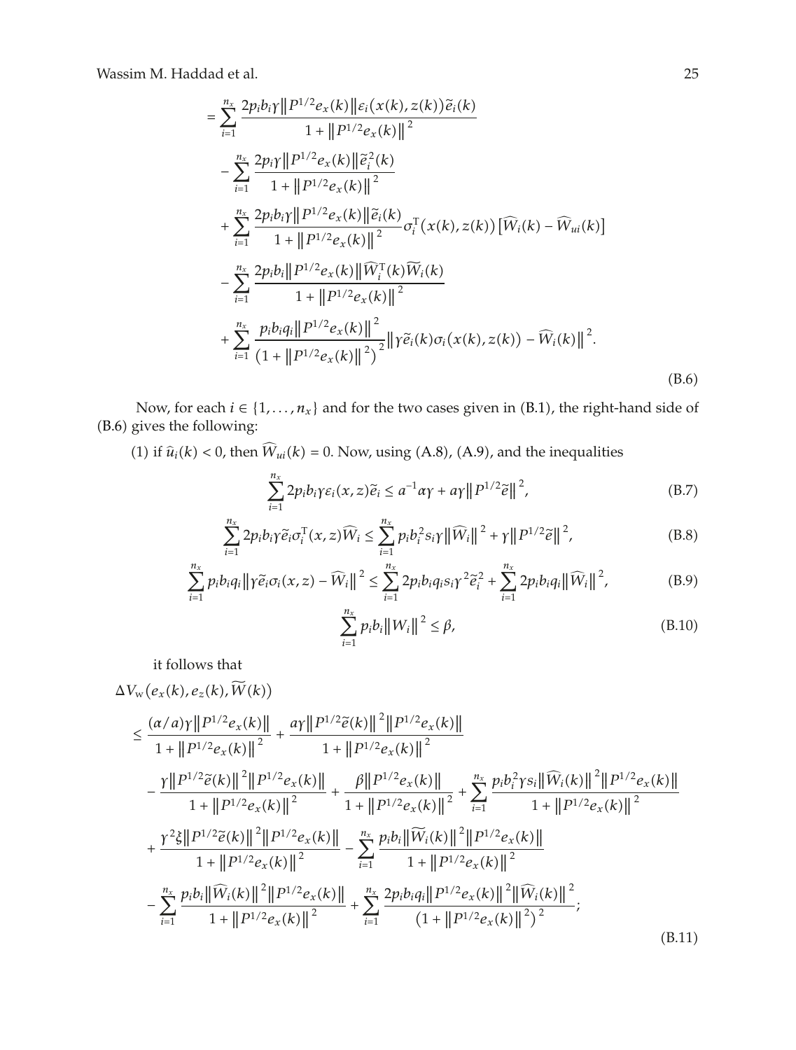$$
\begin{aligned}
&= \sum_{i=1}^{n_x} \frac{2p_i b_i \gamma \|P^{1/2} e_x(k)\| \varepsilon_i(x(k), z(k)) \widetilde{e}_i(k)}{1 + \|P^{1/2} e_x(k)\|^2} \\
&\quad - \sum_{i=1}^{n_x} \frac{2p_i \gamma \|P^{1/2} e_x(k)\| \widetilde{e}_i^2(k)}{1 + \|P^{1/2} e_x(k)\|^2} \\
&\quad + \sum_{i=1}^{n_x} \frac{2p_i b_i \gamma \|P^{1/2} e_x(k)\| \widetilde{e}_i(k)}{1 + \|P^{1/2} e_x(k)\|^2} \sigma_i^{\mathrm{T}}(x(k), z(k)) \left[\widehat{W}_i(k) - \widehat{W}_{ui}(k)\right] \\
&\quad - \sum_{i=1}^{n_x} \frac{2p_i b_i \|P^{1/2} e_x(k)\| \widehat{W}_i^{\mathrm{T}}(k) \widetilde{W}_i(k)}{1 + \|P^{1/2} e_x(k)\|^2} \\
&\quad + \sum_{i=1}^{n_x} \frac{p_i b_i q_i \|P^{1/2} e_x(k)\|^2}{\left(1 + \|P^{1/2} e_x(k)\|^2\right)^2} \left\|\gamma \widetilde{e}_i(k) \sigma_i(x(k), z(k)) - \widehat{W}_i(k)\right\|^2.
\end{aligned}
\tag{B.6}
$$

Now, for each $i \in \{1, \ldots, n_x\}$ and for the two cases given in (B.1), the right-hand side of (B.6) gives the following:

(1) if $\hat{u}_i(k) < 0$, then $\widehat{W}_{ui}(k) = 0$. Now, using (A.8), (A.9), and the inequalities

$$
\sum_{i=1}^{n_x} 2p_i b_i \gamma \varepsilon_i(x, z) \widetilde{e}_i \le a^{-1} \alpha \gamma + a \gamma \|P^{1/2} \widetilde{e}\|^2, \tag{B.7}
$$

$$
\sum_{i=1}^{n_x} 2p_i b_i \gamma \widetilde{e}_i \sigma_i^{\mathrm{T}}(x, z) \widehat{W}_i \le \sum_{i=1}^{n_x} p_i b_i^2 s_i \gamma \|\widehat{W}_i\|^2 + \gamma \|P^{1/2} \widetilde{e}\|^2, \tag{B.8}
$$

$$
\sum_{i=1}^{n_x} p_i b_i q_i \left\|\gamma \widetilde{e}_i \sigma_i(x, z) - \widehat{W}_i\right\|^2 \le \sum_{i=1}^{n_x} 2p_i b_i q_i s_i \gamma^2 \widetilde{e}_i^2 + \sum_{i=1}^{n_x} 2p_i b_i q_i \|\widehat{W}_i\|^2, \tag{B.9}
$$

$$
\sum_{i=1}^{n_x} p_i b_i \|W_i\|^2 \le \beta, \tag{B.10}
$$

it follows that

$$
\begin{aligned}
&\Delta V_{\mathrm{w}}\left(e_x(k), e_z(k), \widetilde{W}(k)\right) \\
&\le \frac{(\alpha/a) \gamma \|P^{1/2} e_x(k)\|}{1 + \|P^{1/2} e_x(k)\|^2} + \frac{a \gamma \|P^{1/2} \widetilde{e}(k)\|^2 \|P^{1/2} e_x(k)\|}{1 + \|P^{1/2} e_x(k)\|^2} \\
&\quad - \frac{\gamma \|P^{1/2} \widetilde{e}(k)\|^2 \|P^{1/2} e_x(k)\|}{1 + \|P^{1/2} e_x(k)\|^2} + \frac{\beta \|P^{1/2} e_x(k)\|}{1 + \|P^{1/2} e_x(k)\|^2} + \sum_{i=1}^{n_x} \frac{p_i b_i^2 \gamma s_i \|\widehat{W}_i(k)\|^2 \|P^{1/2} e_x(k)\|}{1 + \|P^{1/2} e_x(k)\|^2} \\
&\quad + \frac{\gamma^2 \xi \|P^{1/2} \widetilde{e}(k)\|^2 \|P^{1/2} e_x(k)\|}{1 + \|P^{1/2} e_x(k)\|^2} - \sum_{i=1}^{n_x} \frac{p_i b_i \|\widetilde{W}_i(k)\|^2 \|P^{1/2} e_x(k)\|}{1 + \|P^{1/2} e_x(k)\|^2} \\
&\quad - \sum_{i=1}^{n_x} \frac{p_i b_i \|\widehat{W}_i(k)\|^2 \|P^{1/2} e_x(k)\|}{1 + \|P^{1/2} e_x(k)\|^2} + \sum_{i=1}^{n_x} \frac{2p_i b_i q_i \|P^{1/2} e_x(k)\|^2 \|\widehat{W}_i(k)\|^2}{\left(1 + \|P^{1/2} e_x(k)\|^2\right)^2};
\end{aligned}
\tag{B.11}
$$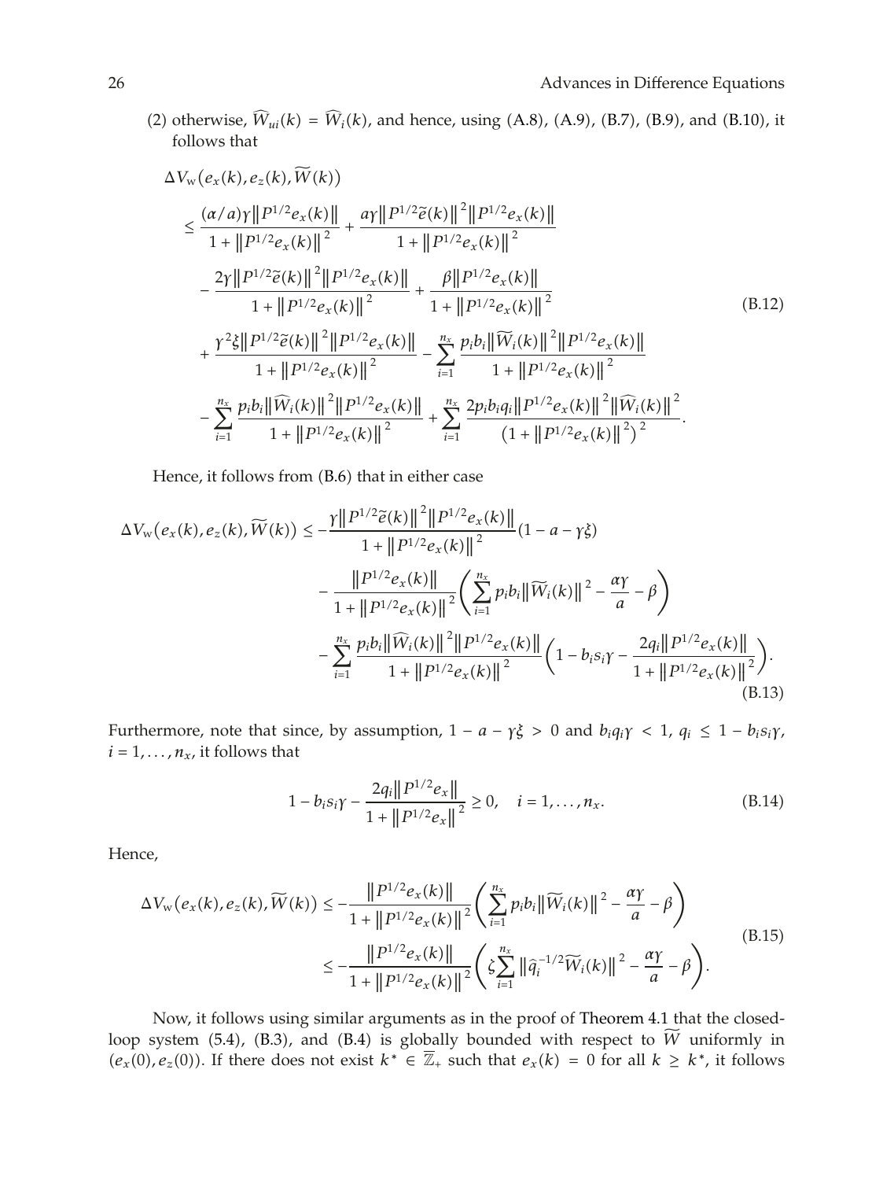(2) otherwise, $\widehat{W}_{ui}(k) = \widehat{W}_i(k)$, and hence, using (A.8), (A.9), (B.7), (B.9), and (B.10), it follows that

$$
\begin{aligned}
\Delta V_{\mathrm{w}}\big(e_x(k), e_z(k), \widetilde{W}(k)\big)
&\leq \frac{(\alpha/a)\gamma\big\|P^{1/2}e_x(k)\big\|}{1+\big\|P^{1/2}e_x(k)\big\|^2} + \frac{a\gamma\big\|P^{1/2}\widetilde{e}(k)\big\|^2\big\|P^{1/2}e_x(k)\big\|}{1+\big\|P^{1/2}e_x(k)\big\|^2} \\
&\quad - \frac{2\gamma\big\|P^{1/2}\widetilde{e}(k)\big\|^2\big\|P^{1/2}e_x(k)\big\|}{1+\big\|P^{1/2}e_x(k)\big\|^2} + \frac{\beta\big\|P^{1/2}e_x(k)\big\|}{1+\big\|P^{1/2}e_x(k)\big\|^2} \\
&\quad + \frac{\gamma^2\xi\big\|P^{1/2}\widetilde{e}(k)\big\|^2\big\|P^{1/2}e_x(k)\big\|}{1+\big\|P^{1/2}e_x(k)\big\|^2} - \sum_{i=1}^{n_x}\frac{p_ib_i\big\|\widetilde{W}_i(k)\big\|^2\big\|P^{1/2}e_x(k)\big\|}{1+\big\|P^{1/2}e_x(k)\big\|^2} \\
&\quad - \sum_{i=1}^{n_x}\frac{p_ib_i\big\|\widehat{W}_i(k)\big\|^2\big\|P^{1/2}e_x(k)\big\|}{1+\big\|P^{1/2}e_x(k)\big\|^2} + \sum_{i=1}^{n_x}\frac{2p_ib_iq_i\big\|P^{1/2}e_x(k)\big\|^2\big\|\widehat{W}_i(k)\big\|^2}{\big(1+\big\|P^{1/2}e_x(k)\big\|^2\big)^2}.
\end{aligned}
\tag{B.12}
$$

Hence, it follows from (B.6) that in either case

$$
\begin{aligned}
\Delta V_{\mathrm{w}}\big(e_x(k), e_z(k), \widetilde{W}(k)\big) &\leq -\frac{\gamma\big\|P^{1/2}\widetilde{e}(k)\big\|^2\big\|P^{1/2}e_x(k)\big\|}{1+\big\|P^{1/2}e_x(k)\big\|^2}(1-a-\gamma\xi) \\
&\quad - \frac{\big\|P^{1/2}e_x(k)\big\|}{1+\big\|P^{1/2}e_x(k)\big\|^2}\left(\sum_{i=1}^{n_x}p_ib_i\big\|\widetilde{W}_i(k)\big\|^2 - \frac{\alpha\gamma}{a} - \beta\right) \\
&\quad - \sum_{i=1}^{n_x}\frac{p_ib_i\big\|\widehat{W}_i(k)\big\|^2\big\|P^{1/2}e_x(k)\big\|}{1+\big\|P^{1/2}e_x(k)\big\|^2}\left(1-b_is_i\gamma - \frac{2q_i\big\|P^{1/2}e_x(k)\big\|}{1+\big\|P^{1/2}e_x(k)\big\|^2}\right).
\end{aligned}
\tag{B.13}
$$

Furthermore, note that since, by assumption, $1-a-\gamma\xi > 0$ and $b_iq_i\gamma < 1$, $q_i \leq 1-b_is_i\gamma$, $i=1,\ldots,n_x$, it follows that

$$
1-b_is_i\gamma - \frac{2q_i\big\|P^{1/2}e_x\big\|}{1+\big\|P^{1/2}e_x\big\|^2} \geq 0, \quad i=1,\ldots,n_x. \tag{B.14}
$$

Hence,

$$
\begin{aligned}
\Delta V_{\mathrm{w}}\big(e_x(k), e_z(k), \widetilde{W}(k)\big) &\leq -\frac{\big\|P^{1/2}e_x(k)\big\|}{1+\big\|P^{1/2}e_x(k)\big\|^2}\left(\sum_{i=1}^{n_x}p_ib_i\big\|\widetilde{W}_i(k)\big\|^2 - \frac{\alpha\gamma}{a} - \beta\right) \\
&\leq -\frac{\big\|P^{1/2}e_x(k)\big\|}{1+\big\|P^{1/2}e_x(k)\big\|^2}\left(\zeta\sum_{i=1}^{n_x}\big\|\widehat{q}_i^{-1/2}\widetilde{W}_i(k)\big\|^2 - \frac{\alpha\gamma}{a} - \beta\right).
\end{aligned}
\tag{B.15}
$$

Now, it follows using similar arguments as in the proof of Theorem 4.1 that the closed-loop system (5.4), (B.3), and (B.4) is globally bounded with respect to $\widetilde{W}$ uniformly in $(e_x(0), e_z(0))$. If there does not exist $k^* \in \overline{\mathbb{Z}}_+$ such that $e_x(k) = 0$ for all $k \geq k^*$, it follows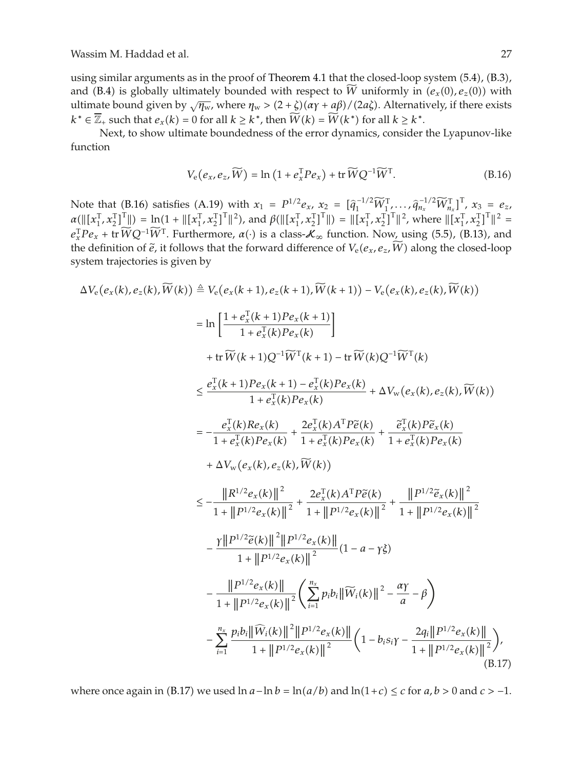using similar arguments as in the proof of Theorem 4.1 that the closed-loop system (5.4), (B.3), and (B.4) is globally ultimately bounded with respect to $\widetilde{W}$ uniformly in $(e_x(0), e_z(0))$ with ultimate bound given by $\sqrt{\eta_{\rm w}}$, where $\eta_{\rm w} > (2+\zeta)(\alpha\gamma + a\beta)/(2a\zeta)$. Alternatively, if there exists $k^* \in \overline{\mathbb{Z}}_+$ such that $e_x(k) = 0$ for all $k \geq k^*$, then $\widetilde{W}(k) = \widetilde{W}(k^*)$ for all $k \geq k^*$.

Next, to show ultimate boundedness of the error dynamics, consider the Lyapunov-like function

$$V_{\rm e}(e_x, e_z, \widetilde{W}) = \ln\left(1 + e_x^{\rm T} P e_x\right) + \operatorname{tr} \widetilde{W} Q^{-1} \widetilde{W}^{\rm T}. \tag{B.16}$$

Note that (B.16) satisfies (A.19) with $x_1 = P^{1/2}e_x$, $x_2 = [\hat{q}_1^{-1/2}\widetilde{W}_1^{\rm T}, \ldots, \hat{q}_{n_x}^{-1/2}\widetilde{W}_{n_x}^{\rm T}]^{\rm T}$, $x_3 = e_z$, $\alpha(\|[x_1^{\rm T}, x_2^{\rm T}]^{\rm T}\|) = \ln(1 + \|[x_1^{\rm T}, x_2^{\rm T}]^{\rm T}\|^2)$, and $\beta(\|[x_1^{\rm T}, x_2^{\rm T}]^{\rm T}\|) = \|[x_1^{\rm T}, x_2^{\rm T}]^{\rm T}\|^2$, where $\|[x_1^{\rm T}, x_2^{\rm T}]^{\rm T}\|^2 = e_x^{\rm T} P e_x + \operatorname{tr} \widetilde{W} Q^{-1} \widetilde{W}^{\rm T}$. Furthermore, $\alpha(\cdot)$ is a class-$\mathcal{K}_\infty$ function. Now, using (5.5), (B.13), and the definition of $\tilde{e}$, it follows that the forward difference of $V_{\rm e}(e_x, e_z, \widetilde{W})$ along the closed-loop system trajectories is given by

$$\begin{aligned}
\Delta V_{\rm e}\big(e_x(k), e_z(k), \widetilde{W}(k)\big) &\triangleq V_{\rm e}\big(e_x(k+1), e_z(k+1), \widetilde{W}(k+1)\big) - V_{\rm e}\big(e_x(k), e_z(k), \widetilde{W}(k)\big) \\
&= \ln\left[\frac{1 + e_x^{\rm T}(k+1) P e_x(k+1)}{1 + e_x^{\rm T}(k) P e_x(k)}\right] \\
&\quad + \operatorname{tr} \widetilde{W}(k+1) Q^{-1} \widetilde{W}^{\rm T}(k+1) - \operatorname{tr} \widetilde{W}(k) Q^{-1} \widetilde{W}^{\rm T}(k) \\
&\leq \frac{e_x^{\rm T}(k+1) P e_x(k+1) - e_x^{\rm T}(k) P e_x(k)}{1 + e_x^{\rm T}(k) P e_x(k)} + \Delta V_{\rm w}\big(e_x(k), e_z(k), \widetilde{W}(k)\big) \\
&= -\frac{e_x^{\rm T}(k) R e_x(k)}{1 + e_x^{\rm T}(k) P e_x(k)} + \frac{2 e_x^{\rm T}(k) A^{\rm T} P \tilde{e}(k)}{1 + e_x^{\rm T}(k) P e_x(k)} + \frac{\tilde{e}_x^{\rm T}(k) P \tilde{e}_x(k)}{1 + e_x^{\rm T}(k) P e_x(k)} \\
&\quad + \Delta V_{\rm w}\big(e_x(k), e_z(k), \widetilde{W}(k)\big) \\
&\leq -\frac{\left\|R^{1/2} e_x(k)\right\|^2}{1 + \left\|P^{1/2} e_x(k)\right\|^2} + \frac{2 e_x^{\rm T}(k) A^{\rm T} P \tilde{e}(k)}{1 + \left\|P^{1/2} e_x(k)\right\|^2} + \frac{\left\|P^{1/2} \tilde{e}_x(k)\right\|^2}{1 + \left\|P^{1/2} e_x(k)\right\|^2} \\
&\quad - \frac{\gamma \left\|P^{1/2} \tilde{e}(k)\right\|^2 \left\|P^{1/2} e_x(k)\right\|}{1 + \left\|P^{1/2} e_x(k)\right\|^2} (1 - a - \gamma\xi) \\
&\quad - \frac{\left\|P^{1/2} e_x(k)\right\|}{1 + \left\|P^{1/2} e_x(k)\right\|^2} \left(\sum_{i=1}^{n_x} p_i b_i \left\|\widetilde{W}_i(k)\right\|^2 - \frac{\alpha\gamma}{a} - \beta\right) \\
&\quad - \sum_{i=1}^{n_x} \frac{p_i b_i \left\|\widehat{W}_i(k)\right\|^2 \left\|P^{1/2} e_x(k)\right\|}{1 + \left\|P^{1/2} e_x(k)\right\|^2} \left(1 - b_i s_i \gamma - \frac{2 q_i \left\|P^{1/2} e_x(k)\right\|}{1 + \left\|P^{1/2} e_x(k)\right\|^2}\right),
\end{aligned} \tag{B.17}$$

where once again in (B.17) we used $\ln a - \ln b = \ln(a/b)$ and $\ln(1+c) \leq c$ for $a, b > 0$ and $c > -1$.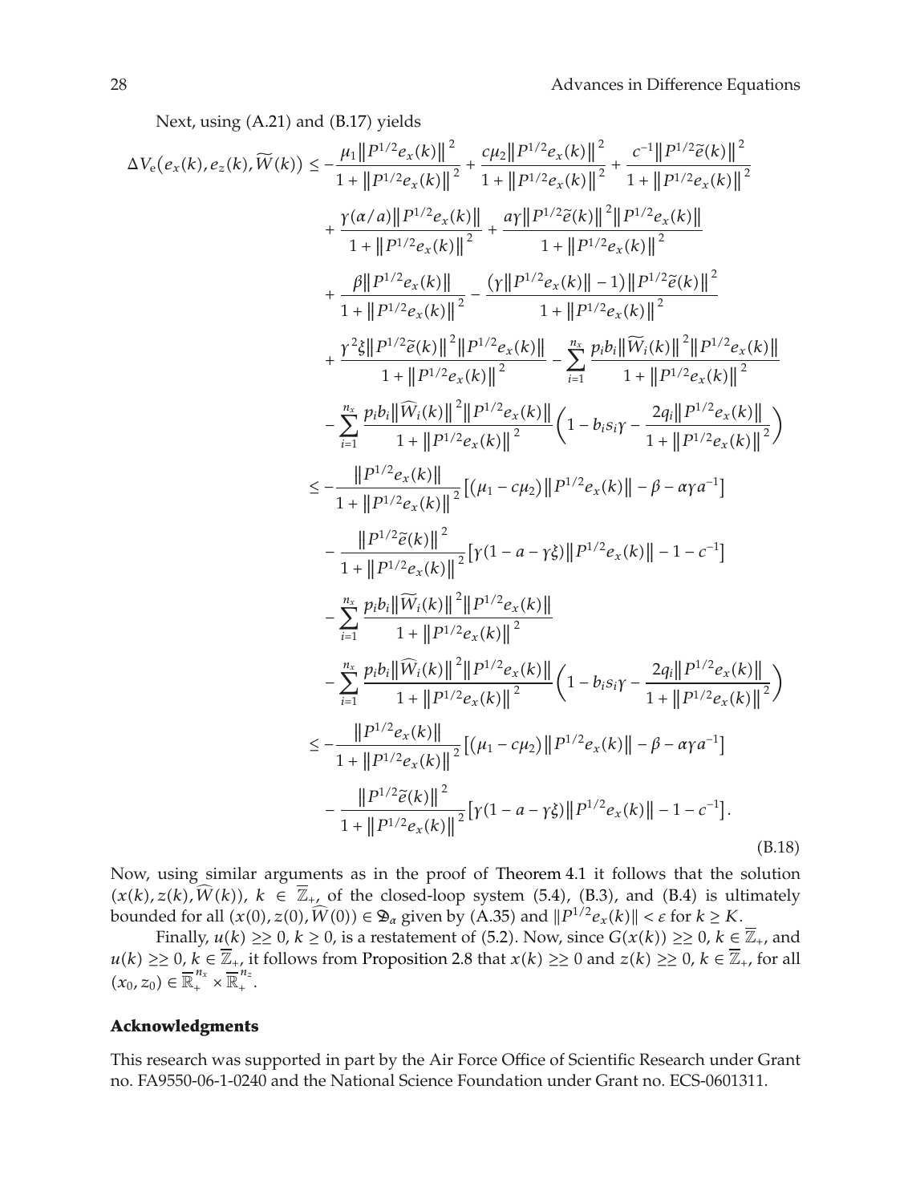Next, using (A.21) and (B.17) yields

$$
\begin{aligned}
\Delta V_{\mathrm{e}}\left(e_x(k), e_z(k), \widetilde{W}(k)\right) \leq & -\frac{\mu_1\left\|P^{1/2}e_x(k)\right\|^2}{1+\left\|P^{1/2}e_x(k)\right\|^2}+\frac{c\mu_2\left\|P^{1/2}e_x(k)\right\|^2}{1+\left\|P^{1/2}e_x(k)\right\|^2}+\frac{c^{-1}\left\|P^{1/2}\widetilde{e}(k)\right\|^2}{1+\left\|P^{1/2}e_x(k)\right\|^2} \\
& +\frac{\gamma(\alpha/a)\left\|P^{1/2}e_x(k)\right\|}{1+\left\|P^{1/2}e_x(k)\right\|^2}+\frac{a\gamma\left\|P^{1/2}\widetilde{e}(k)\right\|^2\left\|P^{1/2}e_x(k)\right\|}{1+\left\|P^{1/2}e_x(k)\right\|^2} \\
& +\frac{\beta\left\|P^{1/2}e_x(k)\right\|}{1+\left\|P^{1/2}e_x(k)\right\|^2}-\frac{\left(\gamma\left\|P^{1/2}e_x(k)\right\|-1\right)\left\|P^{1/2}\widetilde{e}(k)\right\|^2}{1+\left\|P^{1/2}e_x(k)\right\|^2} \\
& +\frac{\gamma^2\xi\left\|P^{1/2}\widetilde{e}(k)\right\|^2\left\|P^{1/2}e_x(k)\right\|}{1+\left\|P^{1/2}e_x(k)\right\|^2}-\sum_{i=1}^{n_x}\frac{p_ib_i\left\|\widetilde{W}_i(k)\right\|^2\left\|P^{1/2}e_x(k)\right\|}{1+\left\|P^{1/2}e_x(k)\right\|^2} \\
& -\sum_{i=1}^{n_x}\frac{p_ib_i\left\|\widehat{W}_i(k)\right\|^2\left\|P^{1/2}e_x(k)\right\|}{1+\left\|P^{1/2}e_x(k)\right\|^2}\left(1-b_is_i\gamma-\frac{2q_i\left\|P^{1/2}e_x(k)\right\|}{1+\left\|P^{1/2}e_x(k)\right\|^2}\right) \\
\leq & -\frac{\left\|P^{1/2}e_x(k)\right\|}{1+\left\|P^{1/2}e_x(k)\right\|^2}\left[\left(\mu_1-c\mu_2\right)\left\|P^{1/2}e_x(k)\right\|-\beta-\alpha\gamma a^{-1}\right] \\
& -\frac{\left\|P^{1/2}\widetilde{e}(k)\right\|^2}{1+\left\|P^{1/2}e_x(k)\right\|^2}\left[\gamma(1-a-\gamma\xi)\left\|P^{1/2}e_x(k)\right\|-1-c^{-1}\right] \\
& -\sum_{i=1}^{n_x}\frac{p_ib_i\left\|\widetilde{W}_i(k)\right\|^2\left\|P^{1/2}e_x(k)\right\|}{1+\left\|P^{1/2}e_x(k)\right\|^2} \\
& -\sum_{i=1}^{n_x}\frac{p_ib_i\left\|\widehat{W}_i(k)\right\|^2\left\|P^{1/2}e_x(k)\right\|}{1+\left\|P^{1/2}e_x(k)\right\|^2}\left(1-b_is_i\gamma-\frac{2q_i\left\|P^{1/2}e_x(k)\right\|}{1+\left\|P^{1/2}e_x(k)\right\|^2}\right) \\
\leq & -\frac{\left\|P^{1/2}e_x(k)\right\|}{1+\left\|P^{1/2}e_x(k)\right\|^2}\left[\left(\mu_1-c\mu_2\right)\left\|P^{1/2}e_x(k)\right\|-\beta-\alpha\gamma a^{-1}\right] \\
& -\frac{\left\|P^{1/2}\widetilde{e}(k)\right\|^2}{1+\left\|P^{1/2}e_x(k)\right\|^2}\left[\gamma(1-a-\gamma\xi)\left\|P^{1/2}e_x(k)\right\|-1-c^{-1}\right].
\end{aligned}
\tag{B.18}
$$

Now, using similar arguments as in the proof of Theorem 4.1 it follows that the solution $(x(k), z(k), \widehat{W}(k))$, $k \in \overline{\mathbb{Z}}_+$, of the closed-loop system (5.4), (B.3), and (B.4) is ultimately bounded for all $(x(0), z(0), \widehat{W}(0)) \in \mathfrak{D}_\alpha$ given by (A.35) and $\|P^{1/2}e_x(k)\| < \varepsilon$ for $k \geq K$.

Finally, $u(k) \geq\geq 0$, $k \geq 0$, is a restatement of (5.2). Now, since $G(x(k)) \geq\geq 0$, $k \in \overline{\mathbb{Z}}_+$, and $u(k) \geq\geq 0$, $k \in \overline{\mathbb{Z}}_+$, it follows from Proposition 2.8 that $x(k) \geq\geq 0$ and $z(k) \geq\geq 0$, $k \in \overline{\mathbb{Z}}_+$, for all $(x_0, z_0) \in \overline{\mathbb{R}}_+^{n_x} \times \overline{\mathbb{R}}_+^{n_z}$.

## Acknowledgments

This research was supported in part by the Air Force Office of Scientific Research under Grant no. FA9550-06-1-0240 and the National Science Foundation under Grant no. ECS-0601311.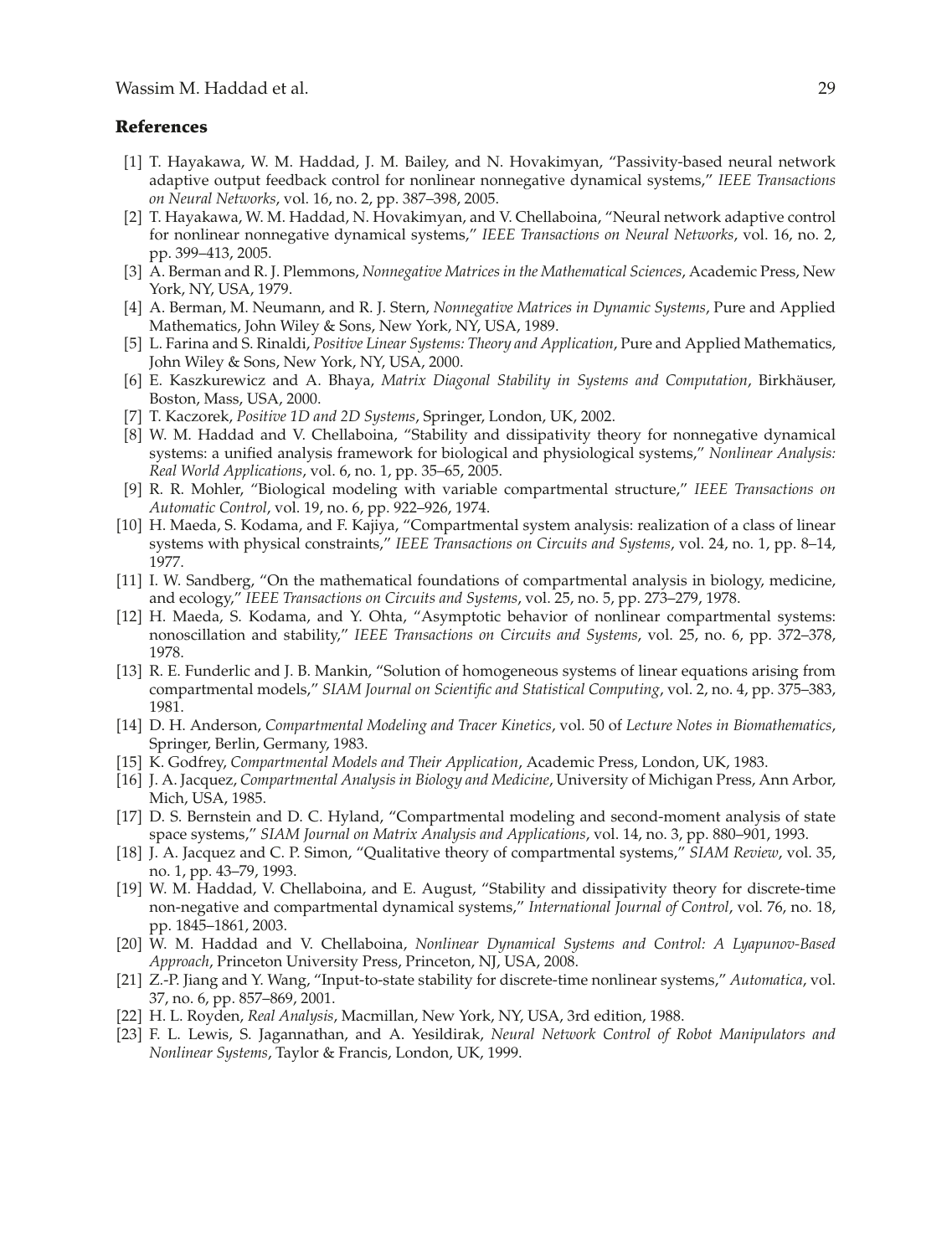## References

[1] T. Hayakawa, W. M. Haddad, J. M. Bailey, and N. Hovakimyan, "Passivity-based neural network adaptive output feedback control for nonlinear nonnegative dynamical systems," *IEEE Transactions on Neural Networks*, vol. 16, no. 2, pp. 387–398, 2005.

[2] T. Hayakawa, W. M. Haddad, N. Hovakimyan, and V. Chellaboina, "Neural network adaptive control for nonlinear nonnegative dynamical systems," *IEEE Transactions on Neural Networks*, vol. 16, no. 2, pp. 399–413, 2005.

[3] A. Berman and R. J. Plemmons, *Nonnegative Matrices in the Mathematical Sciences*, Academic Press, New York, NY, USA, 1979.

[4] A. Berman, M. Neumann, and R. J. Stern, *Nonnegative Matrices in Dynamic Systems*, Pure and Applied Mathematics, John Wiley & Sons, New York, NY, USA, 1989.

[5] L. Farina and S. Rinaldi, *Positive Linear Systems: Theory and Application*, Pure and Applied Mathematics, John Wiley & Sons, New York, NY, USA, 2000.

[6] E. Kaszkurewicz and A. Bhaya, *Matrix Diagonal Stability in Systems and Computation*, Birkhäuser, Boston, Mass, USA, 2000.

[7] T. Kaczorek, *Positive 1D and 2D Systems*, Springer, London, UK, 2002.

[8] W. M. Haddad and V. Chellaboina, "Stability and dissipativity theory for nonnegative dynamical systems: a unified analysis framework for biological and physiological systems," *Nonlinear Analysis: Real World Applications*, vol. 6, no. 1, pp. 35–65, 2005.

[9] R. R. Mohler, "Biological modeling with variable compartmental structure," *IEEE Transactions on Automatic Control*, vol. 19, no. 6, pp. 922–926, 1974.

[10] H. Maeda, S. Kodama, and F. Kajiya, "Compartmental system analysis: realization of a class of linear systems with physical constraints," *IEEE Transactions on Circuits and Systems*, vol. 24, no. 1, pp. 8–14, 1977.

[11] I. W. Sandberg, "On the mathematical foundations of compartmental analysis in biology, medicine, and ecology," *IEEE Transactions on Circuits and Systems*, vol. 25, no. 5, pp. 273–279, 1978.

[12] H. Maeda, S. Kodama, and Y. Ohta, "Asymptotic behavior of nonlinear compartmental systems: nonoscillation and stability," *IEEE Transactions on Circuits and Systems*, vol. 25, no. 6, pp. 372–378, 1978.

[13] R. E. Funderlic and J. B. Mankin, "Solution of homogeneous systems of linear equations arising from compartmental models," *SIAM Journal on Scientific and Statistical Computing*, vol. 2, no. 4, pp. 375–383, 1981.

[14] D. H. Anderson, *Compartmental Modeling and Tracer Kinetics*, vol. 50 of *Lecture Notes in Biomathematics*, Springer, Berlin, Germany, 1983.

[15] K. Godfrey, *Compartmental Models and Their Application*, Academic Press, London, UK, 1983.

[16] J. A. Jacquez, *Compartmental Analysis in Biology and Medicine*, University of Michigan Press, Ann Arbor, Mich, USA, 1985.

[17] D. S. Bernstein and D. C. Hyland, "Compartmental modeling and second-moment analysis of state space systems," *SIAM Journal on Matrix Analysis and Applications*, vol. 14, no. 3, pp. 880–901, 1993.

[18] J. A. Jacquez and C. P. Simon, "Qualitative theory of compartmental systems," *SIAM Review*, vol. 35, no. 1, pp. 43–79, 1993.

[19] W. M. Haddad, V. Chellaboina, and E. August, "Stability and dissipativity theory for discrete-time non-negative and compartmental dynamical systems," *International Journal of Control*, vol. 76, no. 18, pp. 1845–1861, 2003.

[20] W. M. Haddad and V. Chellaboina, *Nonlinear Dynamical Systems and Control: A Lyapunov-Based Approach*, Princeton University Press, Princeton, NJ, USA, 2008.

[21] Z.-P. Jiang and Y. Wang, "Input-to-state stability for discrete-time nonlinear systems," *Automatica*, vol. 37, no. 6, pp. 857–869, 2001.

[22] H. L. Royden, *Real Analysis*, Macmillan, New York, NY, USA, 3rd edition, 1988.

[23] F. L. Lewis, S. Jagannathan, and A. Yesildirak, *Neural Network Control of Robot Manipulators and Nonlinear Systems*, Taylor & Francis, London, UK, 1999.